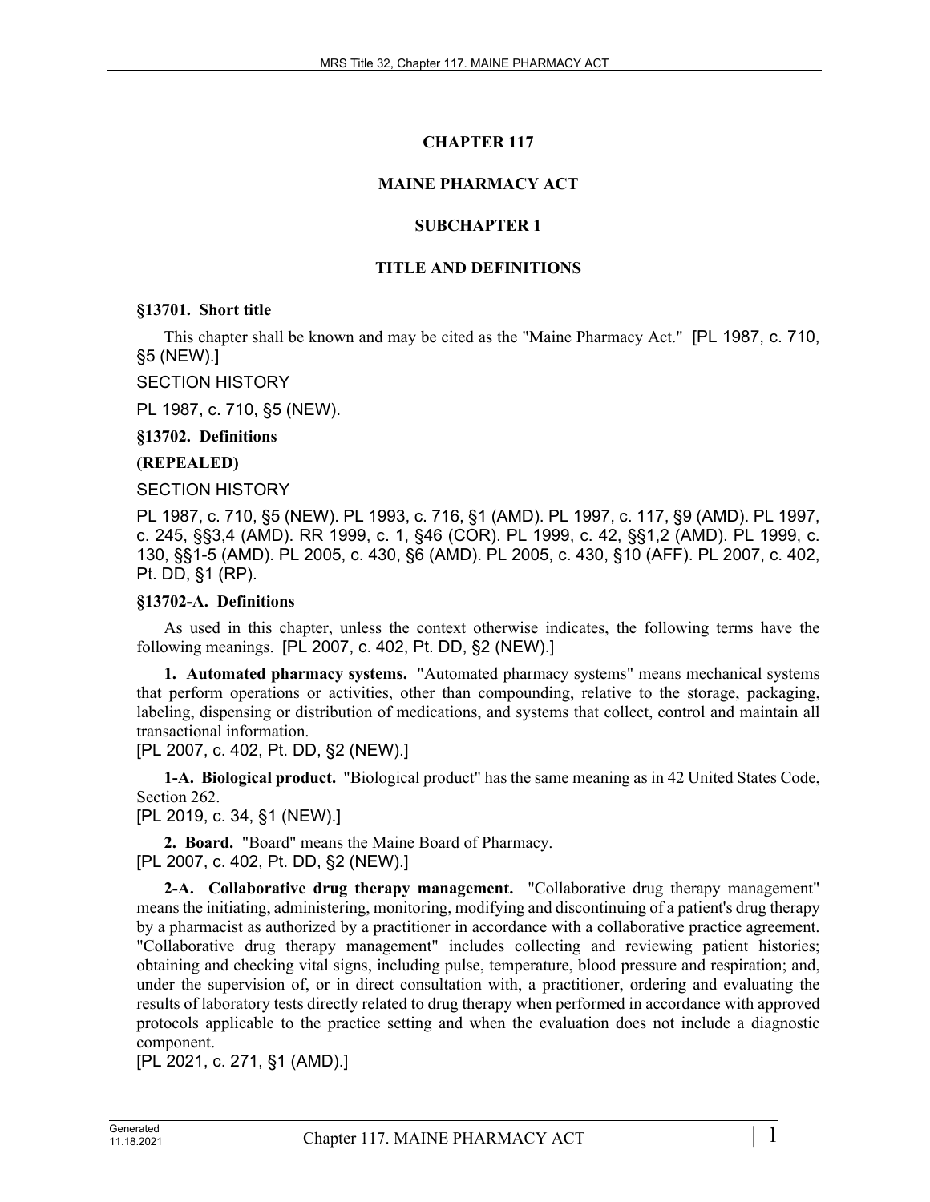# CHAPTER 117

# MAINE PHARMACY ACT

## SUBCHAPTER 1

## TITLE AND DEFINITIONS

**§13701. Short title**

This chapter shall be known and may be cited as the "Maine Pharmacy Act." [PL 1987, c. 710, §5 (NEW).]

SECTION HISTORY

PL 1987, c. 710, §5 (NEW).

**§13702. Definitions**

**(REPEALED)**

SECTION HISTORY

PL 1987, c. 710, §5 (NEW). PL 1993, c. 716, §1 (AMD). PL 1997, c. 117, §9 (AMD). PL 1997, c. 245, §§3,4 (AMD). RR 1999, c. 1, §46 (COR). PL 1999, c. 42, §§1,2 (AMD). PL 1999, c. 130, §§1-5 (AMD). PL 2005, c. 430, §6 (AMD). PL 2005, c. 430, §10 (AFF). PL 2007, c. 402, Pt. DD, §1 (RP).

**§13702-A. Definitions**

As used in this chapter, unless the context otherwise indicates, the following terms have the following meanings. [PL 2007, c. 402, Pt. DD, §2 (NEW).]

**1. Automated pharmacy systems.** "Automated pharmacy systems" means mechanical systems that perform operations or activities, other than compounding, relative to the storage, packaging, labeling, dispensing or distribution of medications, and systems that collect, control and maintain all transactional information.
[PL 2007, c. 402, Pt. DD, §2 (NEW).]

**1-A. Biological product.** "Biological product" has the same meaning as in 42 United States Code, Section 262.
[PL 2019, c. 34, §1 (NEW).]

**2. Board.** "Board" means the Maine Board of Pharmacy.
[PL 2007, c. 402, Pt. DD, §2 (NEW).]

**2-A. Collaborative drug therapy management.** "Collaborative drug therapy management" means the initiating, administering, monitoring, modifying and discontinuing of a patient's drug therapy by a pharmacist as authorized by a practitioner in accordance with a collaborative practice agreement. "Collaborative drug therapy management" includes collecting and reviewing patient histories; obtaining and checking vital signs, including pulse, temperature, blood pressure and respiration; and, under the supervision of, or in direct consultation with, a practitioner, ordering and evaluating the results of laboratory tests directly related to drug therapy when performed in accordance with approved protocols applicable to the practice setting and when the evaluation does not include a diagnostic component.
[PL 2021, c. 271, §1 (AMD).]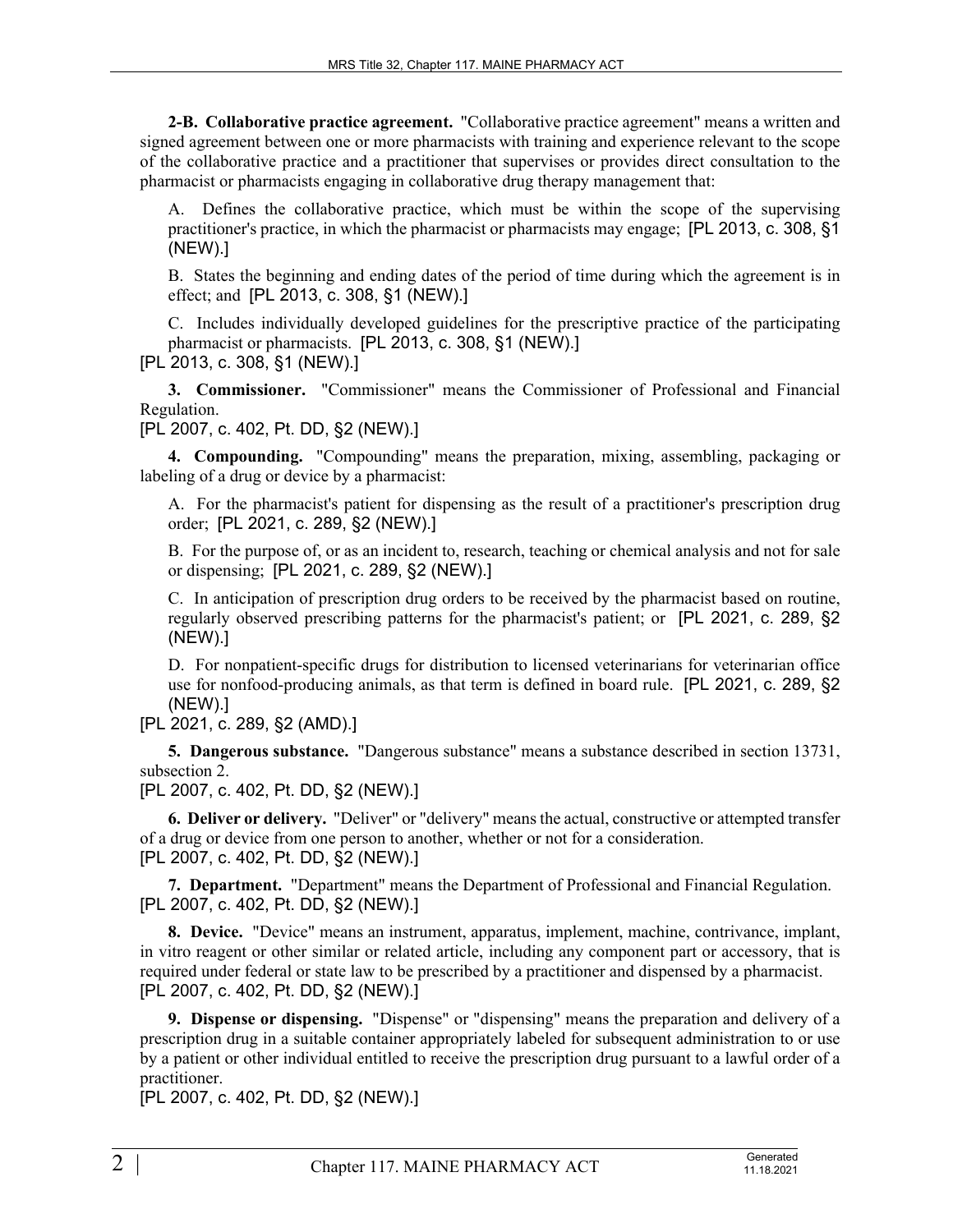**2-B. Collaborative practice agreement.** "Collaborative practice agreement" means a written and signed agreement between one or more pharmacists with training and experience relevant to the scope of the collaborative practice and a practitioner that supervises or provides direct consultation to the pharmacist or pharmacists engaging in collaborative drug therapy management that:

A. Defines the collaborative practice, which must be within the scope of the supervising practitioner's practice, in which the pharmacist or pharmacists may engage; [PL 2013, c. 308, §1 (NEW).]

B. States the beginning and ending dates of the period of time during which the agreement is in effect; and [PL 2013, c. 308, §1 (NEW).]

C. Includes individually developed guidelines for the prescriptive practice of the participating pharmacist or pharmacists. [PL 2013, c. 308, §1 (NEW).]

[PL 2013, c. 308, §1 (NEW).]

**3. Commissioner.** "Commissioner" means the Commissioner of Professional and Financial Regulation.

[PL 2007, c. 402, Pt. DD, §2 (NEW).]

**4. Compounding.** "Compounding" means the preparation, mixing, assembling, packaging or labeling of a drug or device by a pharmacist:

A. For the pharmacist's patient for dispensing as the result of a practitioner's prescription drug order; [PL 2021, c. 289, §2 (NEW).]

B. For the purpose of, or as an incident to, research, teaching or chemical analysis and not for sale or dispensing; [PL 2021, c. 289, §2 (NEW).]

C. In anticipation of prescription drug orders to be received by the pharmacist based on routine, regularly observed prescribing patterns for the pharmacist's patient; or [PL 2021, c. 289, §2 (NEW).]

D. For nonpatient-specific drugs for distribution to licensed veterinarians for veterinarian office use for nonfood-producing animals, as that term is defined in board rule. [PL 2021, c. 289, §2 (NEW).]

[PL 2021, c. 289, §2 (AMD).]

**5. Dangerous substance.** "Dangerous substance" means a substance described in section 13731, subsection 2.

[PL 2007, c. 402, Pt. DD, §2 (NEW).]

**6. Deliver or delivery.** "Deliver" or "delivery" means the actual, constructive or attempted transfer of a drug or device from one person to another, whether or not for a consideration.

[PL 2007, c. 402, Pt. DD, §2 (NEW).]

**7. Department.** "Department" means the Department of Professional and Financial Regulation.

[PL 2007, c. 402, Pt. DD, §2 (NEW).]

**8. Device.** "Device" means an instrument, apparatus, implement, machine, contrivance, implant, in vitro reagent or other similar or related article, including any component part or accessory, that is required under federal or state law to be prescribed by a practitioner and dispensed by a pharmacist.

[PL 2007, c. 402, Pt. DD, §2 (NEW).]

**9. Dispense or dispensing.** "Dispense" or "dispensing" means the preparation and delivery of a prescription drug in a suitable container appropriately labeled for subsequent administration to or use by a patient or other individual entitled to receive the prescription drug pursuant to a lawful order of a practitioner.

[PL 2007, c. 402, Pt. DD, §2 (NEW).]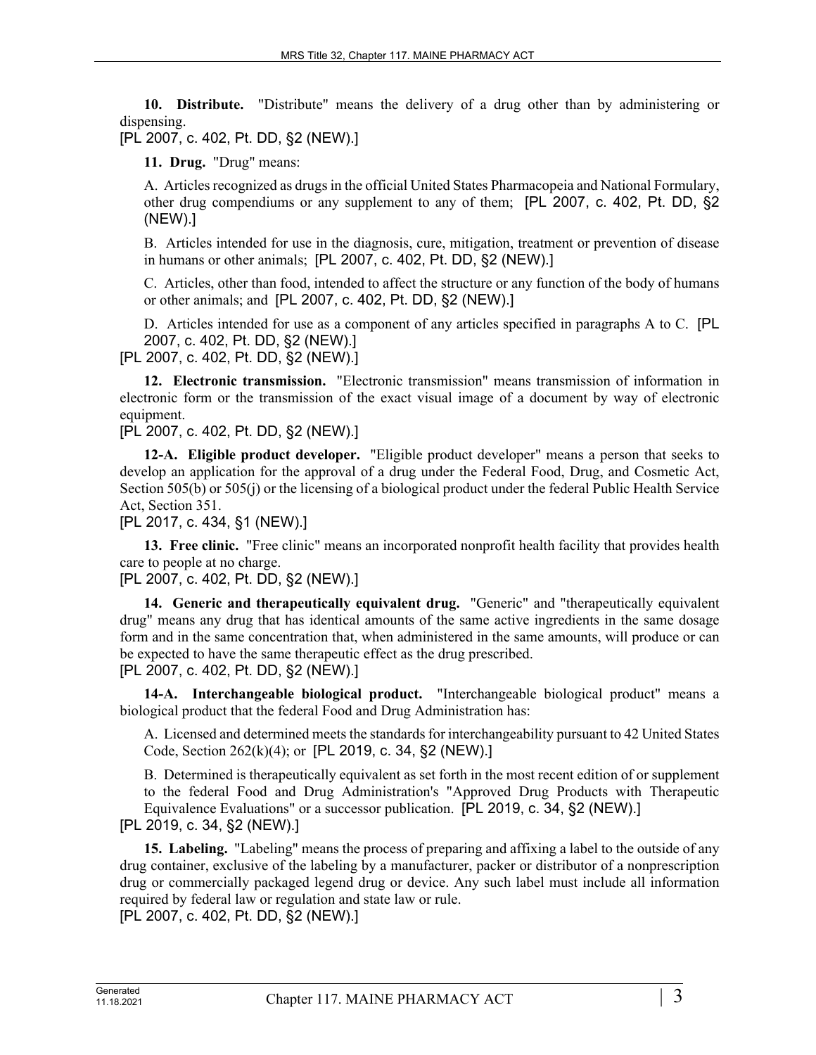**10. Distribute.** "Distribute" means the delivery of a drug other than by administering or dispensing.

[PL 2007, c. 402, Pt. DD, §2 (NEW).]

**11. Drug.** "Drug" means:

A. Articles recognized as drugs in the official United States Pharmacopeia and National Formulary, other drug compendiums or any supplement to any of them; [PL 2007, c. 402, Pt. DD, §2 (NEW).]

B. Articles intended for use in the diagnosis, cure, mitigation, treatment or prevention of disease in humans or other animals; [PL 2007, c. 402, Pt. DD, §2 (NEW).]

C. Articles, other than food, intended to affect the structure or any function of the body of humans or other animals; and [PL 2007, c. 402, Pt. DD, §2 (NEW).]

D. Articles intended for use as a component of any articles specified in paragraphs A to C. [PL 2007, c. 402, Pt. DD, §2 (NEW).]

[PL 2007, c. 402, Pt. DD, §2 (NEW).]

**12. Electronic transmission.** "Electronic transmission" means transmission of information in electronic form or the transmission of the exact visual image of a document by way of electronic equipment.

[PL 2007, c. 402, Pt. DD, §2 (NEW).]

**12-A. Eligible product developer.** "Eligible product developer" means a person that seeks to develop an application for the approval of a drug under the Federal Food, Drug, and Cosmetic Act, Section 505(b) or 505(j) or the licensing of a biological product under the federal Public Health Service Act, Section 351.

[PL 2017, c. 434, §1 (NEW).]

**13. Free clinic.** "Free clinic" means an incorporated nonprofit health facility that provides health care to people at no charge.

[PL 2007, c. 402, Pt. DD, §2 (NEW).]

**14. Generic and therapeutically equivalent drug.** "Generic" and "therapeutically equivalent drug" means any drug that has identical amounts of the same active ingredients in the same dosage form and in the same concentration that, when administered in the same amounts, will produce or can be expected to have the same therapeutic effect as the drug prescribed.

[PL 2007, c. 402, Pt. DD, §2 (NEW).]

**14-A. Interchangeable biological product.** "Interchangeable biological product" means a biological product that the federal Food and Drug Administration has:

A. Licensed and determined meets the standards for interchangeability pursuant to 42 United States Code, Section 262(k)(4); or [PL 2019, c. 34, §2 (NEW).]

B. Determined is therapeutically equivalent as set forth in the most recent edition of or supplement to the federal Food and Drug Administration's "Approved Drug Products with Therapeutic Equivalence Evaluations" or a successor publication. [PL 2019, c. 34, §2 (NEW).]

[PL 2019, c. 34, §2 (NEW).]

**15. Labeling.** "Labeling" means the process of preparing and affixing a label to the outside of any drug container, exclusive of the labeling by a manufacturer, packer or distributor of a nonprescription drug or commercially packaged legend drug or device. Any such label must include all information required by federal law or regulation and state law or rule.

[PL 2007, c. 402, Pt. DD, §2 (NEW).]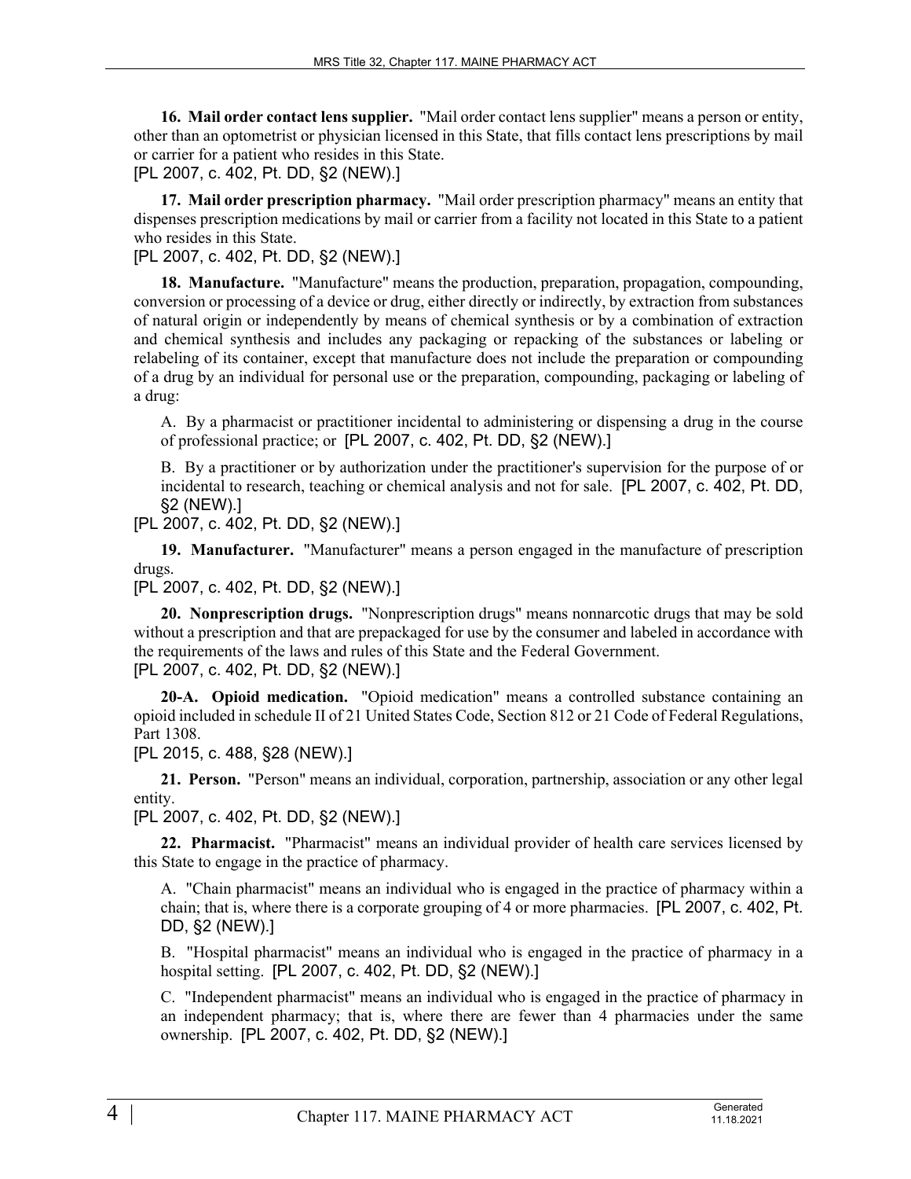**16. Mail order contact lens supplier.** "Mail order contact lens supplier" means a person or entity, other than an optometrist or physician licensed in this State, that fills contact lens prescriptions by mail or carrier for a patient who resides in this State.

[PL 2007, c. 402, Pt. DD, §2 (NEW).]

**17. Mail order prescription pharmacy.** "Mail order prescription pharmacy" means an entity that dispenses prescription medications by mail or carrier from a facility not located in this State to a patient who resides in this State.

[PL 2007, c. 402, Pt. DD, §2 (NEW).]

**18. Manufacture.** "Manufacture" means the production, preparation, propagation, compounding, conversion or processing of a device or drug, either directly or indirectly, by extraction from substances of natural origin or independently by means of chemical synthesis or by a combination of extraction and chemical synthesis and includes any packaging or repacking of the substances or labeling or relabeling of its container, except that manufacture does not include the preparation or compounding of a drug by an individual for personal use or the preparation, compounding, packaging or labeling of a drug:

A. By a pharmacist or practitioner incidental to administering or dispensing a drug in the course of professional practice; or [PL 2007, c. 402, Pt. DD, §2 (NEW).]

B. By a practitioner or by authorization under the practitioner's supervision for the purpose of or incidental to research, teaching or chemical analysis and not for sale. [PL 2007, c. 402, Pt. DD, §2 (NEW).]

[PL 2007, c. 402, Pt. DD, §2 (NEW).]

**19. Manufacturer.** "Manufacturer" means a person engaged in the manufacture of prescription drugs.

[PL 2007, c. 402, Pt. DD, §2 (NEW).]

**20. Nonprescription drugs.** "Nonprescription drugs" means nonnarcotic drugs that may be sold without a prescription and that are prepackaged for use by the consumer and labeled in accordance with the requirements of the laws and rules of this State and the Federal Government.

[PL 2007, c. 402, Pt. DD, §2 (NEW).]

**20-A. Opioid medication.** "Opioid medication" means a controlled substance containing an opioid included in schedule II of 21 United States Code, Section 812 or 21 Code of Federal Regulations, Part 1308.

[PL 2015, c. 488, §28 (NEW).]

**21. Person.** "Person" means an individual, corporation, partnership, association or any other legal entity.

[PL 2007, c. 402, Pt. DD, §2 (NEW).]

**22. Pharmacist.** "Pharmacist" means an individual provider of health care services licensed by this State to engage in the practice of pharmacy.

A. "Chain pharmacist" means an individual who is engaged in the practice of pharmacy within a chain; that is, where there is a corporate grouping of 4 or more pharmacies. [PL 2007, c. 402, Pt. DD, §2 (NEW).]

B. "Hospital pharmacist" means an individual who is engaged in the practice of pharmacy in a hospital setting. [PL 2007, c. 402, Pt. DD, §2 (NEW).]

C. "Independent pharmacist" means an individual who is engaged in the practice of pharmacy in an independent pharmacy; that is, where there are fewer than 4 pharmacies under the same ownership. [PL 2007, c. 402, Pt. DD, §2 (NEW).]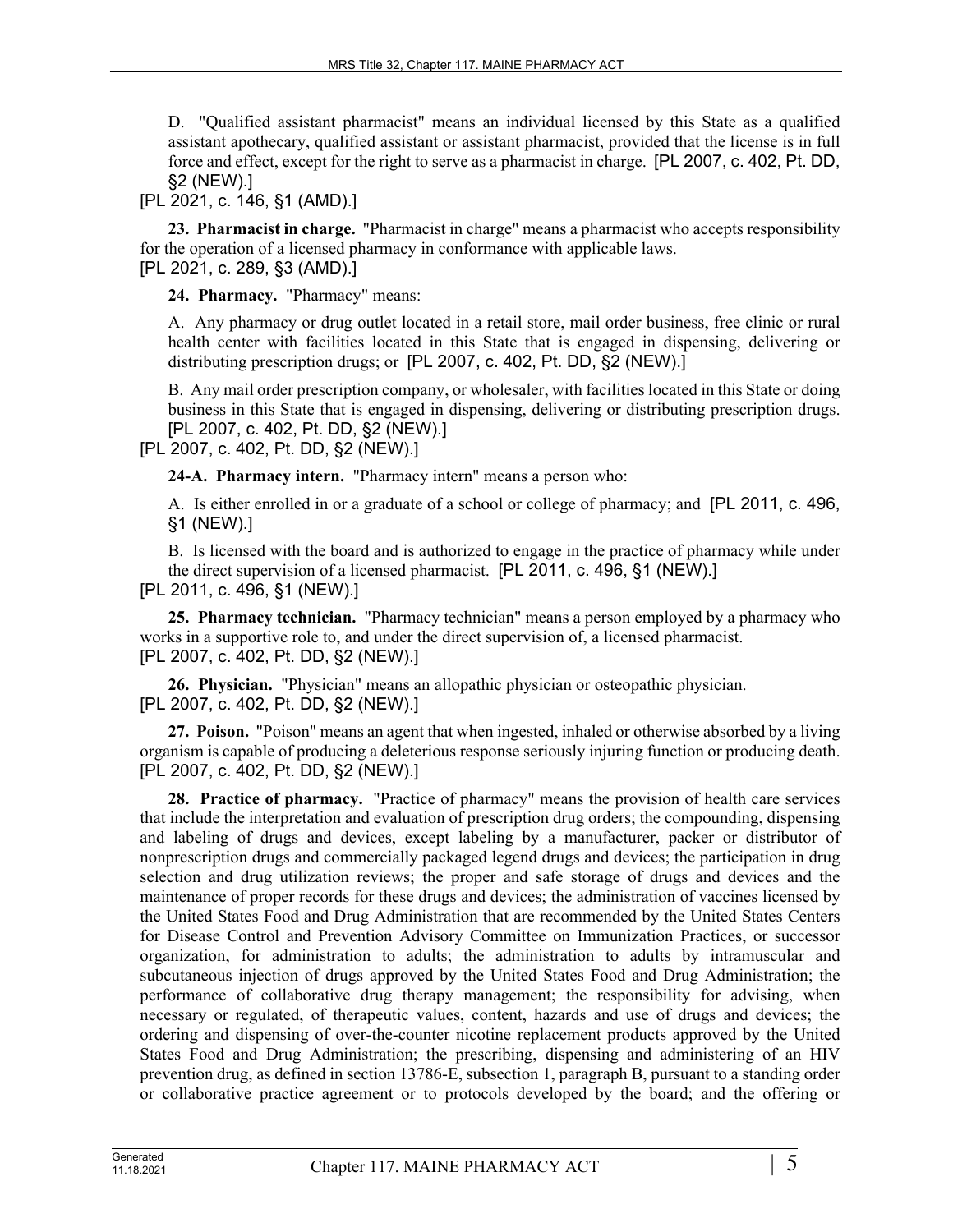D. "Qualified assistant pharmacist" means an individual licensed by this State as a qualified assistant apothecary, qualified assistant or assistant pharmacist, provided that the license is in full force and effect, except for the right to serve as a pharmacist in charge. [PL 2007, c. 402, Pt. DD, §2 (NEW).]

[PL 2021, c. 146, §1 (AMD).]

**23. Pharmacist in charge.** "Pharmacist in charge" means a pharmacist who accepts responsibility for the operation of a licensed pharmacy in conformance with applicable laws.

[PL 2021, c. 289, §3 (AMD).]

**24. Pharmacy.** "Pharmacy" means:

A. Any pharmacy or drug outlet located in a retail store, mail order business, free clinic or rural health center with facilities located in this State that is engaged in dispensing, delivering or distributing prescription drugs; or [PL 2007, c. 402, Pt. DD, §2 (NEW).]

B. Any mail order prescription company, or wholesaler, with facilities located in this State or doing business in this State that is engaged in dispensing, delivering or distributing prescription drugs. [PL 2007, c. 402, Pt. DD, §2 (NEW).]

[PL 2007, c. 402, Pt. DD, §2 (NEW).]

**24-A. Pharmacy intern.** "Pharmacy intern" means a person who:

A. Is either enrolled in or a graduate of a school or college of pharmacy; and [PL 2011, c. 496, §1 (NEW).]

B. Is licensed with the board and is authorized to engage in the practice of pharmacy while under the direct supervision of a licensed pharmacist. [PL 2011, c. 496, §1 (NEW).]

[PL 2011, c. 496, §1 (NEW).]

**25. Pharmacy technician.** "Pharmacy technician" means a person employed by a pharmacy who works in a supportive role to, and under the direct supervision of, a licensed pharmacist.

[PL 2007, c. 402, Pt. DD, §2 (NEW).]

**26. Physician.** "Physician" means an allopathic physician or osteopathic physician.

[PL 2007, c. 402, Pt. DD, §2 (NEW).]

**27. Poison.** "Poison" means an agent that when ingested, inhaled or otherwise absorbed by a living organism is capable of producing a deleterious response seriously injuring function or producing death.

[PL 2007, c. 402, Pt. DD, §2 (NEW).]

**28. Practice of pharmacy.** "Practice of pharmacy" means the provision of health care services that include the interpretation and evaluation of prescription drug orders; the compounding, dispensing and labeling of drugs and devices, except labeling by a manufacturer, packer or distributor of nonprescription drugs and commercially packaged legend drugs and devices; the participation in drug selection and drug utilization reviews; the proper and safe storage of drugs and devices and the maintenance of proper records for these drugs and devices; the administration of vaccines licensed by the United States Food and Drug Administration that are recommended by the United States Centers for Disease Control and Prevention Advisory Committee on Immunization Practices, or successor organization, for administration to adults; the administration to adults by intramuscular and subcutaneous injection of drugs approved by the United States Food and Drug Administration; the performance of collaborative drug therapy management; the responsibility for advising, when necessary or regulated, of therapeutic values, content, hazards and use of drugs and devices; the ordering and dispensing of over-the-counter nicotine replacement products approved by the United States Food and Drug Administration; the prescribing, dispensing and administering of an HIV prevention drug, as defined in section 13786-E, subsection 1, paragraph B, pursuant to a standing order or collaborative practice agreement or to protocols developed by the board; and the offering or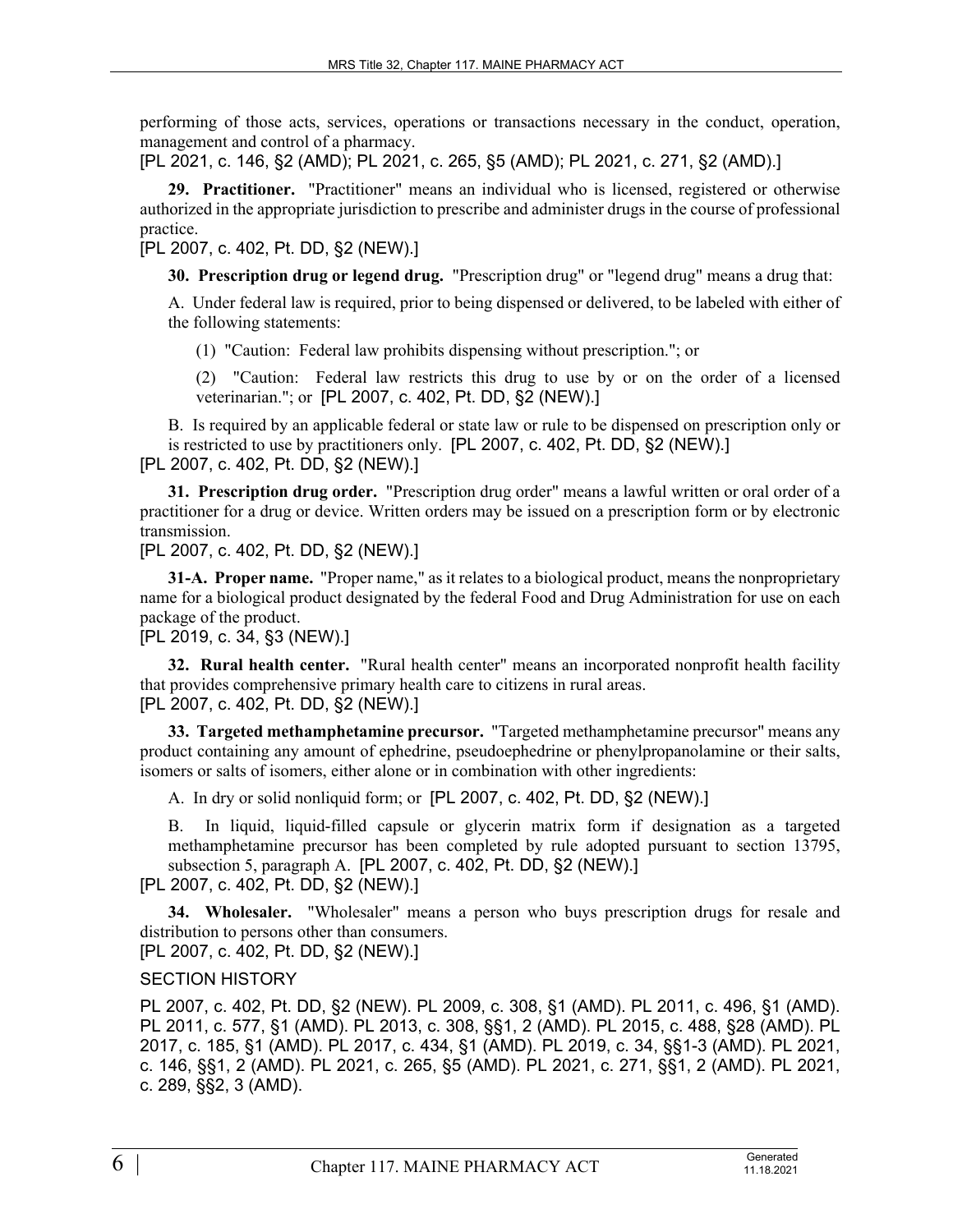performing of those acts, services, operations or transactions necessary in the conduct, operation, management and control of a pharmacy.

[PL 2021, c. 146, §2 (AMD); PL 2021, c. 265, §5 (AMD); PL 2021, c. 271, §2 (AMD).]

**29. Practitioner.** "Practitioner" means an individual who is licensed, registered or otherwise authorized in the appropriate jurisdiction to prescribe and administer drugs in the course of professional practice.

[PL 2007, c. 402, Pt. DD, §2 (NEW).]

**30. Prescription drug or legend drug.** "Prescription drug" or "legend drug" means a drug that:

A. Under federal law is required, prior to being dispensed or delivered, to be labeled with either of the following statements:

(1) "Caution: Federal law prohibits dispensing without prescription."; or

(2) "Caution: Federal law restricts this drug to use by or on the order of a licensed veterinarian."; or [PL 2007, c. 402, Pt. DD, §2 (NEW).]

B. Is required by an applicable federal or state law or rule to be dispensed on prescription only or is restricted to use by practitioners only. [PL 2007, c. 402, Pt. DD, §2 (NEW).]

[PL 2007, c. 402, Pt. DD, §2 (NEW).]

**31. Prescription drug order.** "Prescription drug order" means a lawful written or oral order of a practitioner for a drug or device. Written orders may be issued on a prescription form or by electronic transmission.

[PL 2007, c. 402, Pt. DD, §2 (NEW).]

**31-A. Proper name.** "Proper name," as it relates to a biological product, means the nonproprietary name for a biological product designated by the federal Food and Drug Administration for use on each package of the product.

[PL 2019, c. 34, §3 (NEW).]

**32. Rural health center.** "Rural health center" means an incorporated nonprofit health facility that provides comprehensive primary health care to citizens in rural areas.

[PL 2007, c. 402, Pt. DD, §2 (NEW).]

**33. Targeted methamphetamine precursor.** "Targeted methamphetamine precursor" means any product containing any amount of ephedrine, pseudoephedrine or phenylpropanolamine or their salts, isomers or salts of isomers, either alone or in combination with other ingredients:

A. In dry or solid nonliquid form; or [PL 2007, c. 402, Pt. DD, §2 (NEW).]

B. In liquid, liquid-filled capsule or glycerin matrix form if designation as a targeted methamphetamine precursor has been completed by rule adopted pursuant to section 13795, subsection 5, paragraph A. [PL 2007, c. 402, Pt. DD, §2 (NEW).]

[PL 2007, c. 402, Pt. DD, §2 (NEW).]

**34. Wholesaler.** "Wholesaler" means a person who buys prescription drugs for resale and distribution to persons other than consumers.

[PL 2007, c. 402, Pt. DD, §2 (NEW).]

SECTION HISTORY

PL 2007, c. 402, Pt. DD, §2 (NEW). PL 2009, c. 308, §1 (AMD). PL 2011, c. 496, §1 (AMD). PL 2011, c. 577, §1 (AMD). PL 2013, c. 308, §§1, 2 (AMD). PL 2015, c. 488, §28 (AMD). PL 2017, c. 185, §1 (AMD). PL 2017, c. 434, §1 (AMD). PL 2019, c. 34, §§1-3 (AMD). PL 2021, c. 146, §§1, 2 (AMD). PL 2021, c. 265, §5 (AMD). PL 2021, c. 271, §§1, 2 (AMD). PL 2021, c. 289, §§2, 3 (AMD).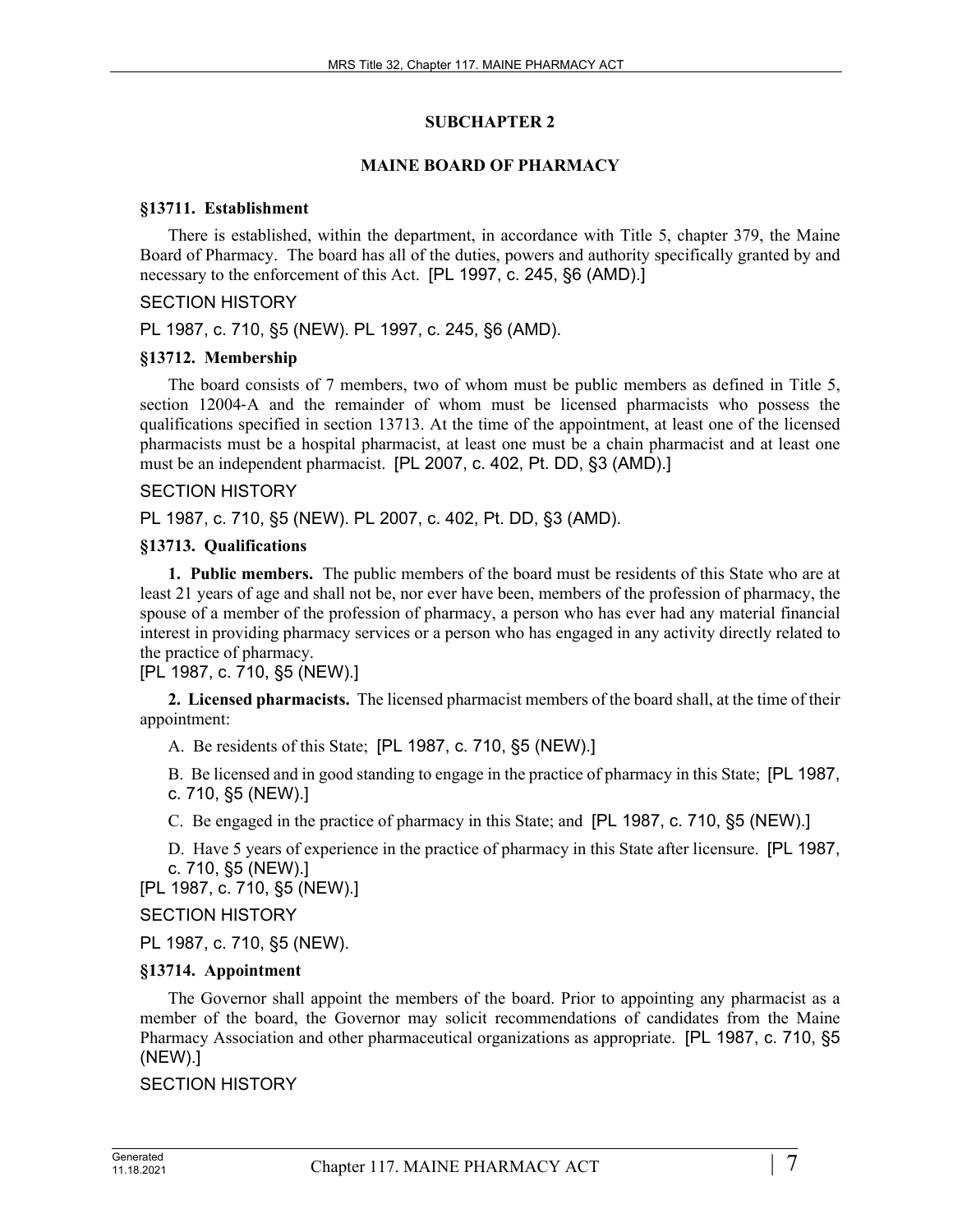## SUBCHAPTER 2

## MAINE BOARD OF PHARMACY

### §13711. Establishment

There is established, within the department, in accordance with Title 5, chapter 379, the Maine Board of Pharmacy. The board has all of the duties, powers and authority specifically granted by and necessary to the enforcement of this Act. [PL 1997, c. 245, §6 (AMD).]

SECTION HISTORY

PL 1987, c. 710, §5 (NEW). PL 1997, c. 245, §6 (AMD).

### §13712. Membership

The board consists of 7 members, two of whom must be public members as defined in Title 5, section 12004-A and the remainder of whom must be licensed pharmacists who possess the qualifications specified in section 13713. At the time of the appointment, at least one of the licensed pharmacists must be a hospital pharmacist, at least one must be a chain pharmacist and at least one must be an independent pharmacist. [PL 2007, c. 402, Pt. DD, §3 (AMD).]

SECTION HISTORY

PL 1987, c. 710, §5 (NEW). PL 2007, c. 402, Pt. DD, §3 (AMD).

### §13713. Qualifications

**1. Public members.** The public members of the board must be residents of this State who are at least 21 years of age and shall not be, nor ever have been, members of the profession of pharmacy, the spouse of a member of the profession of pharmacy, a person who has ever had any material financial interest in providing pharmacy services or a person who has engaged in any activity directly related to the practice of pharmacy.

[PL 1987, c. 710, §5 (NEW).]

**2. Licensed pharmacists.** The licensed pharmacist members of the board shall, at the time of their appointment:

A. Be residents of this State; [PL 1987, c. 710, §5 (NEW).]

B. Be licensed and in good standing to engage in the practice of pharmacy in this State; [PL 1987, c. 710, §5 (NEW).]

C. Be engaged in the practice of pharmacy in this State; and [PL 1987, c. 710, §5 (NEW).]

D. Have 5 years of experience in the practice of pharmacy in this State after licensure. [PL 1987, c. 710, §5 (NEW).]

[PL 1987, c. 710, §5 (NEW).]

SECTION HISTORY

PL 1987, c. 710, §5 (NEW).

### §13714. Appointment

The Governor shall appoint the members of the board. Prior to appointing any pharmacist as a member of the board, the Governor may solicit recommendations of candidates from the Maine Pharmacy Association and other pharmaceutical organizations as appropriate. [PL 1987, c. 710, §5 (NEW).]

SECTION HISTORY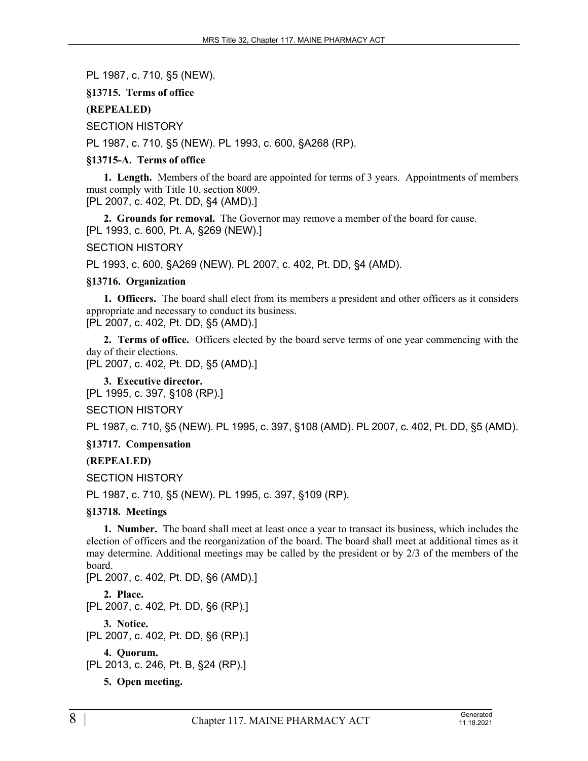PL 1987, c. 710, §5 (NEW).

**§13715. Terms of office**

**(REPEALED)**

SECTION HISTORY

PL 1987, c. 710, §5 (NEW). PL 1993, c. 600, §A268 (RP).

**§13715-A. Terms of office**

**1. Length.** Members of the board are appointed for terms of 3 years. Appointments of members must comply with Title 10, section 8009.
[PL 2007, c. 402, Pt. DD, §4 (AMD).]

**2. Grounds for removal.** The Governor may remove a member of the board for cause.
[PL 1993, c. 600, Pt. A, §269 (NEW).]

SECTION HISTORY

PL 1993, c. 600, §A269 (NEW). PL 2007, c. 402, Pt. DD, §4 (AMD).

**§13716. Organization**

**1. Officers.** The board shall elect from its members a president and other officers as it considers appropriate and necessary to conduct its business.
[PL 2007, c. 402, Pt. DD, §5 (AMD).]

**2. Terms of office.** Officers elected by the board serve terms of one year commencing with the day of their elections.
[PL 2007, c. 402, Pt. DD, §5 (AMD).]

**3. Executive director.**
[PL 1995, c. 397, §108 (RP).]

SECTION HISTORY

PL 1987, c. 710, §5 (NEW). PL 1995, c. 397, §108 (AMD). PL 2007, c. 402, Pt. DD, §5 (AMD).

**§13717. Compensation**

**(REPEALED)**

SECTION HISTORY

PL 1987, c. 710, §5 (NEW). PL 1995, c. 397, §109 (RP).

**§13718. Meetings**

**1. Number.** The board shall meet at least once a year to transact its business, which includes the election of officers and the reorganization of the board. The board shall meet at additional times as it may determine. Additional meetings may be called by the president or by 2/3 of the members of the board.
[PL 2007, c. 402, Pt. DD, §6 (AMD).]

**2. Place.**
[PL 2007, c. 402, Pt. DD, §6 (RP).]

**3. Notice.**
[PL 2007, c. 402, Pt. DD, §6 (RP).]

**4. Quorum.**
[PL 2013, c. 246, Pt. B, §24 (RP).]

**5. Open meeting.**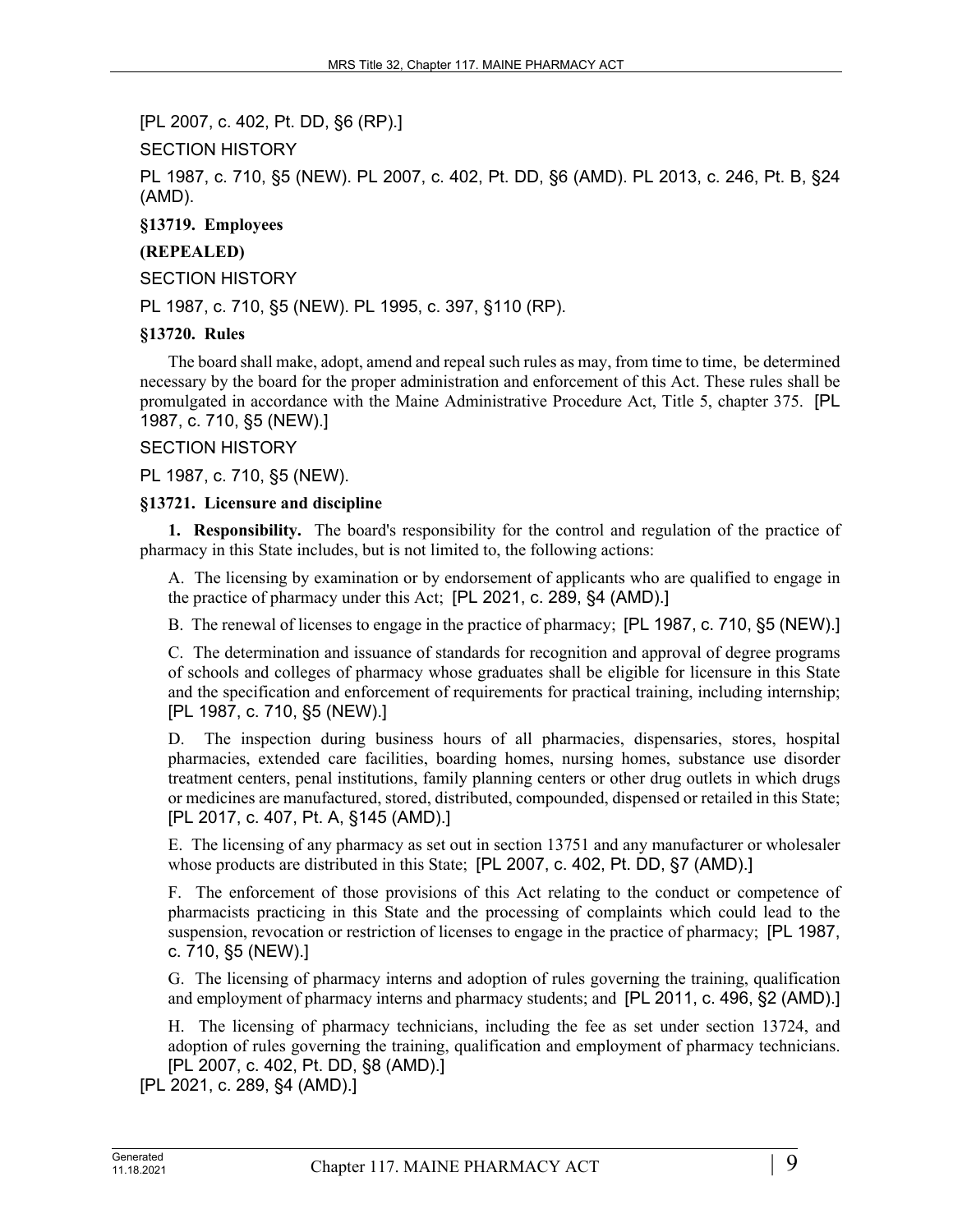[PL 2007, c. 402, Pt. DD, §6 (RP).]

SECTION HISTORY

PL 1987, c. 710, §5 (NEW). PL 2007, c. 402, Pt. DD, §6 (AMD). PL 2013, c. 246, Pt. B, §24 (AMD).

**§13719. Employees**

**(REPEALED)**

SECTION HISTORY

PL 1987, c. 710, §5 (NEW). PL 1995, c. 397, §110 (RP).

**§13720. Rules**

The board shall make, adopt, amend and repeal such rules as may, from time to time, be determined necessary by the board for the proper administration and enforcement of this Act. These rules shall be promulgated in accordance with the Maine Administrative Procedure Act, Title 5, chapter 375. [PL 1987, c. 710, §5 (NEW).]

SECTION HISTORY

PL 1987, c. 710, §5 (NEW).

**§13721. Licensure and discipline**

**1. Responsibility.** The board's responsibility for the control and regulation of the practice of pharmacy in this State includes, but is not limited to, the following actions:

A. The licensing by examination or by endorsement of applicants who are qualified to engage in the practice of pharmacy under this Act; [PL 2021, c. 289, §4 (AMD).]

B. The renewal of licenses to engage in the practice of pharmacy; [PL 1987, c. 710, §5 (NEW).]

C. The determination and issuance of standards for recognition and approval of degree programs of schools and colleges of pharmacy whose graduates shall be eligible for licensure in this State and the specification and enforcement of requirements for practical training, including internship; [PL 1987, c. 710, §5 (NEW).]

D. The inspection during business hours of all pharmacies, dispensaries, stores, hospital pharmacies, extended care facilities, boarding homes, nursing homes, substance use disorder treatment centers, penal institutions, family planning centers or other drug outlets in which drugs or medicines are manufactured, stored, distributed, compounded, dispensed or retailed in this State; [PL 2017, c. 407, Pt. A, §145 (AMD).]

E. The licensing of any pharmacy as set out in section 13751 and any manufacturer or wholesaler whose products are distributed in this State; [PL 2007, c. 402, Pt. DD, §7 (AMD).]

F. The enforcement of those provisions of this Act relating to the conduct or competence of pharmacists practicing in this State and the processing of complaints which could lead to the suspension, revocation or restriction of licenses to engage in the practice of pharmacy; [PL 1987, c. 710, §5 (NEW).]

G. The licensing of pharmacy interns and adoption of rules governing the training, qualification and employment of pharmacy interns and pharmacy students; and [PL 2011, c. 496, §2 (AMD).]

H. The licensing of pharmacy technicians, including the fee as set under section 13724, and adoption of rules governing the training, qualification and employment of pharmacy technicians. [PL 2007, c. 402, Pt. DD, §8 (AMD).]

[PL 2021, c. 289, §4 (AMD).]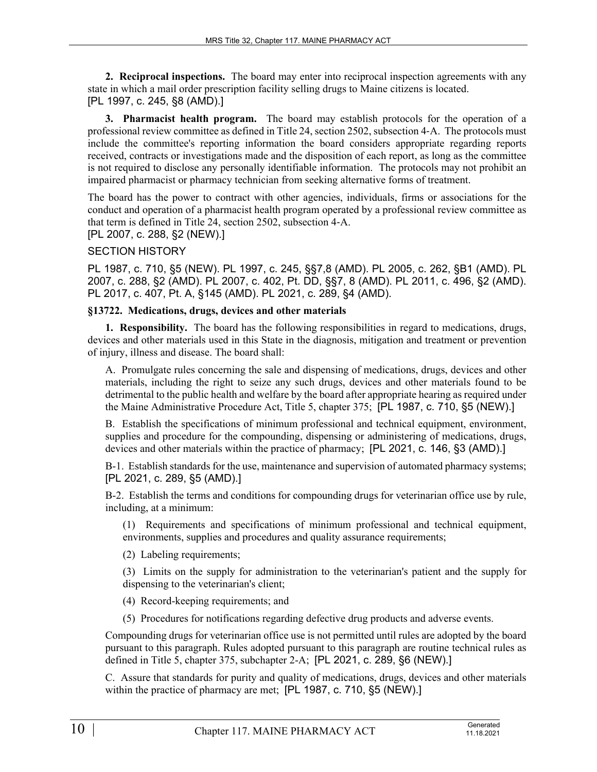**2. Reciprocal inspections.** The board may enter into reciprocal inspection agreements with any state in which a mail order prescription facility selling drugs to Maine citizens is located.
[PL 1997, c. 245, §8 (AMD).]

**3. Pharmacist health program.** The board may establish protocols for the operation of a professional review committee as defined in Title 24, section 2502, subsection 4-A. The protocols must include the committee's reporting information the board considers appropriate regarding reports received, contracts or investigations made and the disposition of each report, as long as the committee is not required to disclose any personally identifiable information. The protocols may not prohibit an impaired pharmacist or pharmacy technician from seeking alternative forms of treatment.

The board has the power to contract with other agencies, individuals, firms or associations for the conduct and operation of a pharmacist health program operated by a professional review committee as that term is defined in Title 24, section 2502, subsection 4-A.
[PL 2007, c. 288, §2 (NEW).]

SECTION HISTORY

PL 1987, c. 710, §5 (NEW). PL 1997, c. 245, §§7,8 (AMD). PL 2005, c. 262, §B1 (AMD). PL 2007, c. 288, §2 (AMD). PL 2007, c. 402, Pt. DD, §§7, 8 (AMD). PL 2011, c. 496, §2 (AMD). PL 2017, c. 407, Pt. A, §145 (AMD). PL 2021, c. 289, §4 (AMD).

**§13722. Medications, drugs, devices and other materials**

**1. Responsibility.** The board has the following responsibilities in regard to medications, drugs, devices and other materials used in this State in the diagnosis, mitigation and treatment or prevention of injury, illness and disease. The board shall:

A. Promulgate rules concerning the sale and dispensing of medications, drugs, devices and other materials, including the right to seize any such drugs, devices and other materials found to be detrimental to the public health and welfare by the board after appropriate hearing as required under the Maine Administrative Procedure Act, Title 5, chapter 375; [PL 1987, c. 710, §5 (NEW).]

B. Establish the specifications of minimum professional and technical equipment, environment, supplies and procedure for the compounding, dispensing or administering of medications, drugs, devices and other materials within the practice of pharmacy; [PL 2021, c. 146, §3 (AMD).]

B-1. Establish standards for the use, maintenance and supervision of automated pharmacy systems; [PL 2021, c. 289, §5 (AMD).]

B-2. Establish the terms and conditions for compounding drugs for veterinarian office use by rule, including, at a minimum:

(1) Requirements and specifications of minimum professional and technical equipment, environments, supplies and procedures and quality assurance requirements;

(2) Labeling requirements;

(3) Limits on the supply for administration to the veterinarian's patient and the supply for dispensing to the veterinarian's client;

(4) Record-keeping requirements; and

(5) Procedures for notifications regarding defective drug products and adverse events.

Compounding drugs for veterinarian office use is not permitted until rules are adopted by the board pursuant to this paragraph. Rules adopted pursuant to this paragraph are routine technical rules as defined in Title 5, chapter 375, subchapter 2-A; [PL 2021, c. 289, §6 (NEW).]

C. Assure that standards for purity and quality of medications, drugs, devices and other materials within the practice of pharmacy are met; [PL 1987, c. 710, §5 (NEW).]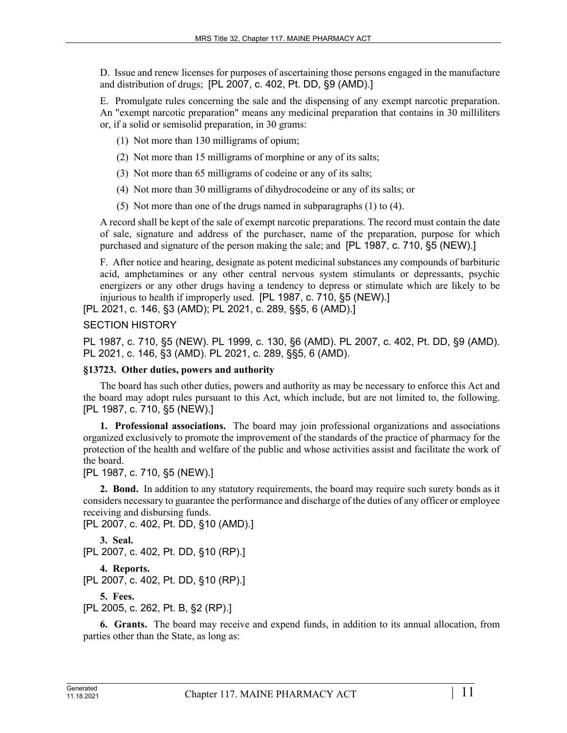D. Issue and renew licenses for purposes of ascertaining those persons engaged in the manufacture and distribution of drugs; [PL 2007, c. 402, Pt. DD, §9 (AMD).]

E. Promulgate rules concerning the sale and the dispensing of any exempt narcotic preparation. An "exempt narcotic preparation" means any medicinal preparation that contains in 30 milliliters or, if a solid or semisolid preparation, in 30 grams:

(1) Not more than 130 milligrams of opium;

(2) Not more than 15 milligrams of morphine or any of its salts;

(3) Not more than 65 milligrams of codeine or any of its salts;

(4) Not more than 30 milligrams of dihydrocodeine or any of its salts; or

(5) Not more than one of the drugs named in subparagraphs (1) to (4).

A record shall be kept of the sale of exempt narcotic preparations. The record must contain the date of sale, signature and address of the purchaser, name of the preparation, purpose for which purchased and signature of the person making the sale; and [PL 1987, c. 710, §5 (NEW).]

F. After notice and hearing, designate as potent medicinal substances any compounds of barbituric acid, amphetamines or any other central nervous system stimulants or depressants, psychic energizers or any other drugs having a tendency to depress or stimulate which are likely to be injurious to health if improperly used. [PL 1987, c. 710, §5 (NEW).]

[PL 2021, c. 146, §3 (AMD); PL 2021, c. 289, §§5, 6 (AMD).]

SECTION HISTORY

PL 1987, c. 710, §5 (NEW). PL 1999, c. 130, §6 (AMD). PL 2007, c. 402, Pt. DD, §9 (AMD). PL 2021, c. 146, §3 (AMD). PL 2021, c. 289, §§5, 6 (AMD).

**§13723. Other duties, powers and authority**

The board has such other duties, powers and authority as may be necessary to enforce this Act and the board may adopt rules pursuant to this Act, which include, but are not limited to, the following. [PL 1987, c. 710, §5 (NEW).]

**1. Professional associations.** The board may join professional organizations and associations organized exclusively to promote the improvement of the standards of the practice of pharmacy for the protection of the health and welfare of the public and whose activities assist and facilitate the work of the board.

[PL 1987, c. 710, §5 (NEW).]

**2. Bond.** In addition to any statutory requirements, the board may require such surety bonds as it considers necessary to guarantee the performance and discharge of the duties of any officer or employee receiving and disbursing funds.

[PL 2007, c. 402, Pt. DD, §10 (AMD).]

**3. Seal.**

[PL 2007, c. 402, Pt. DD, §10 (RP).]

**4. Reports.**

[PL 2007, c. 402, Pt. DD, §10 (RP).]

**5. Fees.**

[PL 2005, c. 262, Pt. B, §2 (RP).]

**6. Grants.** The board may receive and expend funds, in addition to its annual allocation, from parties other than the State, as long as: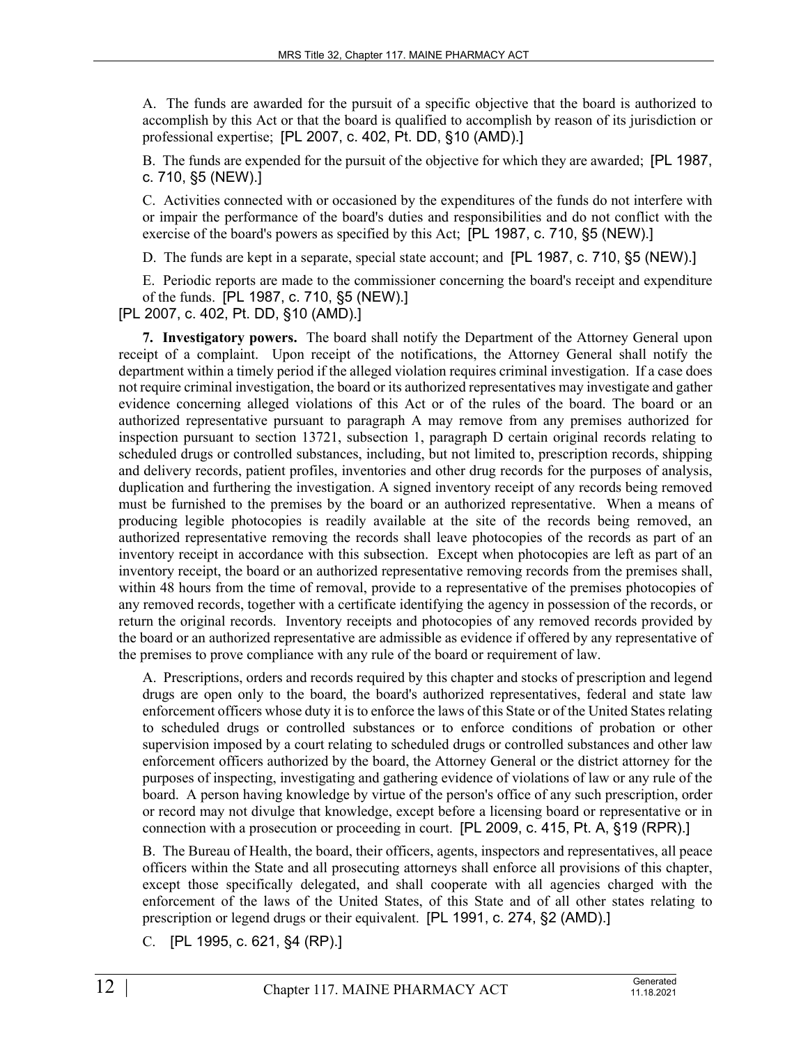A. The funds are awarded for the pursuit of a specific objective that the board is authorized to accomplish by this Act or that the board is qualified to accomplish by reason of its jurisdiction or professional expertise; [PL 2007, c. 402, Pt. DD, §10 (AMD).]

B. The funds are expended for the pursuit of the objective for which they are awarded; [PL 1987, c. 710, §5 (NEW).]

C. Activities connected with or occasioned by the expenditures of the funds do not interfere with or impair the performance of the board's duties and responsibilities and do not conflict with the exercise of the board's powers as specified by this Act; [PL 1987, c. 710, §5 (NEW).]

D. The funds are kept in a separate, special state account; and [PL 1987, c. 710, §5 (NEW).]

E. Periodic reports are made to the commissioner concerning the board's receipt and expenditure of the funds. [PL 1987, c. 710, §5 (NEW).]

[PL 2007, c. 402, Pt. DD, §10 (AMD).]

**7. Investigatory powers.** The board shall notify the Department of the Attorney General upon receipt of a complaint. Upon receipt of the notifications, the Attorney General shall notify the department within a timely period if the alleged violation requires criminal investigation. If a case does not require criminal investigation, the board or its authorized representatives may investigate and gather evidence concerning alleged violations of this Act or of the rules of the board. The board or an authorized representative pursuant to paragraph A may remove from any premises authorized for inspection pursuant to section 13721, subsection 1, paragraph D certain original records relating to scheduled drugs or controlled substances, including, but not limited to, prescription records, shipping and delivery records, patient profiles, inventories and other drug records for the purposes of analysis, duplication and furthering the investigation. A signed inventory receipt of any records being removed must be furnished to the premises by the board or an authorized representative. When a means of producing legible photocopies is readily available at the site of the records being removed, an authorized representative removing the records shall leave photocopies of the records as part of an inventory receipt in accordance with this subsection. Except when photocopies are left as part of an inventory receipt, the board or an authorized representative removing records from the premises shall, within 48 hours from the time of removal, provide to a representative of the premises photocopies of any removed records, together with a certificate identifying the agency in possession of the records, or return the original records. Inventory receipts and photocopies of any removed records provided by the board or an authorized representative are admissible as evidence if offered by any representative of the premises to prove compliance with any rule of the board or requirement of law.

A. Prescriptions, orders and records required by this chapter and stocks of prescription and legend drugs are open only to the board, the board's authorized representatives, federal and state law enforcement officers whose duty it is to enforce the laws of this State or of the United States relating to scheduled drugs or controlled substances or to enforce conditions of probation or other supervision imposed by a court relating to scheduled drugs or controlled substances and other law enforcement officers authorized by the board, the Attorney General or the district attorney for the purposes of inspecting, investigating and gathering evidence of violations of law or any rule of the board. A person having knowledge by virtue of the person's office of any such prescription, order or record may not divulge that knowledge, except before a licensing board or representative or in connection with a prosecution or proceeding in court. [PL 2009, c. 415, Pt. A, §19 (RPR).]

B. The Bureau of Health, the board, their officers, agents, inspectors and representatives, all peace officers within the State and all prosecuting attorneys shall enforce all provisions of this chapter, except those specifically delegated, and shall cooperate with all agencies charged with the enforcement of the laws of the United States, of this State and of all other states relating to prescription or legend drugs or their equivalent. [PL 1991, c. 274, §2 (AMD).]

C. [PL 1995, c. 621, §4 (RP).]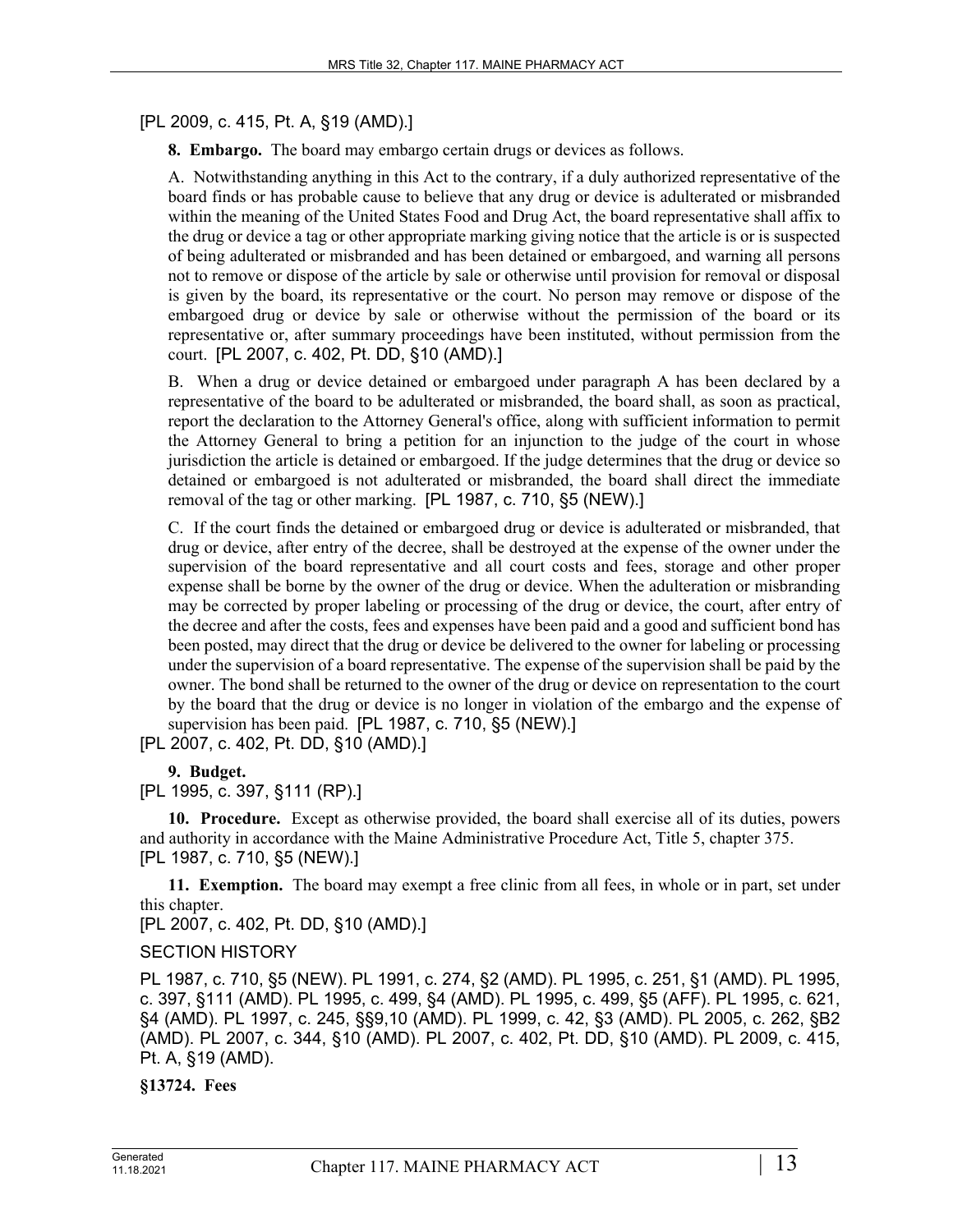[PL 2009, c. 415, Pt. A, §19 (AMD).]

**8. Embargo.** The board may embargo certain drugs or devices as follows.

A. Notwithstanding anything in this Act to the contrary, if a duly authorized representative of the board finds or has probable cause to believe that any drug or device is adulterated or misbranded within the meaning of the United States Food and Drug Act, the board representative shall affix to the drug or device a tag or other appropriate marking giving notice that the article is or is suspected of being adulterated or misbranded and has been detained or embargoed, and warning all persons not to remove or dispose of the article by sale or otherwise until provision for removal or disposal is given by the board, its representative or the court. No person may remove or dispose of the embargoed drug or device by sale or otherwise without the permission of the board or its representative or, after summary proceedings have been instituted, without permission from the court. [PL 2007, c. 402, Pt. DD, §10 (AMD).]

B. When a drug or device detained or embargoed under paragraph A has been declared by a representative of the board to be adulterated or misbranded, the board shall, as soon as practical, report the declaration to the Attorney General's office, along with sufficient information to permit the Attorney General to bring a petition for an injunction to the judge of the court in whose jurisdiction the article is detained or embargoed. If the judge determines that the drug or device so detained or embargoed is not adulterated or misbranded, the board shall direct the immediate removal of the tag or other marking. [PL 1987, c. 710, §5 (NEW).]

C. If the court finds the detained or embargoed drug or device is adulterated or misbranded, that drug or device, after entry of the decree, shall be destroyed at the expense of the owner under the supervision of the board representative and all court costs and fees, storage and other proper expense shall be borne by the owner of the drug or device. When the adulteration or misbranding may be corrected by proper labeling or processing of the drug or device, the court, after entry of the decree and after the costs, fees and expenses have been paid and a good and sufficient bond has been posted, may direct that the drug or device be delivered to the owner for labeling or processing under the supervision of a board representative. The expense of the supervision shall be paid by the owner. The bond shall be returned to the owner of the drug or device on representation to the court by the board that the drug or device is no longer in violation of the embargo and the expense of supervision has been paid. [PL 1987, c. 710, §5 (NEW).]

[PL 2007, c. 402, Pt. DD, §10 (AMD).]

**9. Budget.**

[PL 1995, c. 397, §111 (RP).]

**10. Procedure.** Except as otherwise provided, the board shall exercise all of its duties, powers and authority in accordance with the Maine Administrative Procedure Act, Title 5, chapter 375.

[PL 1987, c. 710, §5 (NEW).]

**11. Exemption.** The board may exempt a free clinic from all fees, in whole or in part, set under this chapter.

[PL 2007, c. 402, Pt. DD, §10 (AMD).]

SECTION HISTORY

PL 1987, c. 710, §5 (NEW). PL 1991, c. 274, §2 (AMD). PL 1995, c. 251, §1 (AMD). PL 1995, c. 397, §111 (AMD). PL 1995, c. 499, §4 (AMD). PL 1995, c. 499, §5 (AFF). PL 1995, c. 621, §4 (AMD). PL 1997, c. 245, §§9,10 (AMD). PL 1999, c. 42, §3 (AMD). PL 2005, c. 262, §B2 (AMD). PL 2007, c. 344, §10 (AMD). PL 2007, c. 402, Pt. DD, §10 (AMD). PL 2009, c. 415, Pt. A, §19 (AMD).

**§13724. Fees**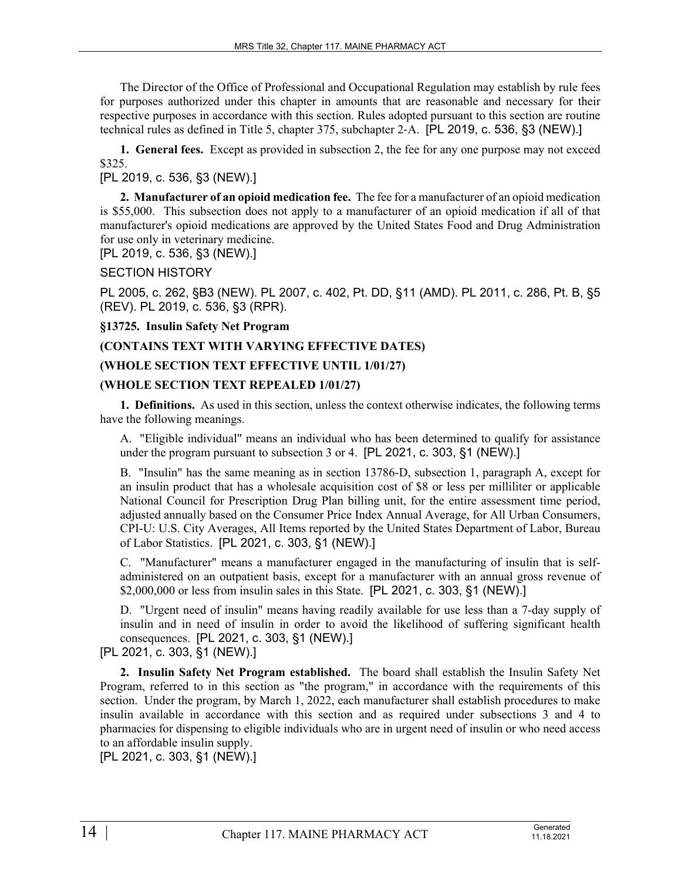The Director of the Office of Professional and Occupational Regulation may establish by rule fees for purposes authorized under this chapter in amounts that are reasonable and necessary for their respective purposes in accordance with this section. Rules adopted pursuant to this section are routine technical rules as defined in Title 5, chapter 375, subchapter 2-A. [PL 2019, c. 536, §3 (NEW).]

**1. General fees.** Except as provided in subsection 2, the fee for any one purpose may not exceed $325.

[PL 2019, c. 536, §3 (NEW).]

**2. Manufacturer of an opioid medication fee.** The fee for a manufacturer of an opioid medication is $55,000. This subsection does not apply to a manufacturer of an opioid medication if all of that manufacturer's opioid medications are approved by the United States Food and Drug Administration for use only in veterinary medicine.

[PL 2019, c. 536, §3 (NEW).]

SECTION HISTORY

PL 2005, c. 262, §B3 (NEW). PL 2007, c. 402, Pt. DD, §11 (AMD). PL 2011, c. 286, Pt. B, §5 (REV). PL 2019, c. 536, §3 (RPR).

**§13725. Insulin Safety Net Program**

**(CONTAINS TEXT WITH VARYING EFFECTIVE DATES)**

**(WHOLE SECTION TEXT EFFECTIVE UNTIL 1/01/27)**

**(WHOLE SECTION TEXT REPEALED 1/01/27)**

**1. Definitions.** As used in this section, unless the context otherwise indicates, the following terms have the following meanings.

A. "Eligible individual" means an individual who has been determined to qualify for assistance under the program pursuant to subsection 3 or 4. [PL 2021, c. 303, §1 (NEW).]

B. "Insulin" has the same meaning as in section 13786-D, subsection 1, paragraph A, except for an insulin product that has a wholesale acquisition cost of $8 or less per milliliter or applicable National Council for Prescription Drug Plan billing unit, for the entire assessment time period, adjusted annually based on the Consumer Price Index Annual Average, for All Urban Consumers, CPI-U: U.S. City Averages, All Items reported by the United States Department of Labor, Bureau of Labor Statistics. [PL 2021, c. 303, §1 (NEW).]

C. "Manufacturer" means a manufacturer engaged in the manufacturing of insulin that is self-administered on an outpatient basis, except for a manufacturer with an annual gross revenue of $2,000,000 or less from insulin sales in this State. [PL 2021, c. 303, §1 (NEW).]

D. "Urgent need of insulin" means having readily available for use less than a 7-day supply of insulin and in need of insulin in order to avoid the likelihood of suffering significant health consequences. [PL 2021, c. 303, §1 (NEW).]

[PL 2021, c. 303, §1 (NEW).]

**2. Insulin Safety Net Program established.** The board shall establish the Insulin Safety Net Program, referred to in this section as "the program," in accordance with the requirements of this section. Under the program, by March 1, 2022, each manufacturer shall establish procedures to make insulin available in accordance with this section and as required under subsections 3 and 4 to pharmacies for dispensing to eligible individuals who are in urgent need of insulin or who need access to an affordable insulin supply.

[PL 2021, c. 303, §1 (NEW).]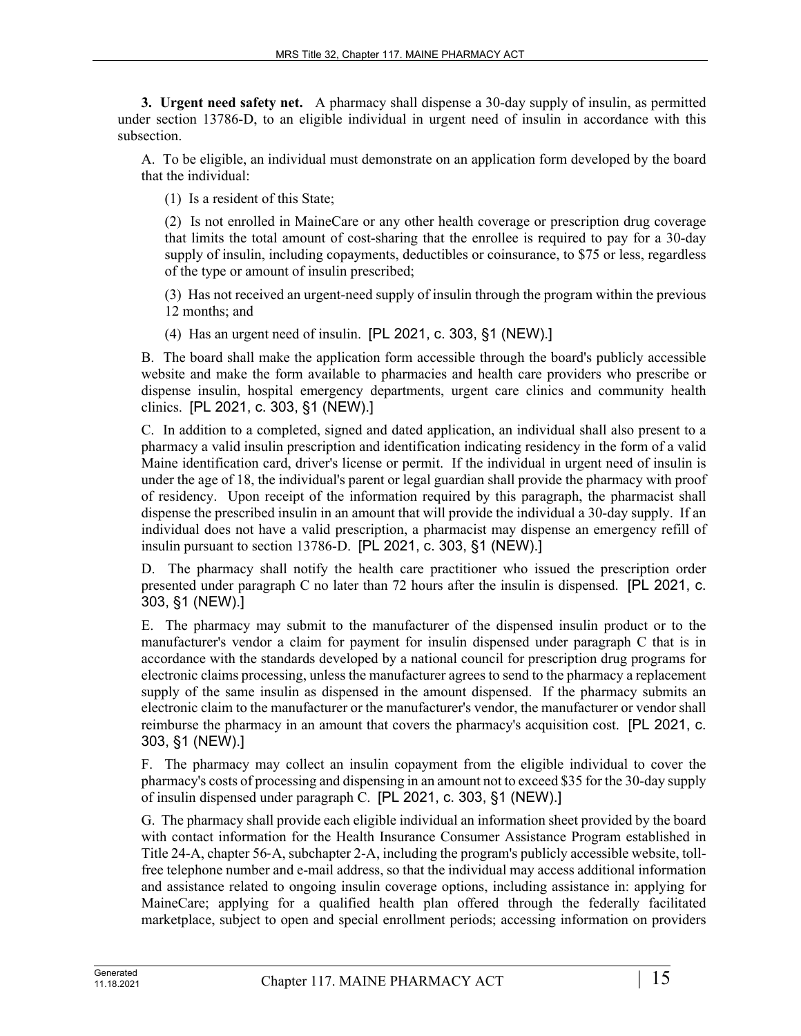**3. Urgent need safety net.** A pharmacy shall dispense a 30-day supply of insulin, as permitted under section 13786-D, to an eligible individual in urgent need of insulin in accordance with this subsection.

A. To be eligible, an individual must demonstrate on an application form developed by the board that the individual:

(1) Is a resident of this State;

(2) Is not enrolled in MaineCare or any other health coverage or prescription drug coverage that limits the total amount of cost-sharing that the enrollee is required to pay for a 30-day supply of insulin, including copayments, deductibles or coinsurance, to $75 or less, regardless of the type or amount of insulin prescribed;

(3) Has not received an urgent-need supply of insulin through the program within the previous 12 months; and

(4) Has an urgent need of insulin. [PL 2021, c. 303, §1 (NEW).]

B. The board shall make the application form accessible through the board's publicly accessible website and make the form available to pharmacies and health care providers who prescribe or dispense insulin, hospital emergency departments, urgent care clinics and community health clinics. [PL 2021, c. 303, §1 (NEW).]

C. In addition to a completed, signed and dated application, an individual shall also present to a pharmacy a valid insulin prescription and identification indicating residency in the form of a valid Maine identification card, driver's license or permit. If the individual in urgent need of insulin is under the age of 18, the individual's parent or legal guardian shall provide the pharmacy with proof of residency. Upon receipt of the information required by this paragraph, the pharmacist shall dispense the prescribed insulin in an amount that will provide the individual a 30-day supply. If an individual does not have a valid prescription, a pharmacist may dispense an emergency refill of insulin pursuant to section 13786-D. [PL 2021, c. 303, §1 (NEW).]

D. The pharmacy shall notify the health care practitioner who issued the prescription order presented under paragraph C no later than 72 hours after the insulin is dispensed. [PL 2021, c. 303, §1 (NEW).]

E. The pharmacy may submit to the manufacturer of the dispensed insulin product or to the manufacturer's vendor a claim for payment for insulin dispensed under paragraph C that is in accordance with the standards developed by a national council for prescription drug programs for electronic claims processing, unless the manufacturer agrees to send to the pharmacy a replacement supply of the same insulin as dispensed in the amount dispensed. If the pharmacy submits an electronic claim to the manufacturer or the manufacturer's vendor, the manufacturer or vendor shall reimburse the pharmacy in an amount that covers the pharmacy's acquisition cost. [PL 2021, c. 303, §1 (NEW).]

F. The pharmacy may collect an insulin copayment from the eligible individual to cover the pharmacy's costs of processing and dispensing in an amount not to exceed $35 for the 30-day supply of insulin dispensed under paragraph C. [PL 2021, c. 303, §1 (NEW).]

G. The pharmacy shall provide each eligible individual an information sheet provided by the board with contact information for the Health Insurance Consumer Assistance Program established in Title 24-A, chapter 56-A, subchapter 2-A, including the program's publicly accessible website, toll-free telephone number and e-mail address, so that the individual may access additional information and assistance related to ongoing insulin coverage options, including assistance in: applying for MaineCare; applying for a qualified health plan offered through the federally facilitated marketplace, subject to open and special enrollment periods; accessing information on providers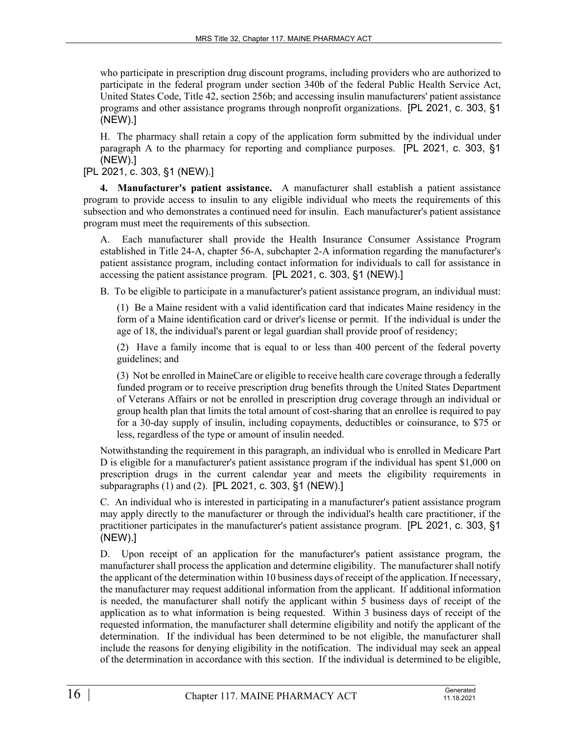who participate in prescription drug discount programs, including providers who are authorized to participate in the federal program under section 340b of the federal Public Health Service Act, United States Code, Title 42, section 256b; and accessing insulin manufacturers' patient assistance programs and other assistance programs through nonprofit organizations. [PL 2021, c. 303, §1 (NEW).]

H. The pharmacy shall retain a copy of the application form submitted by the individual under paragraph A to the pharmacy for reporting and compliance purposes. [PL 2021, c. 303, §1 (NEW).]

[PL 2021, c. 303, §1 (NEW).]

**4. Manufacturer's patient assistance.** A manufacturer shall establish a patient assistance program to provide access to insulin to any eligible individual who meets the requirements of this subsection and who demonstrates a continued need for insulin. Each manufacturer's patient assistance program must meet the requirements of this subsection.

A. Each manufacturer shall provide the Health Insurance Consumer Assistance Program established in Title 24-A, chapter 56-A, subchapter 2-A information regarding the manufacturer's patient assistance program, including contact information for individuals to call for assistance in accessing the patient assistance program. [PL 2021, c. 303, §1 (NEW).]

B. To be eligible to participate in a manufacturer's patient assistance program, an individual must:

(1) Be a Maine resident with a valid identification card that indicates Maine residency in the form of a Maine identification card or driver's license or permit. If the individual is under the age of 18, the individual's parent or legal guardian shall provide proof of residency;

(2) Have a family income that is equal to or less than 400 percent of the federal poverty guidelines; and

(3) Not be enrolled in MaineCare or eligible to receive health care coverage through a federally funded program or to receive prescription drug benefits through the United States Department of Veterans Affairs or not be enrolled in prescription drug coverage through an individual or group health plan that limits the total amount of cost-sharing that an enrollee is required to pay for a 30-day supply of insulin, including copayments, deductibles or coinsurance, to $75 or less, regardless of the type or amount of insulin needed.

Notwithstanding the requirement in this paragraph, an individual who is enrolled in Medicare Part D is eligible for a manufacturer's patient assistance program if the individual has spent $1,000 on prescription drugs in the current calendar year and meets the eligibility requirements in subparagraphs (1) and (2). [PL 2021, c. 303, §1 (NEW).]

C. An individual who is interested in participating in a manufacturer's patient assistance program may apply directly to the manufacturer or through the individual's health care practitioner, if the practitioner participates in the manufacturer's patient assistance program. [PL 2021, c. 303, §1 (NEW).]

D. Upon receipt of an application for the manufacturer's patient assistance program, the manufacturer shall process the application and determine eligibility. The manufacturer shall notify the applicant of the determination within 10 business days of receipt of the application. If necessary, the manufacturer may request additional information from the applicant. If additional information is needed, the manufacturer shall notify the applicant within 5 business days of receipt of the application as to what information is being requested. Within 3 business days of receipt of the requested information, the manufacturer shall determine eligibility and notify the applicant of the determination. If the individual has been determined to be not eligible, the manufacturer shall include the reasons for denying eligibility in the notification. The individual may seek an appeal of the determination in accordance with this section. If the individual is determined to be eligible,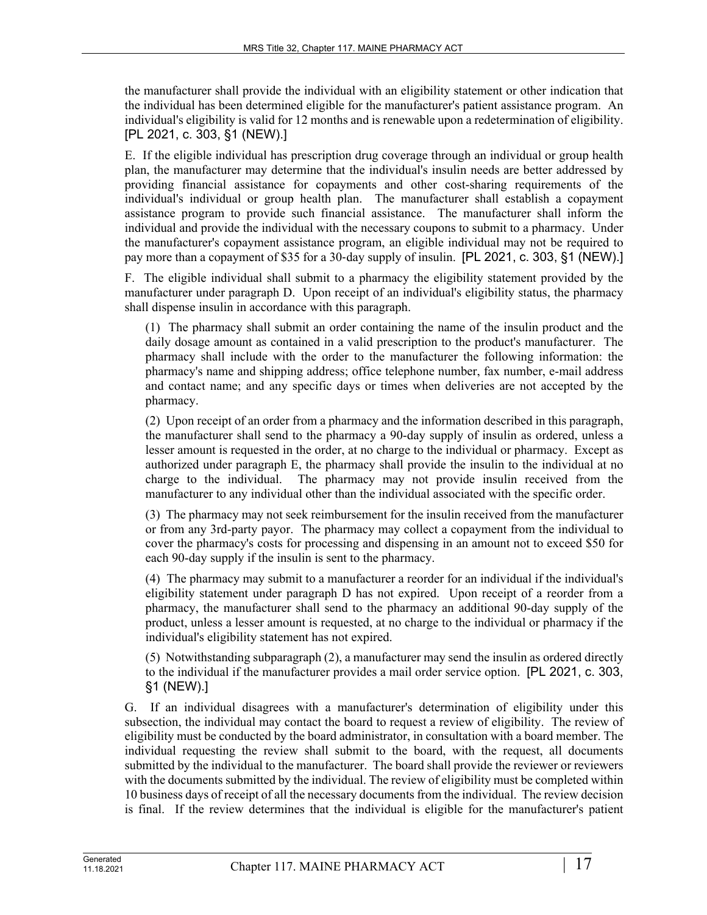the manufacturer shall provide the individual with an eligibility statement or other indication that the individual has been determined eligible for the manufacturer's patient assistance program. An individual's eligibility is valid for 12 months and is renewable upon a redetermination of eligibility. [PL 2021, c. 303, §1 (NEW).]

E. If the eligible individual has prescription drug coverage through an individual or group health plan, the manufacturer may determine that the individual's insulin needs are better addressed by providing financial assistance for copayments and other cost-sharing requirements of the individual's individual or group health plan. The manufacturer shall establish a copayment assistance program to provide such financial assistance. The manufacturer shall inform the individual and provide the individual with the necessary coupons to submit to a pharmacy. Under the manufacturer's copayment assistance program, an eligible individual may not be required to pay more than a copayment of $35 for a 30-day supply of insulin. [PL 2021, c. 303, §1 (NEW).]

F. The eligible individual shall submit to a pharmacy the eligibility statement provided by the manufacturer under paragraph D. Upon receipt of an individual's eligibility status, the pharmacy shall dispense insulin in accordance with this paragraph.

(1) The pharmacy shall submit an order containing the name of the insulin product and the daily dosage amount as contained in a valid prescription to the product's manufacturer. The pharmacy shall include with the order to the manufacturer the following information: the pharmacy's name and shipping address; office telephone number, fax number, e-mail address and contact name; and any specific days or times when deliveries are not accepted by the pharmacy.

(2) Upon receipt of an order from a pharmacy and the information described in this paragraph, the manufacturer shall send to the pharmacy a 90-day supply of insulin as ordered, unless a lesser amount is requested in the order, at no charge to the individual or pharmacy. Except as authorized under paragraph E, the pharmacy shall provide the insulin to the individual at no charge to the individual. The pharmacy may not provide insulin received from the manufacturer to any individual other than the individual associated with the specific order.

(3) The pharmacy may not seek reimbursement for the insulin received from the manufacturer or from any 3rd-party payor. The pharmacy may collect a copayment from the individual to cover the pharmacy's costs for processing and dispensing in an amount not to exceed $50 for each 90-day supply if the insulin is sent to the pharmacy.

(4) The pharmacy may submit to a manufacturer a reorder for an individual if the individual's eligibility statement under paragraph D has not expired. Upon receipt of a reorder from a pharmacy, the manufacturer shall send to the pharmacy an additional 90-day supply of the product, unless a lesser amount is requested, at no charge to the individual or pharmacy if the individual's eligibility statement has not expired.

(5) Notwithstanding subparagraph (2), a manufacturer may send the insulin as ordered directly to the individual if the manufacturer provides a mail order service option. [PL 2021, c. 303, §1 (NEW).]

G. If an individual disagrees with a manufacturer's determination of eligibility under this subsection, the individual may contact the board to request a review of eligibility. The review of eligibility must be conducted by the board administrator, in consultation with a board member. The individual requesting the review shall submit to the board, with the request, all documents submitted by the individual to the manufacturer. The board shall provide the reviewer or reviewers with the documents submitted by the individual. The review of eligibility must be completed within 10 business days of receipt of all the necessary documents from the individual. The review decision is final. If the review determines that the individual is eligible for the manufacturer's patient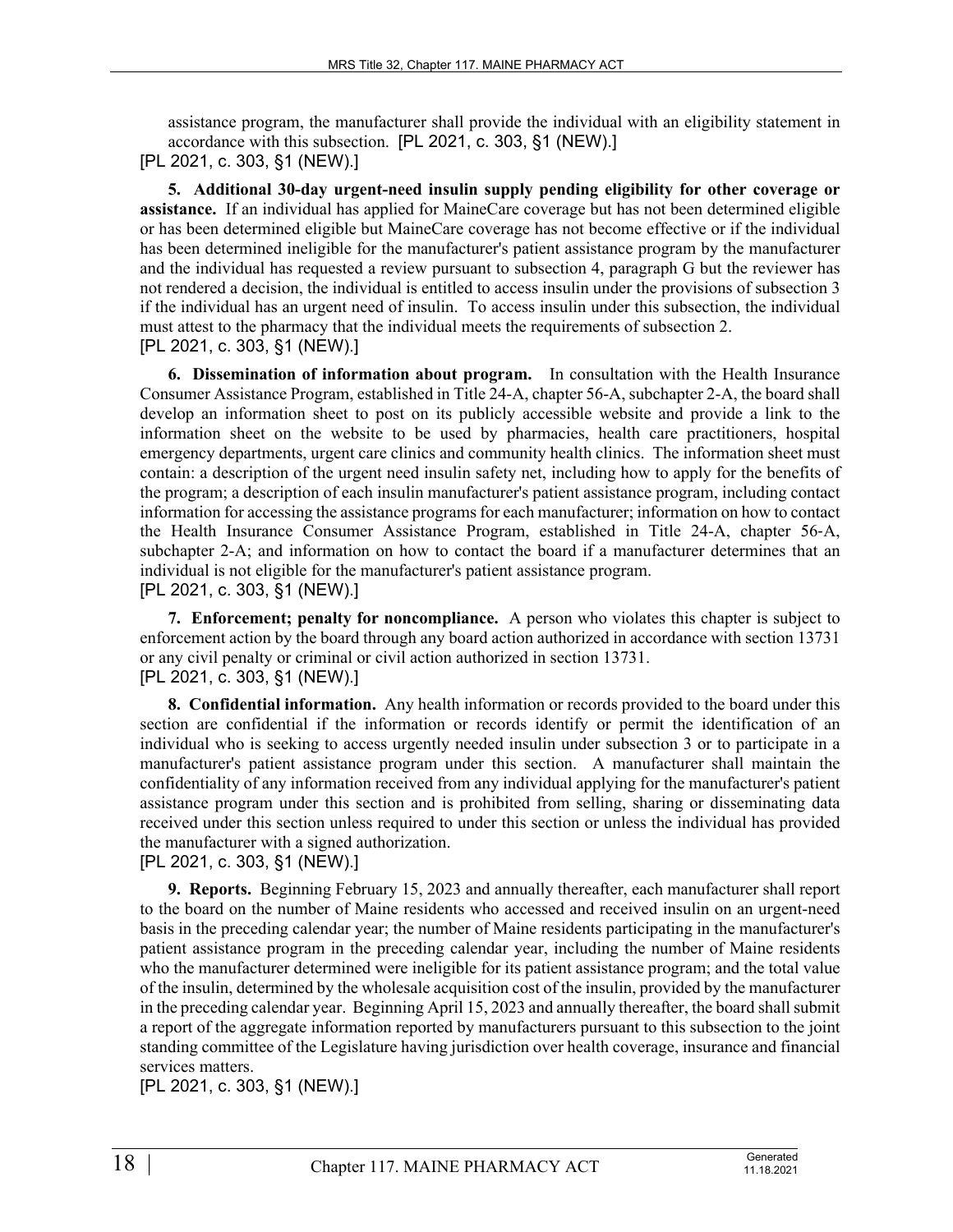assistance program, the manufacturer shall provide the individual with an eligibility statement in accordance with this subsection. [PL 2021, c. 303, §1 (NEW).]

[PL 2021, c. 303, §1 (NEW).]

**5. Additional 30-day urgent-need insulin supply pending eligibility for other coverage or assistance.** If an individual has applied for MaineCare coverage but has not been determined eligible or has been determined eligible but MaineCare coverage has not become effective or if the individual has been determined ineligible for the manufacturer's patient assistance program by the manufacturer and the individual has requested a review pursuant to subsection 4, paragraph G but the reviewer has not rendered a decision, the individual is entitled to access insulin under the provisions of subsection 3 if the individual has an urgent need of insulin. To access insulin under this subsection, the individual must attest to the pharmacy that the individual meets the requirements of subsection 2.

[PL 2021, c. 303, §1 (NEW).]

**6. Dissemination of information about program.** In consultation with the Health Insurance Consumer Assistance Program, established in Title 24-A, chapter 56-A, subchapter 2-A, the board shall develop an information sheet to post on its publicly accessible website and provide a link to the information sheet on the website to be used by pharmacies, health care practitioners, hospital emergency departments, urgent care clinics and community health clinics. The information sheet must contain: a description of the urgent need insulin safety net, including how to apply for the benefits of the program; a description of each insulin manufacturer's patient assistance program, including contact information for accessing the assistance programs for each manufacturer; information on how to contact the Health Insurance Consumer Assistance Program, established in Title 24-A, chapter 56-A, subchapter 2-A; and information on how to contact the board if a manufacturer determines that an individual is not eligible for the manufacturer's patient assistance program.

[PL 2021, c. 303, §1 (NEW).]

**7. Enforcement; penalty for noncompliance.** A person who violates this chapter is subject to enforcement action by the board through any board action authorized in accordance with section 13731 or any civil penalty or criminal or civil action authorized in section 13731.

[PL 2021, c. 303, §1 (NEW).]

**8. Confidential information.** Any health information or records provided to the board under this section are confidential if the information or records identify or permit the identification of an individual who is seeking to access urgently needed insulin under subsection 3 or to participate in a manufacturer's patient assistance program under this section. A manufacturer shall maintain the confidentiality of any information received from any individual applying for the manufacturer's patient assistance program under this section and is prohibited from selling, sharing or disseminating data received under this section unless required to under this section or unless the individual has provided the manufacturer with a signed authorization.

[PL 2021, c. 303, §1 (NEW).]

**9. Reports.** Beginning February 15, 2023 and annually thereafter, each manufacturer shall report to the board on the number of Maine residents who accessed and received insulin on an urgent-need basis in the preceding calendar year; the number of Maine residents participating in the manufacturer's patient assistance program in the preceding calendar year, including the number of Maine residents who the manufacturer determined were ineligible for its patient assistance program; and the total value of the insulin, determined by the wholesale acquisition cost of the insulin, provided by the manufacturer in the preceding calendar year. Beginning April 15, 2023 and annually thereafter, the board shall submit a report of the aggregate information reported by manufacturers pursuant to this subsection to the joint standing committee of the Legislature having jurisdiction over health coverage, insurance and financial services matters.

[PL 2021, c. 303, §1 (NEW).]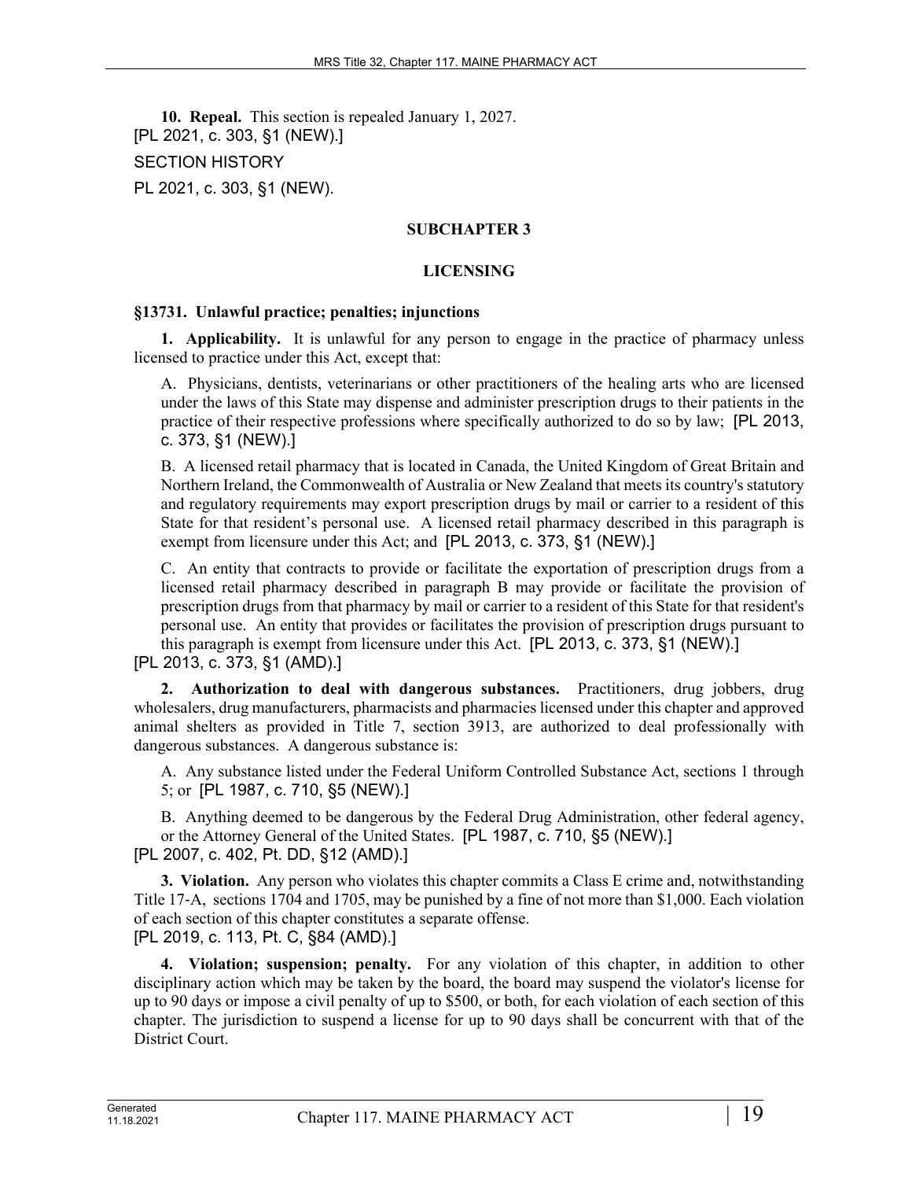**10. Repeal.** This section is repealed January 1, 2027.
[PL 2021, c. 303, §1 (NEW).]

SECTION HISTORY

PL 2021, c. 303, §1 (NEW).

## SUBCHAPTER 3

## LICENSING

### §13731. Unlawful practice; penalties; injunctions

**1. Applicability.** It is unlawful for any person to engage in the practice of pharmacy unless licensed to practice under this Act, except that:

A. Physicians, dentists, veterinarians or other practitioners of the healing arts who are licensed under the laws of this State may dispense and administer prescription drugs to their patients in the practice of their respective professions where specifically authorized to do so by law; [PL 2013, c. 373, §1 (NEW).]

B. A licensed retail pharmacy that is located in Canada, the United Kingdom of Great Britain and Northern Ireland, the Commonwealth of Australia or New Zealand that meets its country's statutory and regulatory requirements may export prescription drugs by mail or carrier to a resident of this State for that resident's personal use. A licensed retail pharmacy described in this paragraph is exempt from licensure under this Act; and [PL 2013, c. 373, §1 (NEW).]

C. An entity that contracts to provide or facilitate the exportation of prescription drugs from a licensed retail pharmacy described in paragraph B may provide or facilitate the provision of prescription drugs from that pharmacy by mail or carrier to a resident of this State for that resident's personal use. An entity that provides or facilitates the provision of prescription drugs pursuant to this paragraph is exempt from licensure under this Act. [PL 2013, c. 373, §1 (NEW).]

[PL 2013, c. 373, §1 (AMD).]

**2. Authorization to deal with dangerous substances.** Practitioners, drug jobbers, drug wholesalers, drug manufacturers, pharmacists and pharmacies licensed under this chapter and approved animal shelters as provided in Title 7, section 3913, are authorized to deal professionally with dangerous substances. A dangerous substance is:

A. Any substance listed under the Federal Uniform Controlled Substance Act, sections 1 through 5; or [PL 1987, c. 710, §5 (NEW).]

B. Anything deemed to be dangerous by the Federal Drug Administration, other federal agency, or the Attorney General of the United States. [PL 1987, c. 710, §5 (NEW).]

[PL 2007, c. 402, Pt. DD, §12 (AMD).]

**3. Violation.** Any person who violates this chapter commits a Class E crime and, notwithstanding Title 17-A, sections 1704 and 1705, may be punished by a fine of not more than $1,000. Each violation of each section of this chapter constitutes a separate offense.

[PL 2019, c. 113, Pt. C, §84 (AMD).]

**4. Violation; suspension; penalty.** For any violation of this chapter, in addition to other disciplinary action which may be taken by the board, the board may suspend the violator's license for up to 90 days or impose a civil penalty of up to $500, or both, for each violation of each section of this chapter. The jurisdiction to suspend a license for up to 90 days shall be concurrent with that of the District Court.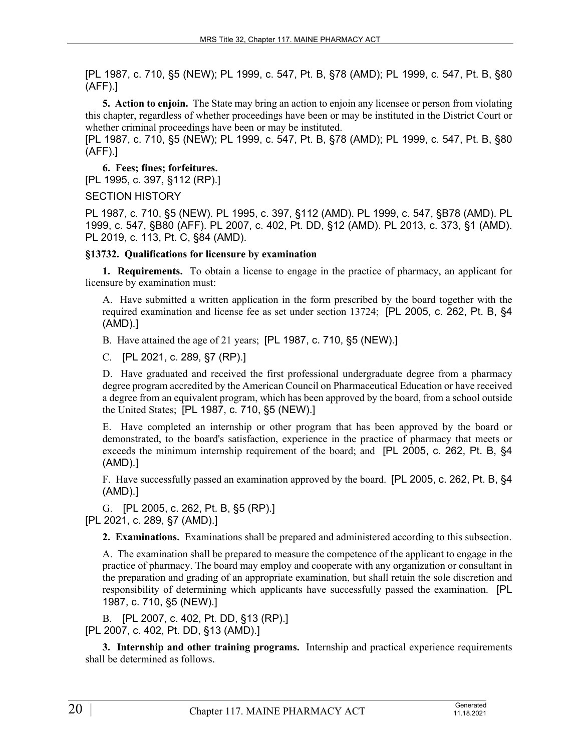[PL 1987, c. 710, §5 (NEW); PL 1999, c. 547, Pt. B, §78 (AMD); PL 1999, c. 547, Pt. B, §80 (AFF).]

**5. Action to enjoin.** The State may bring an action to enjoin any licensee or person from violating this chapter, regardless of whether proceedings have been or may be instituted in the District Court or whether criminal proceedings have been or may be instituted.
[PL 1987, c. 710, §5 (NEW); PL 1999, c. 547, Pt. B, §78 (AMD); PL 1999, c. 547, Pt. B, §80 (AFF).]

**6. Fees; fines; forfeitures.**
[PL 1995, c. 397, §112 (RP).]

SECTION HISTORY

PL 1987, c. 710, §5 (NEW). PL 1995, c. 397, §112 (AMD). PL 1999, c. 547, §B78 (AMD). PL 1999, c. 547, §B80 (AFF). PL 2007, c. 402, Pt. DD, §12 (AMD). PL 2013, c. 373, §1 (AMD). PL 2019, c. 113, Pt. C, §84 (AMD).

### §13732. Qualifications for licensure by examination

**1. Requirements.** To obtain a license to engage in the practice of pharmacy, an applicant for licensure by examination must:

A. Have submitted a written application in the form prescribed by the board together with the required examination and license fee as set under section 13724; [PL 2005, c. 262, Pt. B, §4 (AMD).]

B. Have attained the age of 21 years; [PL 1987, c. 710, §5 (NEW).]

C. [PL 2021, c. 289, §7 (RP).]

D. Have graduated and received the first professional undergraduate degree from a pharmacy degree program accredited by the American Council on Pharmaceutical Education or have received a degree from an equivalent program, which has been approved by the board, from a school outside the United States; [PL 1987, c. 710, §5 (NEW).]

E. Have completed an internship or other program that has been approved by the board or demonstrated, to the board's satisfaction, experience in the practice of pharmacy that meets or exceeds the minimum internship requirement of the board; and [PL 2005, c. 262, Pt. B, §4 (AMD).]

F. Have successfully passed an examination approved by the board. [PL 2005, c. 262, Pt. B, §4 (AMD).]

G. [PL 2005, c. 262, Pt. B, §5 (RP).]

[PL 2021, c. 289, §7 (AMD).]

**2. Examinations.** Examinations shall be prepared and administered according to this subsection.

A. The examination shall be prepared to measure the competence of the applicant to engage in the practice of pharmacy. The board may employ and cooperate with any organization or consultant in the preparation and grading of an appropriate examination, but shall retain the sole discretion and responsibility of determining which applicants have successfully passed the examination. [PL 1987, c. 710, §5 (NEW).]

B. [PL 2007, c. 402, Pt. DD, §13 (RP).]

[PL 2007, c. 402, Pt. DD, §13 (AMD).]

**3. Internship and other training programs.** Internship and practical experience requirements shall be determined as follows.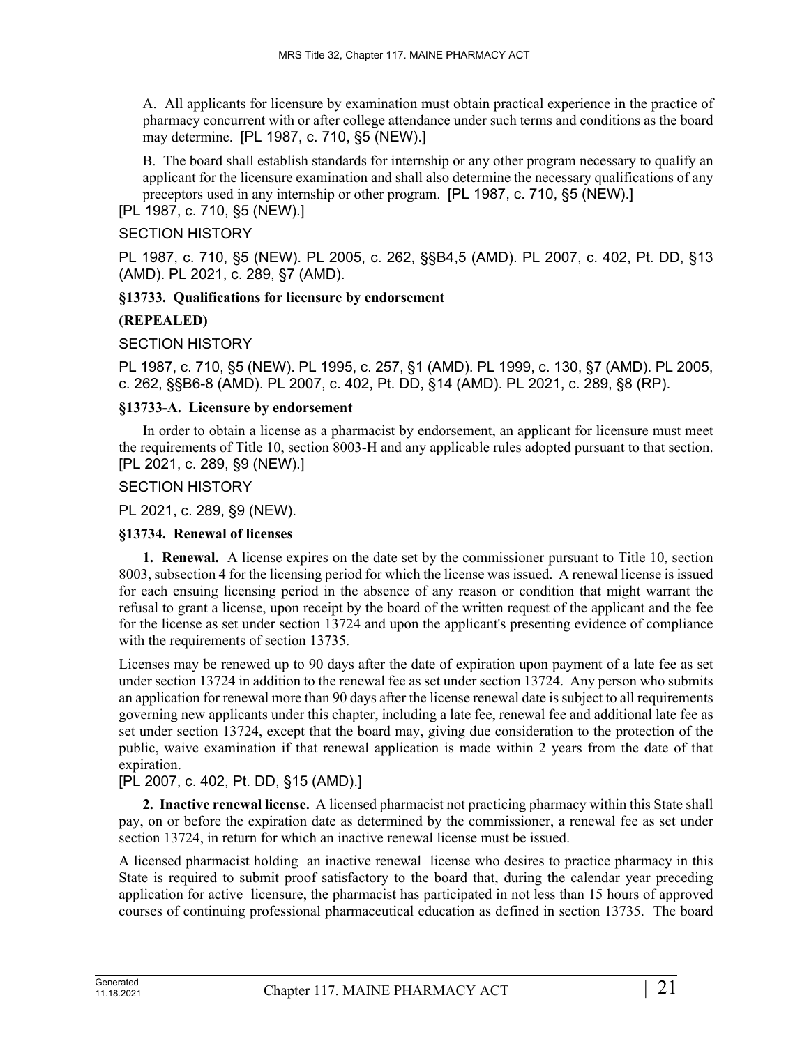A. All applicants for licensure by examination must obtain practical experience in the practice of pharmacy concurrent with or after college attendance under such terms and conditions as the board may determine. [PL 1987, c. 710, §5 (NEW).]

B. The board shall establish standards for internship or any other program necessary to qualify an applicant for the licensure examination and shall also determine the necessary qualifications of any preceptors used in any internship or other program. [PL 1987, c. 710, §5 (NEW).]

[PL 1987, c. 710, §5 (NEW).]

SECTION HISTORY

PL 1987, c. 710, §5 (NEW). PL 2005, c. 262, §§B4,5 (AMD). PL 2007, c. 402, Pt. DD, §13 (AMD). PL 2021, c. 289, §7 (AMD).

**§13733. Qualifications for licensure by endorsement**

**(REPEALED)**

SECTION HISTORY

PL 1987, c. 710, §5 (NEW). PL 1995, c. 257, §1 (AMD). PL 1999, c. 130, §7 (AMD). PL 2005, c. 262, §§B6-8 (AMD). PL 2007, c. 402, Pt. DD, §14 (AMD). PL 2021, c. 289, §8 (RP).

**§13733-A. Licensure by endorsement**

In order to obtain a license as a pharmacist by endorsement, an applicant for licensure must meet the requirements of Title 10, section 8003-H and any applicable rules adopted pursuant to that section. [PL 2021, c. 289, §9 (NEW).]

SECTION HISTORY

PL 2021, c. 289, §9 (NEW).

**§13734. Renewal of licenses**

**1. Renewal.** A license expires on the date set by the commissioner pursuant to Title 10, section 8003, subsection 4 for the licensing period for which the license was issued. A renewal license is issued for each ensuing licensing period in the absence of any reason or condition that might warrant the refusal to grant a license, upon receipt by the board of the written request of the applicant and the fee for the license as set under section 13724 and upon the applicant's presenting evidence of compliance with the requirements of section 13735.

Licenses may be renewed up to 90 days after the date of expiration upon payment of a late fee as set under section 13724 in addition to the renewal fee as set under section 13724. Any person who submits an application for renewal more than 90 days after the license renewal date is subject to all requirements governing new applicants under this chapter, including a late fee, renewal fee and additional late fee as set under section 13724, except that the board may, giving due consideration to the protection of the public, waive examination if that renewal application is made within 2 years from the date of that expiration.

[PL 2007, c. 402, Pt. DD, §15 (AMD).]

**2. Inactive renewal license.** A licensed pharmacist not practicing pharmacy within this State shall pay, on or before the expiration date as determined by the commissioner, a renewal fee as set under section 13724, in return for which an inactive renewal license must be issued.

A licensed pharmacist holding an inactive renewal license who desires to practice pharmacy in this State is required to submit proof satisfactory to the board that, during the calendar year preceding application for active licensure, the pharmacist has participated in not less than 15 hours of approved courses of continuing professional pharmaceutical education as defined in section 13735. The board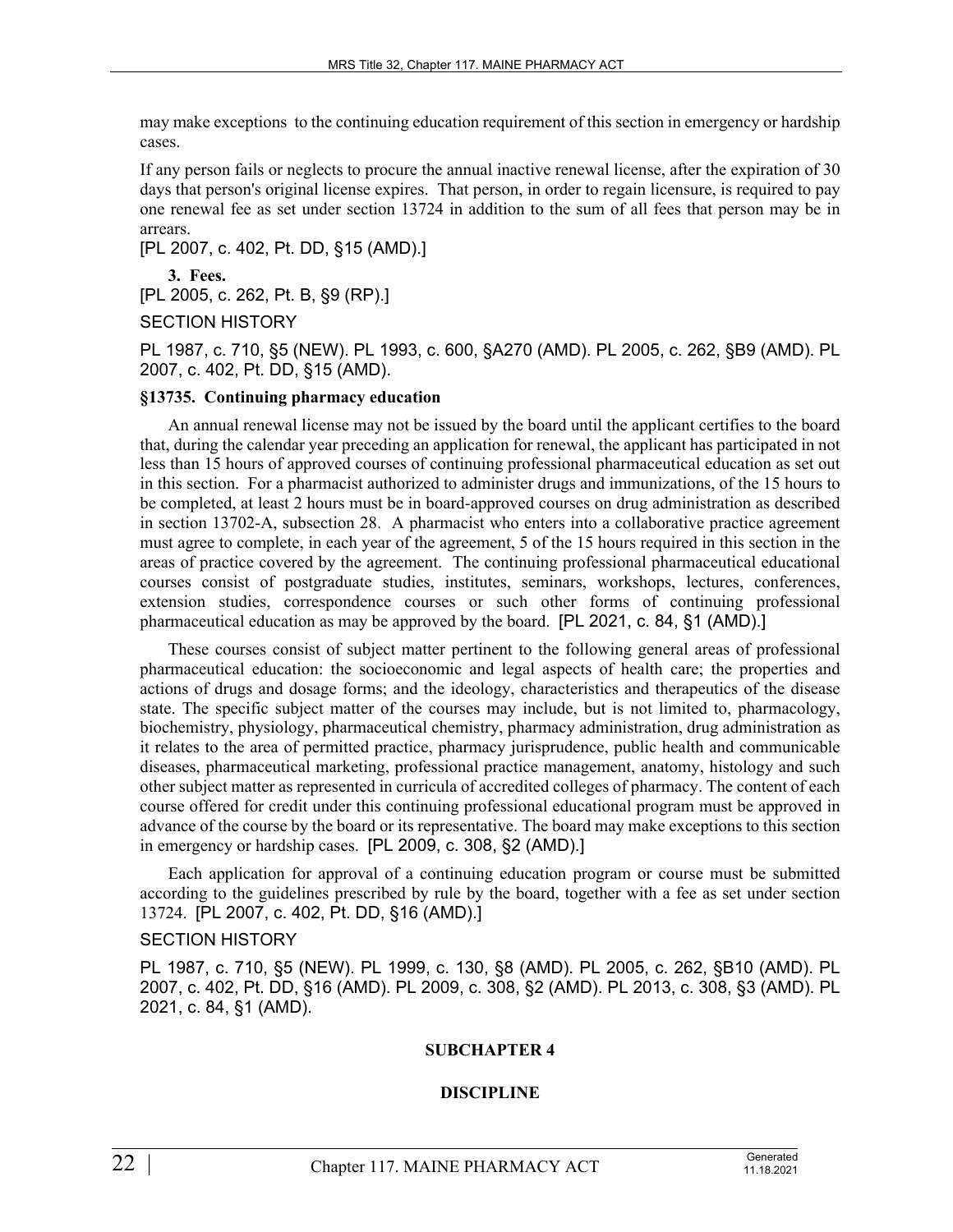may make exceptions to the continuing education requirement of this section in emergency or hardship cases.

If any person fails or neglects to procure the annual inactive renewal license, after the expiration of 30 days that person's original license expires. That person, in order to regain licensure, is required to pay one renewal fee as set under section 13724 in addition to the sum of all fees that person may be in arrears.

[PL 2007, c. 402, Pt. DD, §15 (AMD).]

**3. Fees.**

[PL 2005, c. 262, Pt. B, §9 (RP).]

SECTION HISTORY

PL 1987, c. 710, §5 (NEW). PL 1993, c. 600, §A270 (AMD). PL 2005, c. 262, §B9 (AMD). PL 2007, c. 402, Pt. DD, §15 (AMD).

### §13735. Continuing pharmacy education

An annual renewal license may not be issued by the board until the applicant certifies to the board that, during the calendar year preceding an application for renewal, the applicant has participated in not less than 15 hours of approved courses of continuing professional pharmaceutical education as set out in this section. For a pharmacist authorized to administer drugs and immunizations, of the 15 hours to be completed, at least 2 hours must be in board-approved courses on drug administration as described in section 13702-A, subsection 28. A pharmacist who enters into a collaborative practice agreement must agree to complete, in each year of the agreement, 5 of the 15 hours required in this section in the areas of practice covered by the agreement. The continuing professional pharmaceutical educational courses consist of postgraduate studies, institutes, seminars, workshops, lectures, conferences, extension studies, correspondence courses or such other forms of continuing professional pharmaceutical education as may be approved by the board. [PL 2021, c. 84, §1 (AMD).]

These courses consist of subject matter pertinent to the following general areas of professional pharmaceutical education: the socioeconomic and legal aspects of health care; the properties and actions of drugs and dosage forms; and the ideology, characteristics and therapeutics of the disease state. The specific subject matter of the courses may include, but is not limited to, pharmacology, biochemistry, physiology, pharmaceutical chemistry, pharmacy administration, drug administration as it relates to the area of permitted practice, pharmacy jurisprudence, public health and communicable diseases, pharmaceutical marketing, professional practice management, anatomy, histology and such other subject matter as represented in curricula of accredited colleges of pharmacy. The content of each course offered for credit under this continuing professional educational program must be approved in advance of the course by the board or its representative. The board may make exceptions to this section in emergency or hardship cases. [PL 2009, c. 308, §2 (AMD).]

Each application for approval of a continuing education program or course must be submitted according to the guidelines prescribed by rule by the board, together with a fee as set under section 13724. [PL 2007, c. 402, Pt. DD, §16 (AMD).]

SECTION HISTORY

PL 1987, c. 710, §5 (NEW). PL 1999, c. 130, §8 (AMD). PL 2005, c. 262, §B10 (AMD). PL 2007, c. 402, Pt. DD, §16 (AMD). PL 2009, c. 308, §2 (AMD). PL 2013, c. 308, §3 (AMD). PL 2021, c. 84, §1 (AMD).

## SUBCHAPTER 4

## DISCIPLINE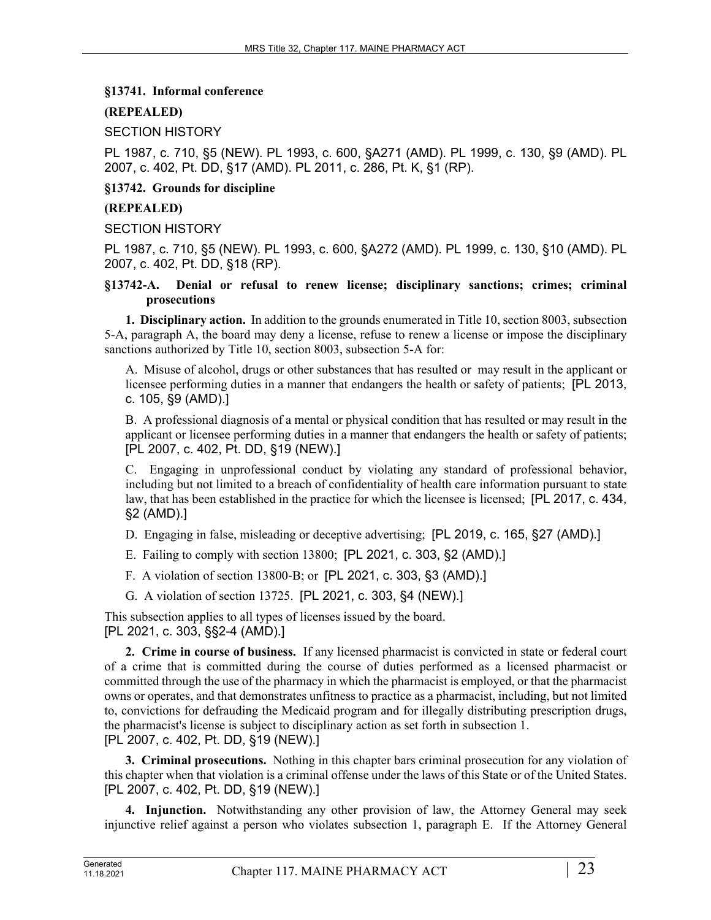**§13741. Informal conference**

**(REPEALED)**

SECTION HISTORY

PL 1987, c. 710, §5 (NEW). PL 1993, c. 600, §A271 (AMD). PL 1999, c. 130, §9 (AMD). PL 2007, c. 402, Pt. DD, §17 (AMD). PL 2011, c. 286, Pt. K, §1 (RP).

**§13742. Grounds for discipline**

**(REPEALED)**

SECTION HISTORY

PL 1987, c. 710, §5 (NEW). PL 1993, c. 600, §A272 (AMD). PL 1999, c. 130, §10 (AMD). PL 2007, c. 402, Pt. DD, §18 (RP).

**§13742-A. Denial or refusal to renew license; disciplinary sanctions; crimes; criminal prosecutions**

**1. Disciplinary action.** In addition to the grounds enumerated in Title 10, section 8003, subsection 5-A, paragraph A, the board may deny a license, refuse to renew a license or impose the disciplinary sanctions authorized by Title 10, section 8003, subsection 5-A for:

A. Misuse of alcohol, drugs or other substances that has resulted or may result in the applicant or licensee performing duties in a manner that endangers the health or safety of patients; [PL 2013, c. 105, §9 (AMD).]

B. A professional diagnosis of a mental or physical condition that has resulted or may result in the applicant or licensee performing duties in a manner that endangers the health or safety of patients; [PL 2007, c. 402, Pt. DD, §19 (NEW).]

C. Engaging in unprofessional conduct by violating any standard of professional behavior, including but not limited to a breach of confidentiality of health care information pursuant to state law, that has been established in the practice for which the licensee is licensed; [PL 2017, c. 434, §2 (AMD).]

D. Engaging in false, misleading or deceptive advertising; [PL 2019, c. 165, §27 (AMD).]

E. Failing to comply with section 13800; [PL 2021, c. 303, §2 (AMD).]

F. A violation of section 13800-B; or [PL 2021, c. 303, §3 (AMD).]

G. A violation of section 13725. [PL 2021, c. 303, §4 (NEW).]

This subsection applies to all types of licenses issued by the board.
[PL 2021, c. 303, §§2-4 (AMD).]

**2. Crime in course of business.** If any licensed pharmacist is convicted in state or federal court of a crime that is committed during the course of duties performed as a licensed pharmacist or committed through the use of the pharmacy in which the pharmacist is employed, or that the pharmacist owns or operates, and that demonstrates unfitness to practice as a pharmacist, including, but not limited to, convictions for defrauding the Medicaid program and for illegally distributing prescription drugs, the pharmacist's license is subject to disciplinary action as set forth in subsection 1.
[PL 2007, c. 402, Pt. DD, §19 (NEW).]

**3. Criminal prosecutions.** Nothing in this chapter bars criminal prosecution for any violation of this chapter when that violation is a criminal offense under the laws of this State or of the United States.
[PL 2007, c. 402, Pt. DD, §19 (NEW).]

**4. Injunction.** Notwithstanding any other provision of law, the Attorney General may seek injunctive relief against a person who violates subsection 1, paragraph E. If the Attorney General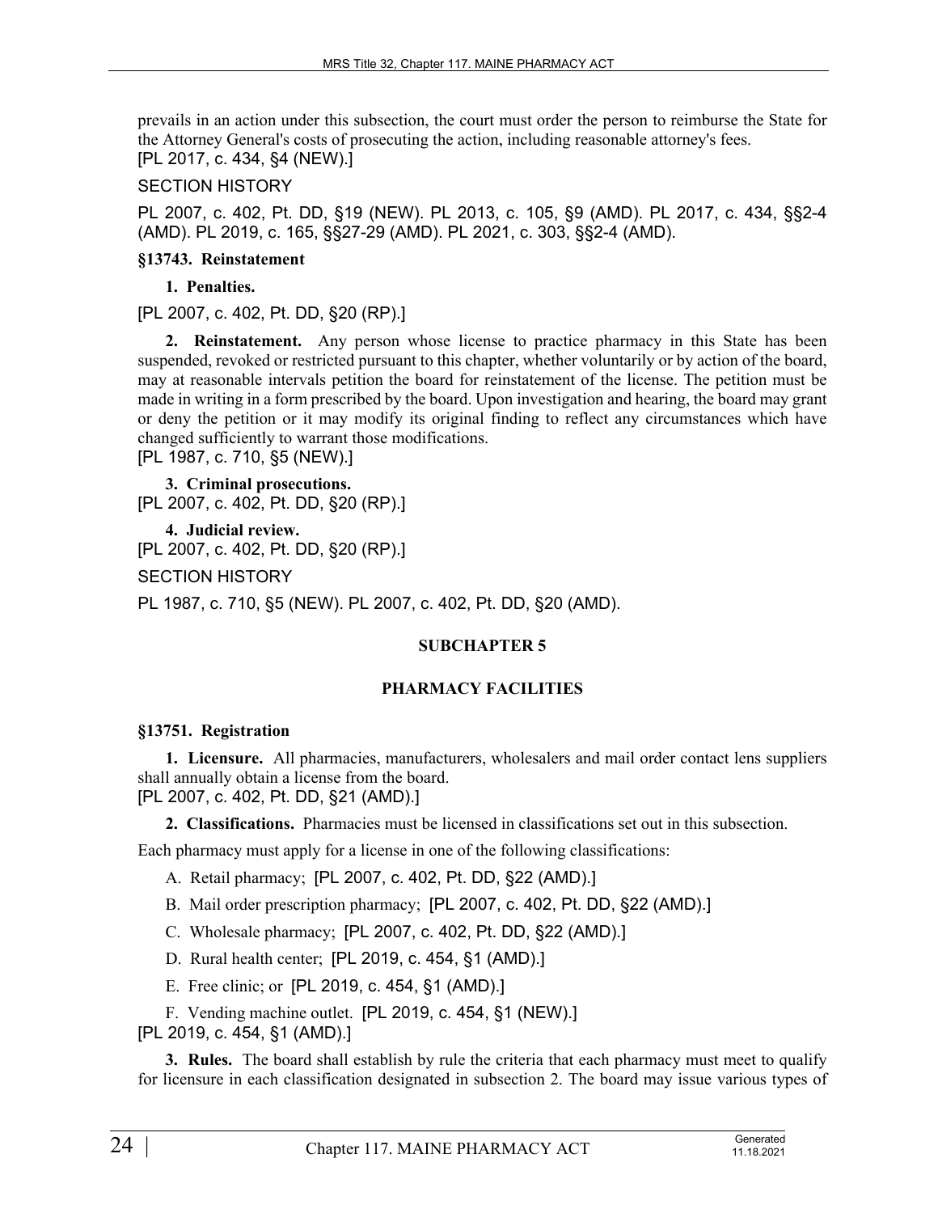prevails in an action under this subsection, the court must order the person to reimburse the State for the Attorney General's costs of prosecuting the action, including reasonable attorney's fees.
[PL 2017, c. 434, §4 (NEW).]

SECTION HISTORY

PL 2007, c. 402, Pt. DD, §19 (NEW). PL 2013, c. 105, §9 (AMD). PL 2017, c. 434, §§2-4 (AMD). PL 2019, c. 165, §§27-29 (AMD). PL 2021, c. 303, §§2-4 (AMD).

**§13743. Reinstatement**

**1. Penalties.**

[PL 2007, c. 402, Pt. DD, §20 (RP).]

**2. Reinstatement.** Any person whose license to practice pharmacy in this State has been suspended, revoked or restricted pursuant to this chapter, whether voluntarily or by action of the board, may at reasonable intervals petition the board for reinstatement of the license. The petition must be made in writing in a form prescribed by the board. Upon investigation and hearing, the board may grant or deny the petition or it may modify its original finding to reflect any circumstances which have changed sufficiently to warrant those modifications.
[PL 1987, c. 710, §5 (NEW).]

**3. Criminal prosecutions.**
[PL 2007, c. 402, Pt. DD, §20 (RP).]

**4. Judicial review.**
[PL 2007, c. 402, Pt. DD, §20 (RP).]

SECTION HISTORY

PL 1987, c. 710, §5 (NEW). PL 2007, c. 402, Pt. DD, §20 (AMD).

## SUBCHAPTER 5

## PHARMACY FACILITIES

**§13751. Registration**

**1. Licensure.** All pharmacies, manufacturers, wholesalers and mail order contact lens suppliers shall annually obtain a license from the board.
[PL 2007, c. 402, Pt. DD, §21 (AMD).]

**2. Classifications.** Pharmacies must be licensed in classifications set out in this subsection.

Each pharmacy must apply for a license in one of the following classifications:

A. Retail pharmacy; [PL 2007, c. 402, Pt. DD, §22 (AMD).]

B. Mail order prescription pharmacy; [PL 2007, c. 402, Pt. DD, §22 (AMD).]

C. Wholesale pharmacy; [PL 2007, c. 402, Pt. DD, §22 (AMD).]

D. Rural health center; [PL 2019, c. 454, §1 (AMD).]

E. Free clinic; or [PL 2019, c. 454, §1 (AMD).]

F. Vending machine outlet. [PL 2019, c. 454, §1 (NEW).]

[PL 2019, c. 454, §1 (AMD).]

**3. Rules.** The board shall establish by rule the criteria that each pharmacy must meet to qualify for licensure in each classification designated in subsection 2. The board may issue various types of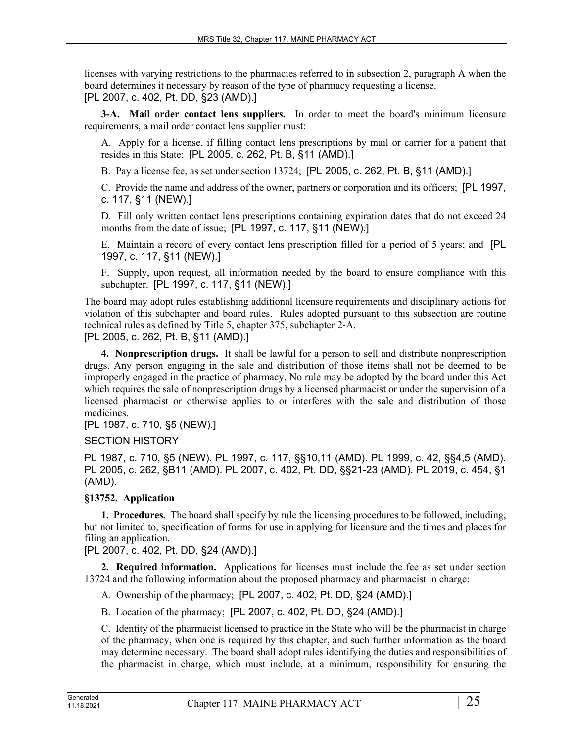licenses with varying restrictions to the pharmacies referred to in subsection 2, paragraph A when the board determines it necessary by reason of the type of pharmacy requesting a license.
[PL 2007, c. 402, Pt. DD, §23 (AMD).]

**3-A. Mail order contact lens suppliers.** In order to meet the board's minimum licensure requirements, a mail order contact lens supplier must:

A. Apply for a license, if filling contact lens prescriptions by mail or carrier for a patient that resides in this State; [PL 2005, c. 262, Pt. B, §11 (AMD).]

B. Pay a license fee, as set under section 13724; [PL 2005, c. 262, Pt. B, §11 (AMD).]

C. Provide the name and address of the owner, partners or corporation and its officers; [PL 1997, c. 117, §11 (NEW).]

D. Fill only written contact lens prescriptions containing expiration dates that do not exceed 24 months from the date of issue; [PL 1997, c. 117, §11 (NEW).]

E. Maintain a record of every contact lens prescription filled for a period of 5 years; and [PL 1997, c. 117, §11 (NEW).]

F. Supply, upon request, all information needed by the board to ensure compliance with this subchapter. [PL 1997, c. 117, §11 (NEW).]

The board may adopt rules establishing additional licensure requirements and disciplinary actions for violation of this subchapter and board rules. Rules adopted pursuant to this subsection are routine technical rules as defined by Title 5, chapter 375, subchapter 2-A.
[PL 2005, c. 262, Pt. B, §11 (AMD).]

**4. Nonprescription drugs.** It shall be lawful for a person to sell and distribute nonprescription drugs. Any person engaging in the sale and distribution of those items shall not be deemed to be improperly engaged in the practice of pharmacy. No rule may be adopted by the board under this Act which requires the sale of nonprescription drugs by a licensed pharmacist or under the supervision of a licensed pharmacist or otherwise applies to or interferes with the sale and distribution of those medicines.
[PL 1987, c. 710, §5 (NEW).]

SECTION HISTORY

PL 1987, c. 710, §5 (NEW). PL 1997, c. 117, §§10,11 (AMD). PL 1999, c. 42, §§4,5 (AMD). PL 2005, c. 262, §B11 (AMD). PL 2007, c. 402, Pt. DD, §§21-23 (AMD). PL 2019, c. 454, §1 (AMD).

### §13752. Application

**1. Procedures.** The board shall specify by rule the licensing procedures to be followed, including, but not limited to, specification of forms for use in applying for licensure and the times and places for filing an application.
[PL 2007, c. 402, Pt. DD, §24 (AMD).]

**2. Required information.** Applications for licenses must include the fee as set under section 13724 and the following information about the proposed pharmacy and pharmacist in charge:

A. Ownership of the pharmacy; [PL 2007, c. 402, Pt. DD, §24 (AMD).]

B. Location of the pharmacy; [PL 2007, c. 402, Pt. DD, §24 (AMD).]

C. Identity of the pharmacist licensed to practice in the State who will be the pharmacist in charge of the pharmacy, when one is required by this chapter, and such further information as the board may determine necessary. The board shall adopt rules identifying the duties and responsibilities of the pharmacist in charge, which must include, at a minimum, responsibility for ensuring the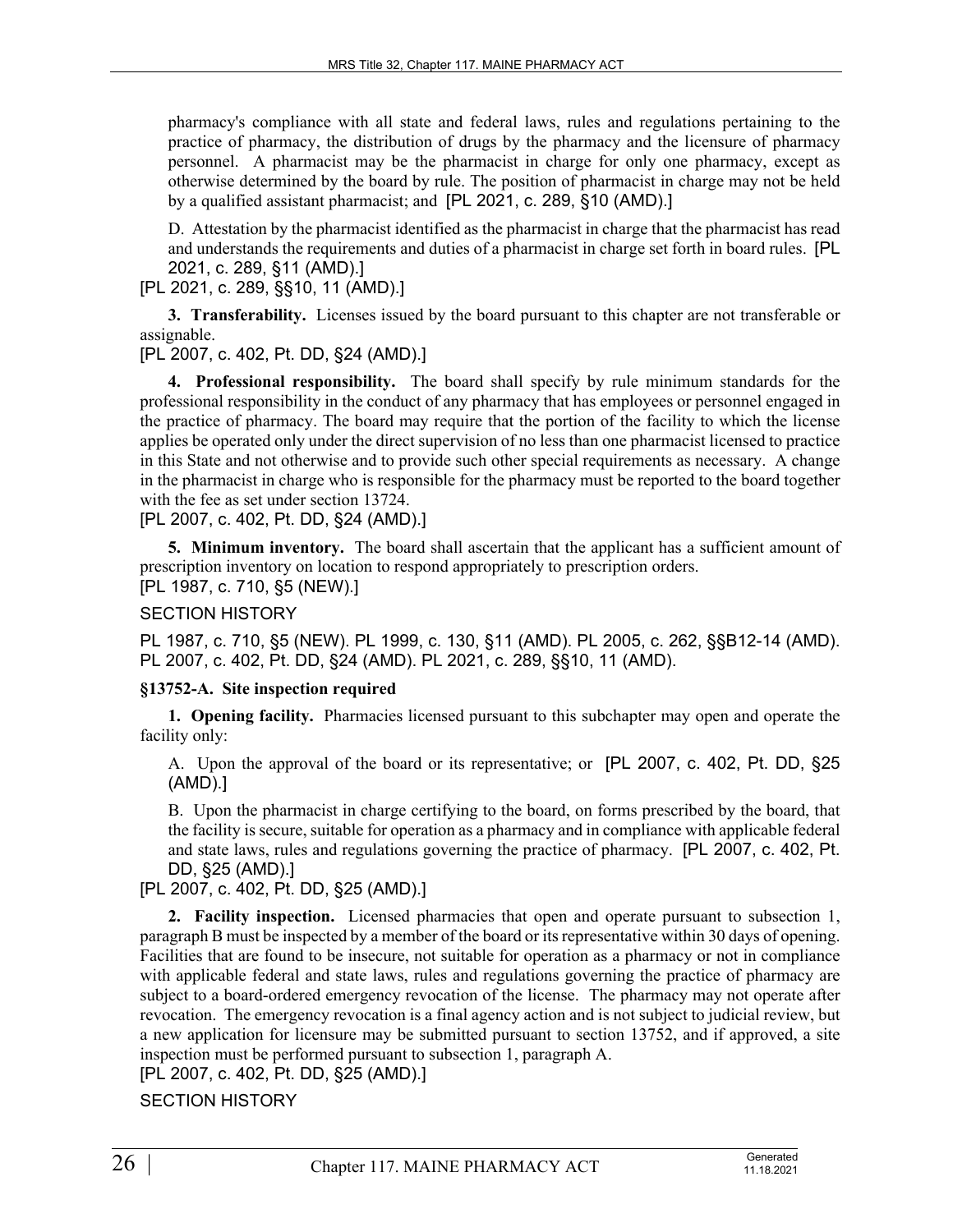pharmacy's compliance with all state and federal laws, rules and regulations pertaining to the practice of pharmacy, the distribution of drugs by the pharmacy and the licensure of pharmacy personnel. A pharmacist may be the pharmacist in charge for only one pharmacy, except as otherwise determined by the board by rule. The position of pharmacist in charge may not be held by a qualified assistant pharmacist; and [PL 2021, c. 289, §10 (AMD).]

D. Attestation by the pharmacist identified as the pharmacist in charge that the pharmacist has read and understands the requirements and duties of a pharmacist in charge set forth in board rules. [PL 2021, c. 289, §11 (AMD).]

[PL 2021, c. 289, §§10, 11 (AMD).]

**3. Transferability.** Licenses issued by the board pursuant to this chapter are not transferable or assignable.

[PL 2007, c. 402, Pt. DD, §24 (AMD).]

**4. Professional responsibility.** The board shall specify by rule minimum standards for the professional responsibility in the conduct of any pharmacy that has employees or personnel engaged in the practice of pharmacy. The board may require that the portion of the facility to which the license applies be operated only under the direct supervision of no less than one pharmacist licensed to practice in this State and not otherwise and to provide such other special requirements as necessary. A change in the pharmacist in charge who is responsible for the pharmacy must be reported to the board together with the fee as set under section 13724.

[PL 2007, c. 402, Pt. DD, §24 (AMD).]

**5. Minimum inventory.** The board shall ascertain that the applicant has a sufficient amount of prescription inventory on location to respond appropriately to prescription orders.

[PL 1987, c. 710, §5 (NEW).]

SECTION HISTORY

PL 1987, c. 710, §5 (NEW). PL 1999, c. 130, §11 (AMD). PL 2005, c. 262, §§B12-14 (AMD). PL 2007, c. 402, Pt. DD, §24 (AMD). PL 2021, c. 289, §§10, 11 (AMD).

**§13752-A. Site inspection required**

**1. Opening facility.** Pharmacies licensed pursuant to this subchapter may open and operate the facility only:

A. Upon the approval of the board or its representative; or [PL 2007, c. 402, Pt. DD, §25 (AMD).]

B. Upon the pharmacist in charge certifying to the board, on forms prescribed by the board, that the facility is secure, suitable for operation as a pharmacy and in compliance with applicable federal and state laws, rules and regulations governing the practice of pharmacy. [PL 2007, c. 402, Pt. DD, §25 (AMD).]

[PL 2007, c. 402, Pt. DD, §25 (AMD).]

**2. Facility inspection.** Licensed pharmacies that open and operate pursuant to subsection 1, paragraph B must be inspected by a member of the board or its representative within 30 days of opening. Facilities that are found to be insecure, not suitable for operation as a pharmacy or not in compliance with applicable federal and state laws, rules and regulations governing the practice of pharmacy are subject to a board-ordered emergency revocation of the license. The pharmacy may not operate after revocation. The emergency revocation is a final agency action and is not subject to judicial review, but a new application for licensure may be submitted pursuant to section 13752, and if approved, a site inspection must be performed pursuant to subsection 1, paragraph A.

[PL 2007, c. 402, Pt. DD, §25 (AMD).]

SECTION HISTORY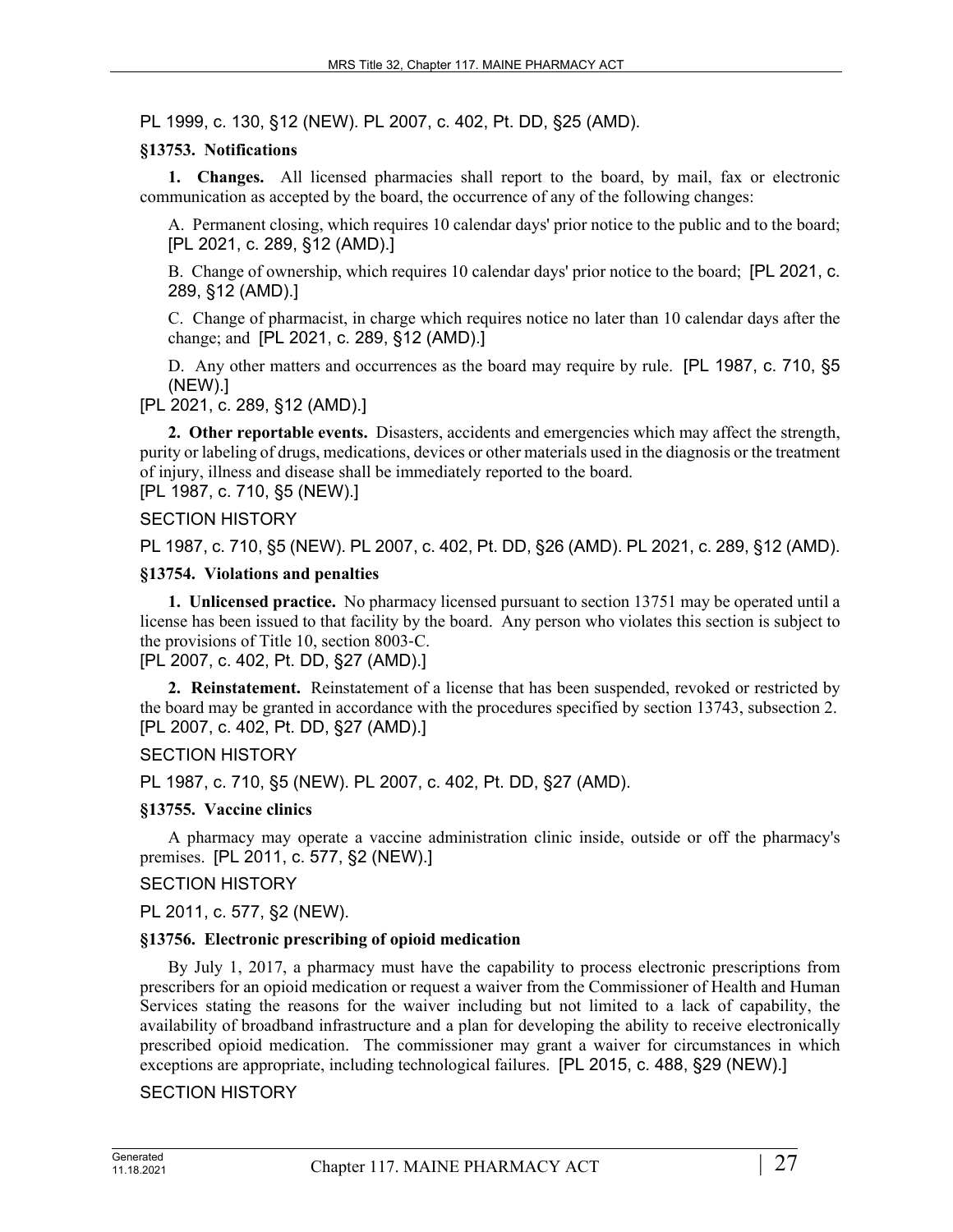PL 1999, c. 130, §12 (NEW). PL 2007, c. 402, Pt. DD, §25 (AMD).

### §13753. Notifications

**1. Changes.** All licensed pharmacies shall report to the board, by mail, fax or electronic communication as accepted by the board, the occurrence of any of the following changes:

A. Permanent closing, which requires 10 calendar days' prior notice to the public and to the board; [PL 2021, c. 289, §12 (AMD).]

B. Change of ownership, which requires 10 calendar days' prior notice to the board; [PL 2021, c. 289, §12 (AMD).]

C. Change of pharmacist, in charge which requires notice no later than 10 calendar days after the change; and [PL 2021, c. 289, §12 (AMD).]

D. Any other matters and occurrences as the board may require by rule. [PL 1987, c. 710, §5 (NEW).]

[PL 2021, c. 289, §12 (AMD).]

**2. Other reportable events.** Disasters, accidents and emergencies which may affect the strength, purity or labeling of drugs, medications, devices or other materials used in the diagnosis or the treatment of injury, illness and disease shall be immediately reported to the board.

[PL 1987, c. 710, §5 (NEW).]

SECTION HISTORY

PL 1987, c. 710, §5 (NEW). PL 2007, c. 402, Pt. DD, §26 (AMD). PL 2021, c. 289, §12 (AMD).

### §13754. Violations and penalties

**1. Unlicensed practice.** No pharmacy licensed pursuant to section 13751 may be operated until a license has been issued to that facility by the board. Any person who violates this section is subject to the provisions of Title 10, section 8003-C.

[PL 2007, c. 402, Pt. DD, §27 (AMD).]

**2. Reinstatement.** Reinstatement of a license that has been suspended, revoked or restricted by the board may be granted in accordance with the procedures specified by section 13743, subsection 2.

[PL 2007, c. 402, Pt. DD, §27 (AMD).]

SECTION HISTORY

PL 1987, c. 710, §5 (NEW). PL 2007, c. 402, Pt. DD, §27 (AMD).

### §13755. Vaccine clinics

A pharmacy may operate a vaccine administration clinic inside, outside or off the pharmacy's premises. [PL 2011, c. 577, §2 (NEW).]

SECTION HISTORY

PL 2011, c. 577, §2 (NEW).

### §13756. Electronic prescribing of opioid medication

By July 1, 2017, a pharmacy must have the capability to process electronic prescriptions from prescribers for an opioid medication or request a waiver from the Commissioner of Health and Human Services stating the reasons for the waiver including but not limited to a lack of capability, the availability of broadband infrastructure and a plan for developing the ability to receive electronically prescribed opioid medication. The commissioner may grant a waiver for circumstances in which exceptions are appropriate, including technological failures. [PL 2015, c. 488, §29 (NEW).]

SECTION HISTORY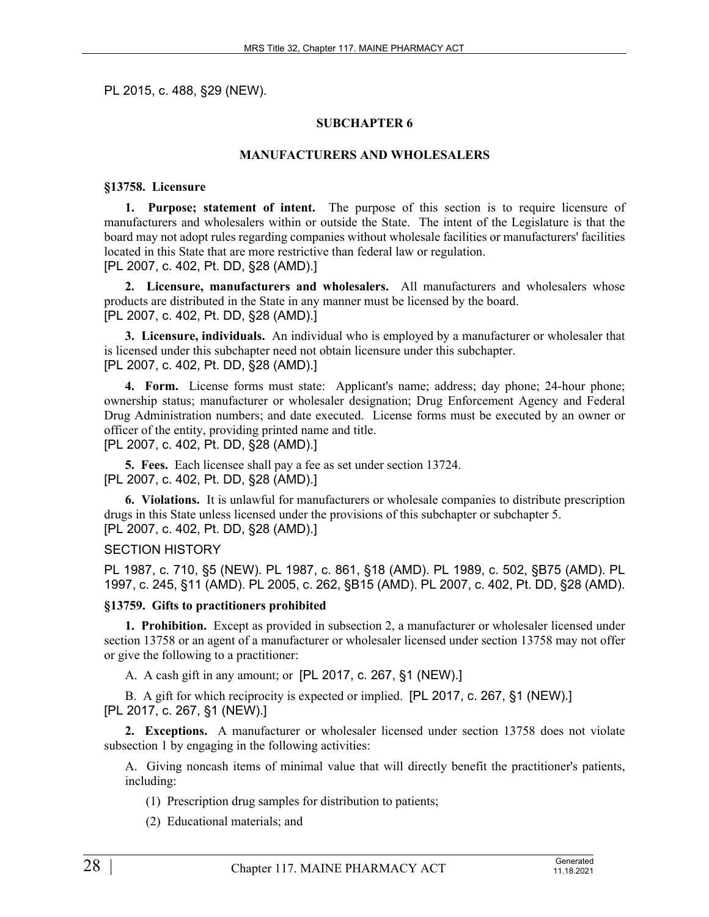PL 2015, c. 488, §29 (NEW).

## SUBCHAPTER 6

## MANUFACTURERS AND WHOLESALERS

### §13758. Licensure

**1. Purpose; statement of intent.** The purpose of this section is to require licensure of manufacturers and wholesalers within or outside the State. The intent of the Legislature is that the board may not adopt rules regarding companies without wholesale facilities or manufacturers' facilities located in this State that are more restrictive than federal law or regulation.
[PL 2007, c. 402, Pt. DD, §28 (AMD).]

**2. Licensure, manufacturers and wholesalers.** All manufacturers and wholesalers whose products are distributed in the State in any manner must be licensed by the board.
[PL 2007, c. 402, Pt. DD, §28 (AMD).]

**3. Licensure, individuals.** An individual who is employed by a manufacturer or wholesaler that is licensed under this subchapter need not obtain licensure under this subchapter.
[PL 2007, c. 402, Pt. DD, §28 (AMD).]

**4. Form.** License forms must state: Applicant's name; address; day phone; 24-hour phone; ownership status; manufacturer or wholesaler designation; Drug Enforcement Agency and Federal Drug Administration numbers; and date executed. License forms must be executed by an owner or officer of the entity, providing printed name and title.
[PL 2007, c. 402, Pt. DD, §28 (AMD).]

**5. Fees.** Each licensee shall pay a fee as set under section 13724.
[PL 2007, c. 402, Pt. DD, §28 (AMD).]

**6. Violations.** It is unlawful for manufacturers or wholesale companies to distribute prescription drugs in this State unless licensed under the provisions of this subchapter or subchapter 5.
[PL 2007, c. 402, Pt. DD, §28 (AMD).]

SECTION HISTORY

PL 1987, c. 710, §5 (NEW). PL 1987, c. 861, §18 (AMD). PL 1989, c. 502, §B75 (AMD). PL 1997, c. 245, §11 (AMD). PL 2005, c. 262, §B15 (AMD). PL 2007, c. 402, Pt. DD, §28 (AMD).

### §13759. Gifts to practitioners prohibited

**1. Prohibition.** Except as provided in subsection 2, a manufacturer or wholesaler licensed under section 13758 or an agent of a manufacturer or wholesaler licensed under section 13758 may not offer or give the following to a practitioner:

A. A cash gift in any amount; or [PL 2017, c. 267, §1 (NEW).]

B. A gift for which reciprocity is expected or implied. [PL 2017, c. 267, §1 (NEW).]
[PL 2017, c. 267, §1 (NEW).]

**2. Exceptions.** A manufacturer or wholesaler licensed under section 13758 does not violate subsection 1 by engaging in the following activities:

A. Giving noncash items of minimal value that will directly benefit the practitioner's patients, including:

(1) Prescription drug samples for distribution to patients;

(2) Educational materials; and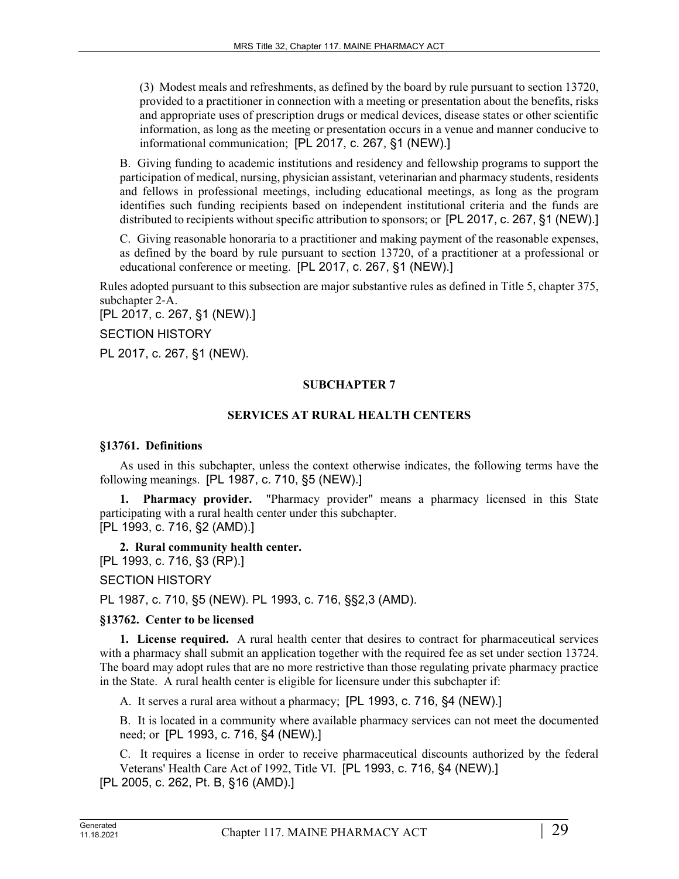(3) Modest meals and refreshments, as defined by the board by rule pursuant to section 13720, provided to a practitioner in connection with a meeting or presentation about the benefits, risks and appropriate uses of prescription drugs or medical devices, disease states or other scientific information, as long as the meeting or presentation occurs in a venue and manner conducive to informational communication; [PL 2017, c. 267, §1 (NEW).]

B. Giving funding to academic institutions and residency and fellowship programs to support the participation of medical, nursing, physician assistant, veterinarian and pharmacy students, residents and fellows in professional meetings, including educational meetings, as long as the program identifies such funding recipients based on independent institutional criteria and the funds are distributed to recipients without specific attribution to sponsors; or [PL 2017, c. 267, §1 (NEW).]

C. Giving reasonable honoraria to a practitioner and making payment of the reasonable expenses, as defined by the board by rule pursuant to section 13720, of a practitioner at a professional or educational conference or meeting. [PL 2017, c. 267, §1 (NEW).]

Rules adopted pursuant to this subsection are major substantive rules as defined in Title 5, chapter 375, subchapter 2-A.

[PL 2017, c. 267, §1 (NEW).]

SECTION HISTORY

PL 2017, c. 267, §1 (NEW).

## SUBCHAPTER 7

## SERVICES AT RURAL HEALTH CENTERS

### §13761. Definitions

As used in this subchapter, unless the context otherwise indicates, the following terms have the following meanings. [PL 1987, c. 710, §5 (NEW).]

**1. Pharmacy provider.** "Pharmacy provider" means a pharmacy licensed in this State participating with a rural health center under this subchapter.

[PL 1993, c. 716, §2 (AMD).]

**2. Rural community health center.**

[PL 1993, c. 716, §3 (RP).]

SECTION HISTORY

PL 1987, c. 710, §5 (NEW). PL 1993, c. 716, §§2,3 (AMD).

### §13762. Center to be licensed

**1. License required.** A rural health center that desires to contract for pharmaceutical services with a pharmacy shall submit an application together with the required fee as set under section 13724. The board may adopt rules that are no more restrictive than those regulating private pharmacy practice in the State. A rural health center is eligible for licensure under this subchapter if:

A. It serves a rural area without a pharmacy; [PL 1993, c. 716, §4 (NEW).]

B. It is located in a community where available pharmacy services can not meet the documented need; or [PL 1993, c. 716, §4 (NEW).]

C. It requires a license in order to receive pharmaceutical discounts authorized by the federal Veterans' Health Care Act of 1992, Title VI. [PL 1993, c. 716, §4 (NEW).]

[PL 2005, c. 262, Pt. B, §16 (AMD).]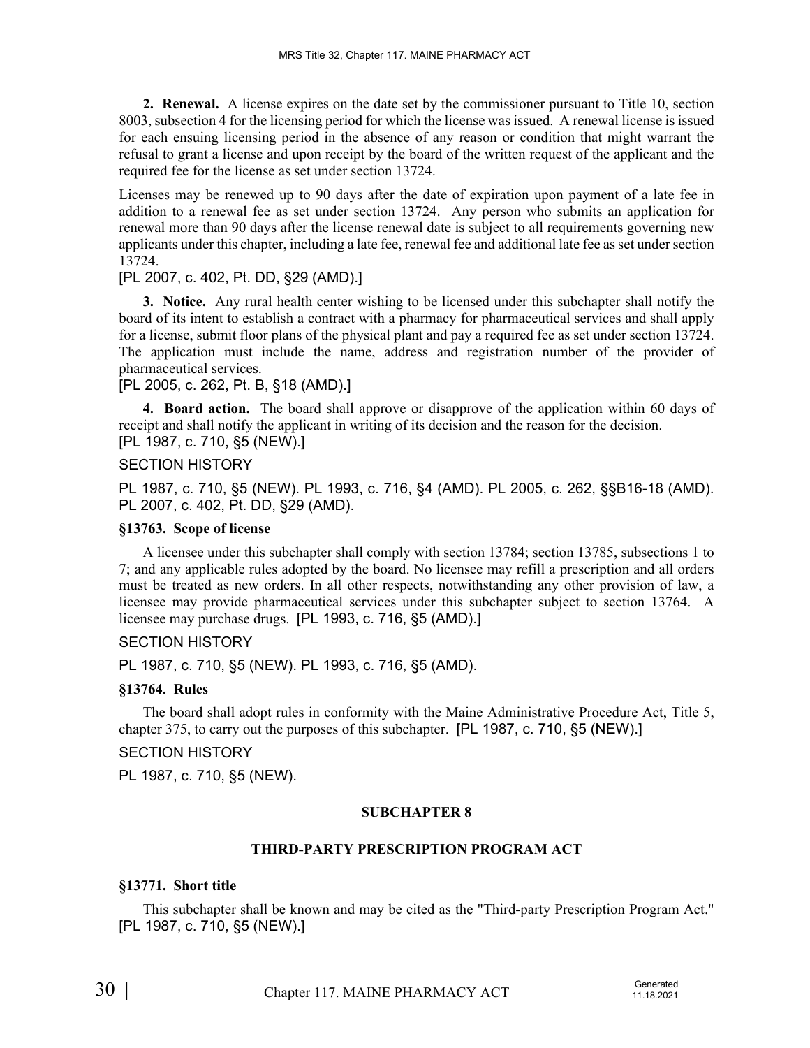**2. Renewal.** A license expires on the date set by the commissioner pursuant to Title 10, section 8003, subsection 4 for the licensing period for which the license was issued. A renewal license is issued for each ensuing licensing period in the absence of any reason or condition that might warrant the refusal to grant a license and upon receipt by the board of the written request of the applicant and the required fee for the license as set under section 13724.

Licenses may be renewed up to 90 days after the date of expiration upon payment of a late fee in addition to a renewal fee as set under section 13724. Any person who submits an application for renewal more than 90 days after the license renewal date is subject to all requirements governing new applicants under this chapter, including a late fee, renewal fee and additional late fee as set under section 13724.

[PL 2007, c. 402, Pt. DD, §29 (AMD).]

**3. Notice.** Any rural health center wishing to be licensed under this subchapter shall notify the board of its intent to establish a contract with a pharmacy for pharmaceutical services and shall apply for a license, submit floor plans of the physical plant and pay a required fee as set under section 13724. The application must include the name, address and registration number of the provider of pharmaceutical services.

[PL 2005, c. 262, Pt. B, §18 (AMD).]

**4. Board action.** The board shall approve or disapprove of the application within 60 days of receipt and shall notify the applicant in writing of its decision and the reason for the decision.

[PL 1987, c. 710, §5 (NEW).]

SECTION HISTORY

PL 1987, c. 710, §5 (NEW). PL 1993, c. 716, §4 (AMD). PL 2005, c. 262, §§B16-18 (AMD). PL 2007, c. 402, Pt. DD, §29 (AMD).

**§13763. Scope of license**

A licensee under this subchapter shall comply with section 13784; section 13785, subsections 1 to 7; and any applicable rules adopted by the board. No licensee may refill a prescription and all orders must be treated as new orders. In all other respects, notwithstanding any other provision of law, a licensee may provide pharmaceutical services under this subchapter subject to section 13764. A licensee may purchase drugs. [PL 1993, c. 716, §5 (AMD).]

SECTION HISTORY

PL 1987, c. 710, §5 (NEW). PL 1993, c. 716, §5 (AMD).

**§13764. Rules**

The board shall adopt rules in conformity with the Maine Administrative Procedure Act, Title 5, chapter 375, to carry out the purposes of this subchapter. [PL 1987, c. 710, §5 (NEW).]

SECTION HISTORY

PL 1987, c. 710, §5 (NEW).

## SUBCHAPTER 8

## THIRD-PARTY PRESCRIPTION PROGRAM ACT

**§13771. Short title**

This subchapter shall be known and may be cited as the "Third-party Prescription Program Act." [PL 1987, c. 710, §5 (NEW).]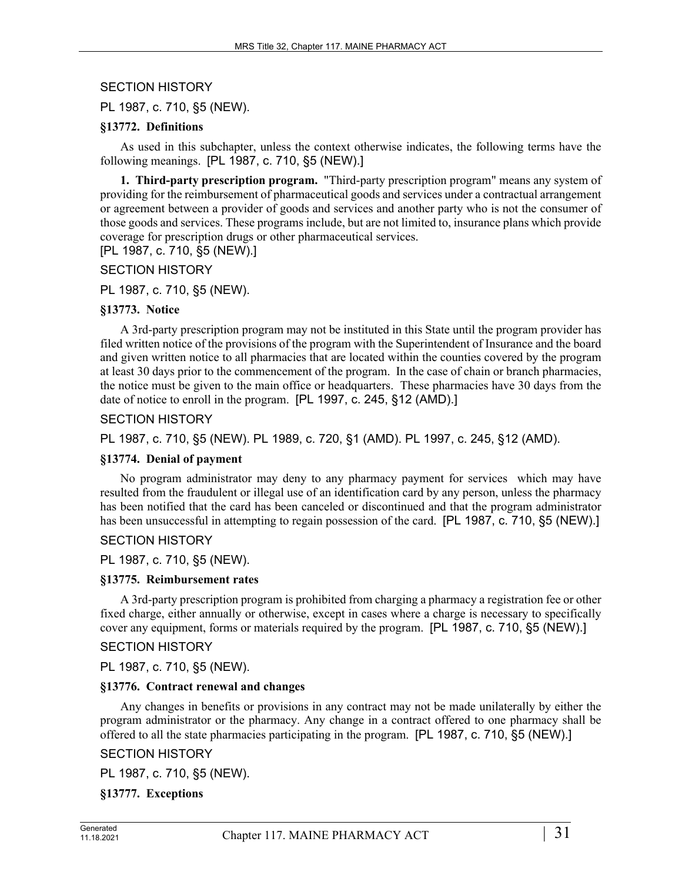SECTION HISTORY

PL 1987, c. 710, §5 (NEW).

**§13772. Definitions**

As used in this subchapter, unless the context otherwise indicates, the following terms have the following meanings. [PL 1987, c. 710, §5 (NEW).]

**1. Third-party prescription program.** "Third-party prescription program" means any system of providing for the reimbursement of pharmaceutical goods and services under a contractual arrangement or agreement between a provider of goods and services and another party who is not the consumer of those goods and services. These programs include, but are not limited to, insurance plans which provide coverage for prescription drugs or other pharmaceutical services.
[PL 1987, c. 710, §5 (NEW).]

SECTION HISTORY

PL 1987, c. 710, §5 (NEW).

**§13773. Notice**

A 3rd-party prescription program may not be instituted in this State until the program provider has filed written notice of the provisions of the program with the Superintendent of Insurance and the board and given written notice to all pharmacies that are located within the counties covered by the program at least 30 days prior to the commencement of the program. In the case of chain or branch pharmacies, the notice must be given to the main office or headquarters. These pharmacies have 30 days from the date of notice to enroll in the program. [PL 1997, c. 245, §12 (AMD).]

SECTION HISTORY

PL 1987, c. 710, §5 (NEW). PL 1989, c. 720, §1 (AMD). PL 1997, c. 245, §12 (AMD).

**§13774. Denial of payment**

No program administrator may deny to any pharmacy payment for services which may have resulted from the fraudulent or illegal use of an identification card by any person, unless the pharmacy has been notified that the card has been canceled or discontinued and that the program administrator has been unsuccessful in attempting to regain possession of the card. [PL 1987, c. 710, §5 (NEW).]

SECTION HISTORY

PL 1987, c. 710, §5 (NEW).

**§13775. Reimbursement rates**

A 3rd-party prescription program is prohibited from charging a pharmacy a registration fee or other fixed charge, either annually or otherwise, except in cases where a charge is necessary to specifically cover any equipment, forms or materials required by the program. [PL 1987, c. 710, §5 (NEW).]

SECTION HISTORY

PL 1987, c. 710, §5 (NEW).

**§13776. Contract renewal and changes**

Any changes in benefits or provisions in any contract may not be made unilaterally by either the program administrator or the pharmacy. Any change in a contract offered to one pharmacy shall be offered to all the state pharmacies participating in the program. [PL 1987, c. 710, §5 (NEW).]

SECTION HISTORY

PL 1987, c. 710, §5 (NEW).

**§13777. Exceptions**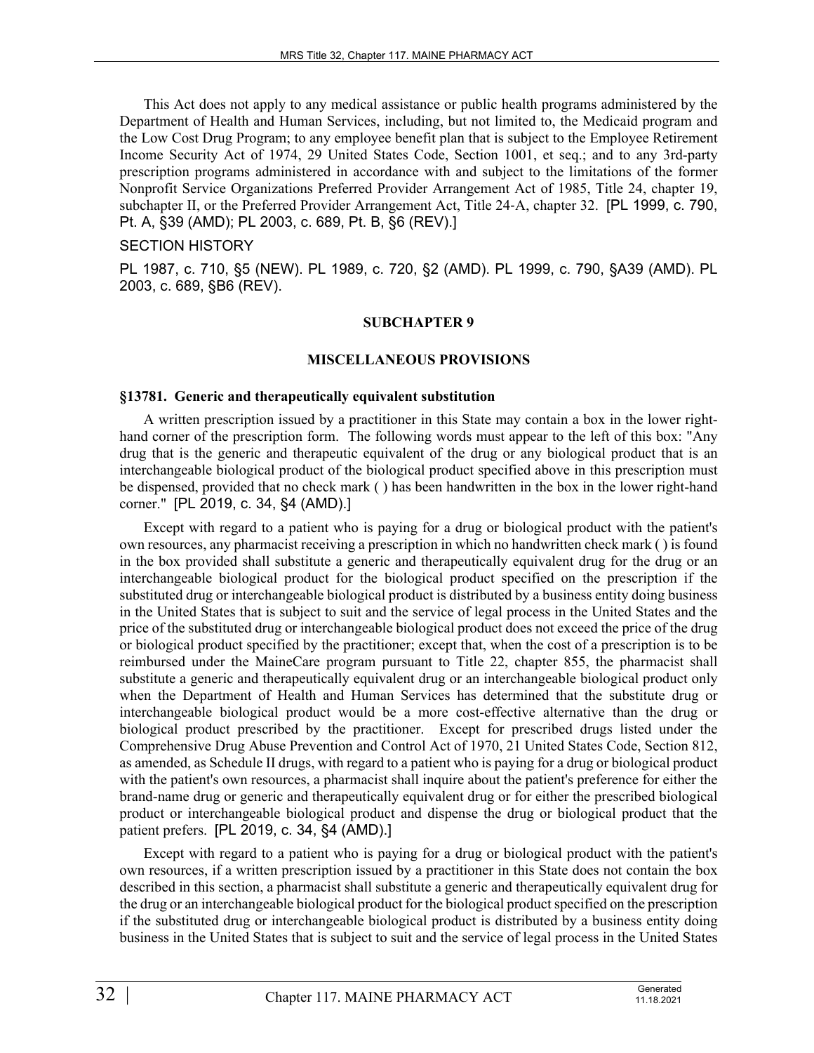This Act does not apply to any medical assistance or public health programs administered by the Department of Health and Human Services, including, but not limited to, the Medicaid program and the Low Cost Drug Program; to any employee benefit plan that is subject to the Employee Retirement Income Security Act of 1974, 29 United States Code, Section 1001, et seq.; and to any 3rd-party prescription programs administered in accordance with and subject to the limitations of the former Nonprofit Service Organizations Preferred Provider Arrangement Act of 1985, Title 24, chapter 19, subchapter II, or the Preferred Provider Arrangement Act, Title 24-A, chapter 32. [PL 1999, c. 790, Pt. A, §39 (AMD); PL 2003, c. 689, Pt. B, §6 (REV).]

SECTION HISTORY

PL 1987, c. 710, §5 (NEW). PL 1989, c. 720, §2 (AMD). PL 1999, c. 790, §A39 (AMD). PL 2003, c. 689, §B6 (REV).

## SUBCHAPTER 9

## MISCELLANEOUS PROVISIONS

### §13781. Generic and therapeutically equivalent substitution

A written prescription issued by a practitioner in this State may contain a box in the lower right-hand corner of the prescription form. The following words must appear to the left of this box: "Any drug that is the generic and therapeutic equivalent of the drug or any biological product that is an interchangeable biological product of the biological product specified above in this prescription must be dispensed, provided that no check mark ( ) has been handwritten in the box in the lower right-hand corner." [PL 2019, c. 34, §4 (AMD).]

Except with regard to a patient who is paying for a drug or biological product with the patient's own resources, any pharmacist receiving a prescription in which no handwritten check mark ( ) is found in the box provided shall substitute a generic and therapeutically equivalent drug for the drug or an interchangeable biological product for the biological product specified on the prescription if the substituted drug or interchangeable biological product is distributed by a business entity doing business in the United States that is subject to suit and the service of legal process in the United States and the price of the substituted drug or interchangeable biological product does not exceed the price of the drug or biological product specified by the practitioner; except that, when the cost of a prescription is to be reimbursed under the MaineCare program pursuant to Title 22, chapter 855, the pharmacist shall substitute a generic and therapeutically equivalent drug or an interchangeable biological product only when the Department of Health and Human Services has determined that the substitute drug or interchangeable biological product would be a more cost-effective alternative than the drug or biological product prescribed by the practitioner. Except for prescribed drugs listed under the Comprehensive Drug Abuse Prevention and Control Act of 1970, 21 United States Code, Section 812, as amended, as Schedule II drugs, with regard to a patient who is paying for a drug or biological product with the patient's own resources, a pharmacist shall inquire about the patient's preference for either the brand-name drug or generic and therapeutically equivalent drug or for either the prescribed biological product or interchangeable biological product and dispense the drug or biological product that the patient prefers. [PL 2019, c. 34, §4 (AMD).]

Except with regard to a patient who is paying for a drug or biological product with the patient's own resources, if a written prescription issued by a practitioner in this State does not contain the box described in this section, a pharmacist shall substitute a generic and therapeutically equivalent drug for the drug or an interchangeable biological product for the biological product specified on the prescription if the substituted drug or interchangeable biological product is distributed by a business entity doing business in the United States that is subject to suit and the service of legal process in the United States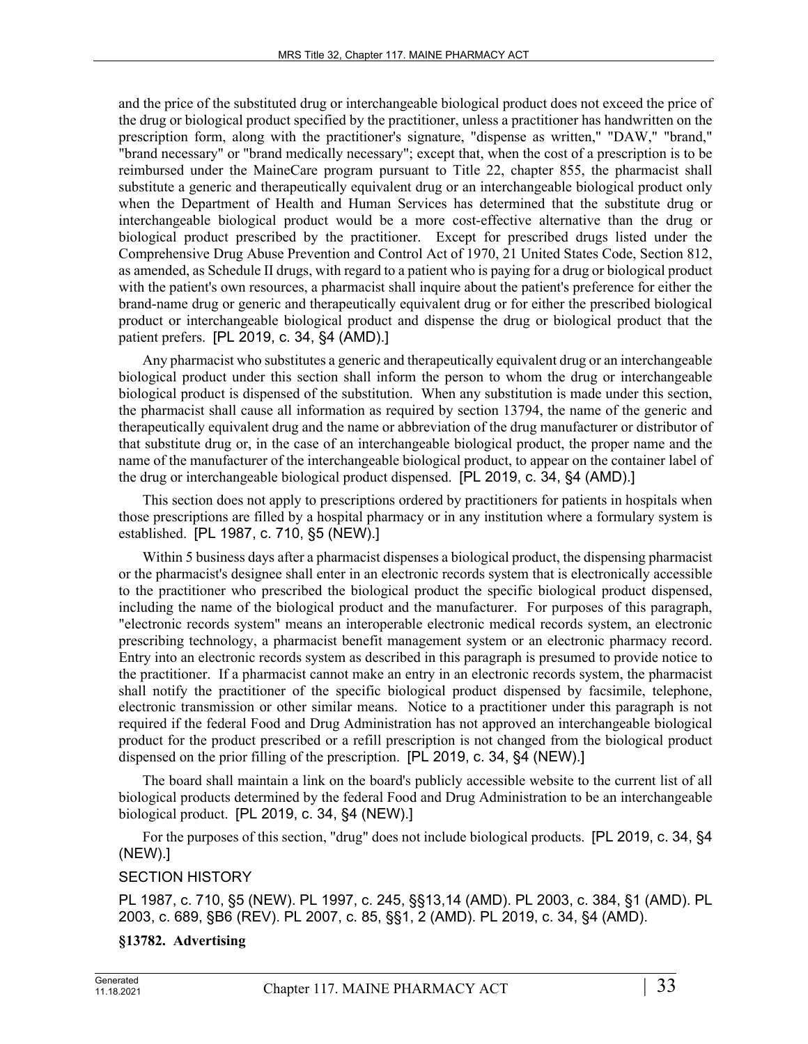and the price of the substituted drug or interchangeable biological product does not exceed the price of the drug or biological product specified by the practitioner, unless a practitioner has handwritten on the prescription form, along with the practitioner's signature, "dispense as written," "DAW," "brand," "brand necessary" or "brand medically necessary"; except that, when the cost of a prescription is to be reimbursed under the MaineCare program pursuant to Title 22, chapter 855, the pharmacist shall substitute a generic and therapeutically equivalent drug or an interchangeable biological product only when the Department of Health and Human Services has determined that the substitute drug or interchangeable biological product would be a more cost-effective alternative than the drug or biological product prescribed by the practitioner. Except for prescribed drugs listed under the Comprehensive Drug Abuse Prevention and Control Act of 1970, 21 United States Code, Section 812, as amended, as Schedule II drugs, with regard to a patient who is paying for a drug or biological product with the patient's own resources, a pharmacist shall inquire about the patient's preference for either the brand-name drug or generic and therapeutically equivalent drug or for either the prescribed biological product or interchangeable biological product and dispense the drug or biological product that the patient prefers. [PL 2019, c. 34, §4 (AMD).]

Any pharmacist who substitutes a generic and therapeutically equivalent drug or an interchangeable biological product under this section shall inform the person to whom the drug or interchangeable biological product is dispensed of the substitution. When any substitution is made under this section, the pharmacist shall cause all information as required by section 13794, the name of the generic and therapeutically equivalent drug and the name or abbreviation of the drug manufacturer or distributor of that substitute drug or, in the case of an interchangeable biological product, the proper name and the name of the manufacturer of the interchangeable biological product, to appear on the container label of the drug or interchangeable biological product dispensed. [PL 2019, c. 34, §4 (AMD).]

This section does not apply to prescriptions ordered by practitioners for patients in hospitals when those prescriptions are filled by a hospital pharmacy or in any institution where a formulary system is established. [PL 1987, c. 710, §5 (NEW).]

Within 5 business days after a pharmacist dispenses a biological product, the dispensing pharmacist or the pharmacist's designee shall enter in an electronic records system that is electronically accessible to the practitioner who prescribed the biological product the specific biological product dispensed, including the name of the biological product and the manufacturer. For purposes of this paragraph, "electronic records system" means an interoperable electronic medical records system, an electronic prescribing technology, a pharmacist benefit management system or an electronic pharmacy record. Entry into an electronic records system as described in this paragraph is presumed to provide notice to the practitioner. If a pharmacist cannot make an entry in an electronic records system, the pharmacist shall notify the practitioner of the specific biological product dispensed by facsimile, telephone, electronic transmission or other similar means. Notice to a practitioner under this paragraph is not required if the federal Food and Drug Administration has not approved an interchangeable biological product for the product prescribed or a refill prescription is not changed from the biological product dispensed on the prior filling of the prescription. [PL 2019, c. 34, §4 (NEW).]

The board shall maintain a link on the board's publicly accessible website to the current list of all biological products determined by the federal Food and Drug Administration to be an interchangeable biological product. [PL 2019, c. 34, §4 (NEW).]

For the purposes of this section, "drug" does not include biological products. [PL 2019, c. 34, §4 (NEW).]

SECTION HISTORY

PL 1987, c. 710, §5 (NEW). PL 1997, c. 245, §§13,14 (AMD). PL 2003, c. 384, §1 (AMD). PL 2003, c. 689, §B6 (REV). PL 2007, c. 85, §§1, 2 (AMD). PL 2019, c. 34, §4 (AMD).

**§13782. Advertising**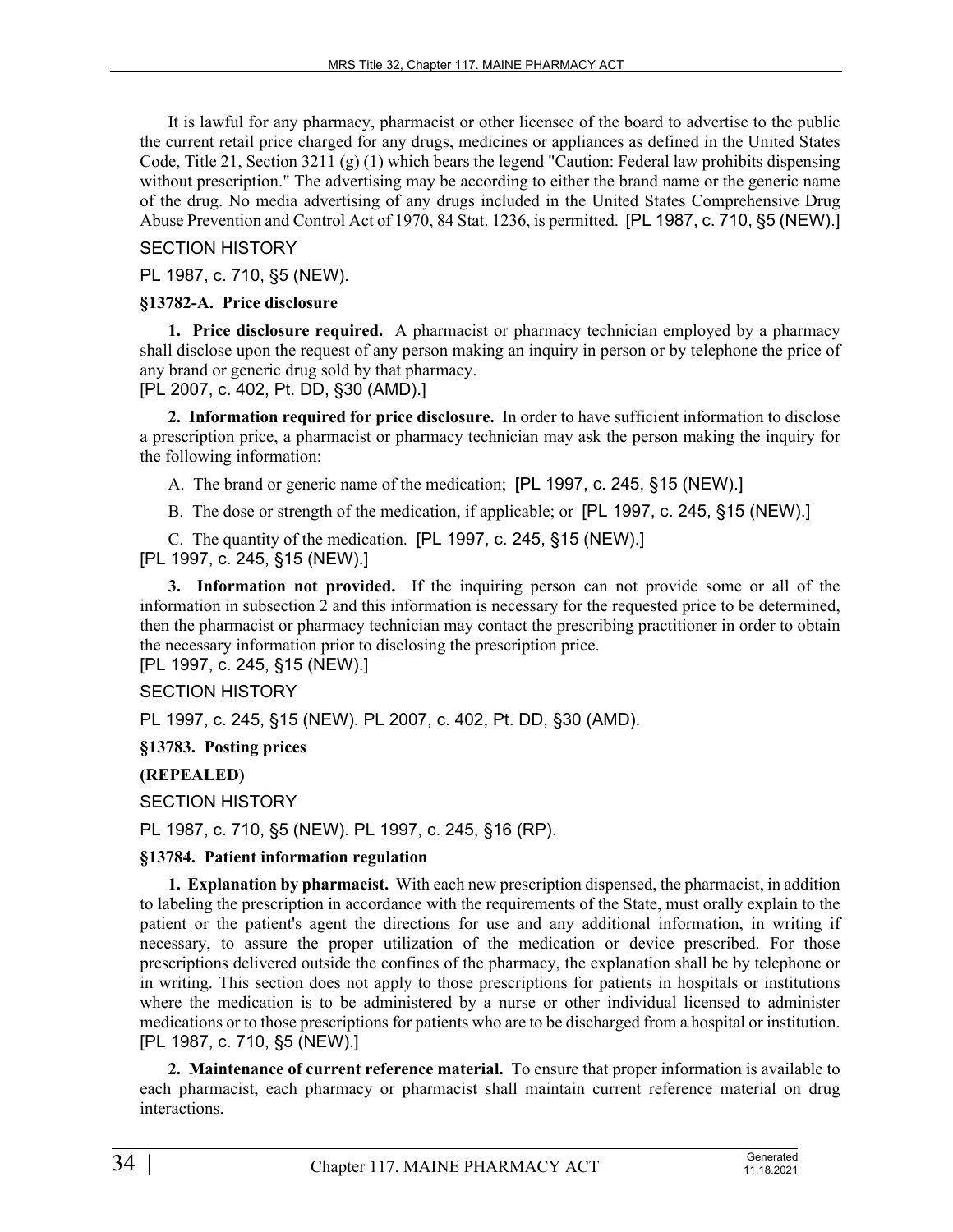It is lawful for any pharmacy, pharmacist or other licensee of the board to advertise to the public the current retail price charged for any drugs, medicines or appliances as defined in the United States Code, Title 21, Section 3211 (g) (1) which bears the legend "Caution: Federal law prohibits dispensing without prescription." The advertising may be according to either the brand name or the generic name of the drug. No media advertising of any drugs included in the United States Comprehensive Drug Abuse Prevention and Control Act of 1970, 84 Stat. 1236, is permitted. [PL 1987, c. 710, §5 (NEW).]

SECTION HISTORY

PL 1987, c. 710, §5 (NEW).

**§13782-A. Price disclosure**

**1. Price disclosure required.** A pharmacist or pharmacy technician employed by a pharmacy shall disclose upon the request of any person making an inquiry in person or by telephone the price of any brand or generic drug sold by that pharmacy.
[PL 2007, c. 402, Pt. DD, §30 (AMD).]

**2. Information required for price disclosure.** In order to have sufficient information to disclose a prescription price, a pharmacist or pharmacy technician may ask the person making the inquiry for the following information:

A. The brand or generic name of the medication; [PL 1997, c. 245, §15 (NEW).]

B. The dose or strength of the medication, if applicable; or [PL 1997, c. 245, §15 (NEW).]

C. The quantity of the medication. [PL 1997, c. 245, §15 (NEW).]
[PL 1997, c. 245, §15 (NEW).]

**3. Information not provided.** If the inquiring person can not provide some or all of the information in subsection 2 and this information is necessary for the requested price to be determined, then the pharmacist or pharmacy technician may contact the prescribing practitioner in order to obtain the necessary information prior to disclosing the prescription price.
[PL 1997, c. 245, §15 (NEW).]

SECTION HISTORY

PL 1997, c. 245, §15 (NEW). PL 2007, c. 402, Pt. DD, §30 (AMD).

**§13783. Posting prices**

**(REPEALED)**

SECTION HISTORY

PL 1987, c. 710, §5 (NEW). PL 1997, c. 245, §16 (RP).

**§13784. Patient information regulation**

**1. Explanation by pharmacist.** With each new prescription dispensed, the pharmacist, in addition to labeling the prescription in accordance with the requirements of the State, must orally explain to the patient or the patient's agent the directions for use and any additional information, in writing if necessary, to assure the proper utilization of the medication or device prescribed. For those prescriptions delivered outside the confines of the pharmacy, the explanation shall be by telephone or in writing. This section does not apply to those prescriptions for patients in hospitals or institutions where the medication is to be administered by a nurse or other individual licensed to administer medications or to those prescriptions for patients who are to be discharged from a hospital or institution.
[PL 1987, c. 710, §5 (NEW).]

**2. Maintenance of current reference material.** To ensure that proper information is available to each pharmacist, each pharmacy or pharmacist shall maintain current reference material on drug interactions.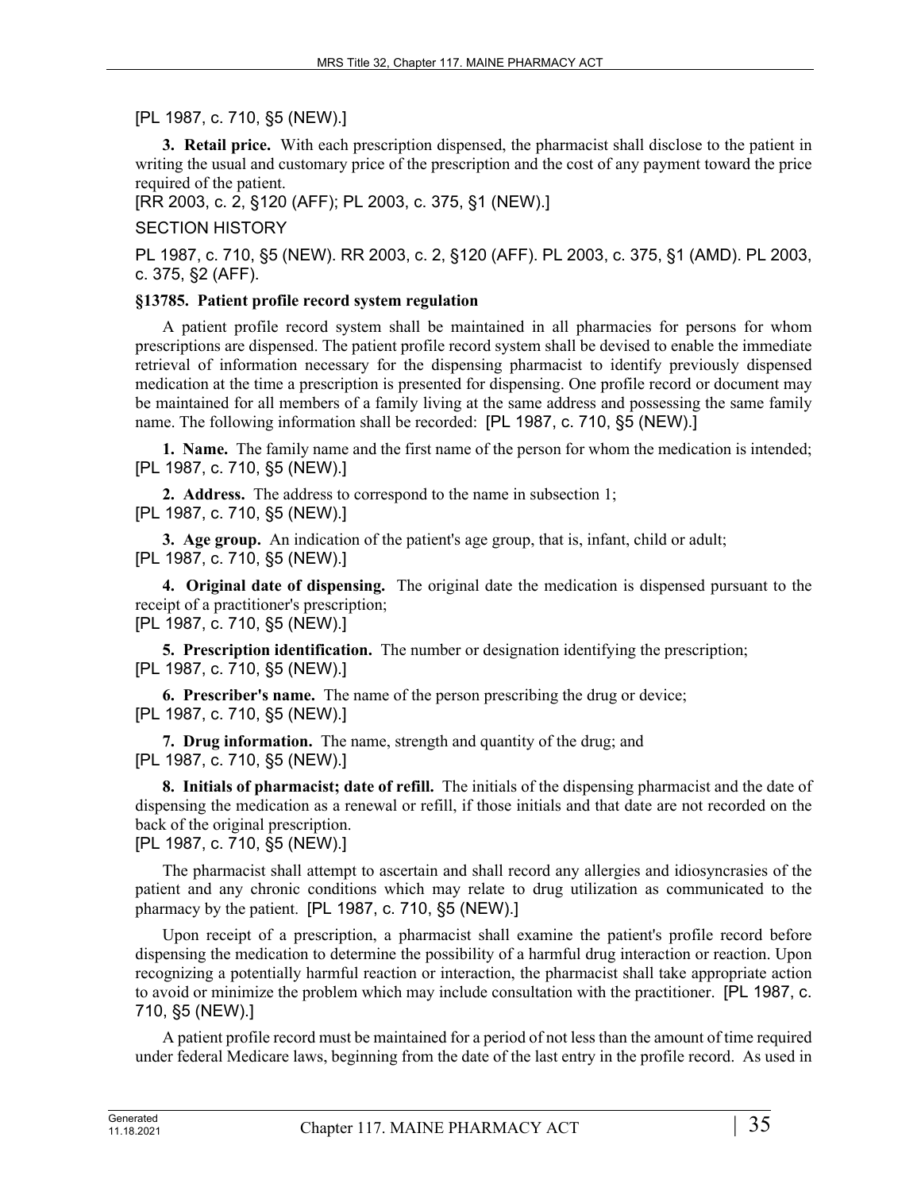[PL 1987, c. 710, §5 (NEW).]

**3. Retail price.** With each prescription dispensed, the pharmacist shall disclose to the patient in writing the usual and customary price of the prescription and the cost of any payment toward the price required of the patient.

[RR 2003, c. 2, §120 (AFF); PL 2003, c. 375, §1 (NEW).]

SECTION HISTORY

PL 1987, c. 710, §5 (NEW). RR 2003, c. 2, §120 (AFF). PL 2003, c. 375, §1 (AMD). PL 2003, c. 375, §2 (AFF).

**§13785. Patient profile record system regulation**

A patient profile record system shall be maintained in all pharmacies for persons for whom prescriptions are dispensed. The patient profile record system shall be devised to enable the immediate retrieval of information necessary for the dispensing pharmacist to identify previously dispensed medication at the time a prescription is presented for dispensing. One profile record or document may be maintained for all members of a family living at the same address and possessing the same family name. The following information shall be recorded: [PL 1987, c. 710, §5 (NEW).]

**1. Name.** The family name and the first name of the person for whom the medication is intended;
[PL 1987, c. 710, §5 (NEW).]

**2. Address.** The address to correspond to the name in subsection 1;
[PL 1987, c. 710, §5 (NEW).]

**3. Age group.** An indication of the patient's age group, that is, infant, child or adult;
[PL 1987, c. 710, §5 (NEW).]

**4. Original date of dispensing.** The original date the medication is dispensed pursuant to the receipt of a practitioner's prescription;
[PL 1987, c. 710, §5 (NEW).]

**5. Prescription identification.** The number or designation identifying the prescription;
[PL 1987, c. 710, §5 (NEW).]

**6. Prescriber's name.** The name of the person prescribing the drug or device;
[PL 1987, c. 710, §5 (NEW).]

**7. Drug information.** The name, strength and quantity of the drug; and
[PL 1987, c. 710, §5 (NEW).]

**8. Initials of pharmacist; date of refill.** The initials of the dispensing pharmacist and the date of dispensing the medication as a renewal or refill, if those initials and that date are not recorded on the back of the original prescription.
[PL 1987, c. 710, §5 (NEW).]

The pharmacist shall attempt to ascertain and shall record any allergies and idiosyncrasies of the patient and any chronic conditions which may relate to drug utilization as communicated to the pharmacy by the patient. [PL 1987, c. 710, §5 (NEW).]

Upon receipt of a prescription, a pharmacist shall examine the patient's profile record before dispensing the medication to determine the possibility of a harmful drug interaction or reaction. Upon recognizing a potentially harmful reaction or interaction, the pharmacist shall take appropriate action to avoid or minimize the problem which may include consultation with the practitioner. [PL 1987, c. 710, §5 (NEW).]

A patient profile record must be maintained for a period of not less than the amount of time required under federal Medicare laws, beginning from the date of the last entry in the profile record. As used in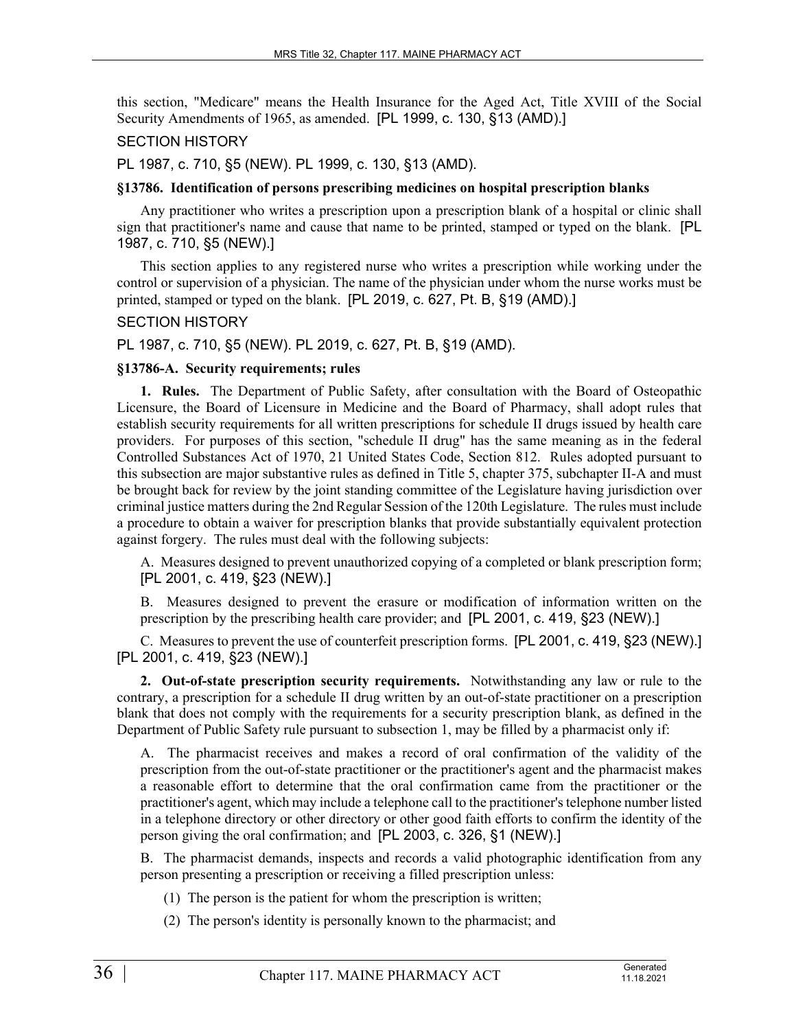this section, "Medicare" means the Health Insurance for the Aged Act, Title XVIII of the Social Security Amendments of 1965, as amended. [PL 1999, c. 130, §13 (AMD).]

SECTION HISTORY

PL 1987, c. 710, §5 (NEW). PL 1999, c. 130, §13 (AMD).

**§13786. Identification of persons prescribing medicines on hospital prescription blanks**

Any practitioner who writes a prescription upon a prescription blank of a hospital or clinic shall sign that practitioner's name and cause that name to be printed, stamped or typed on the blank. [PL 1987, c. 710, §5 (NEW).]

This section applies to any registered nurse who writes a prescription while working under the control or supervision of a physician. The name of the physician under whom the nurse works must be printed, stamped or typed on the blank. [PL 2019, c. 627, Pt. B, §19 (AMD).]

SECTION HISTORY

PL 1987, c. 710, §5 (NEW). PL 2019, c. 627, Pt. B, §19 (AMD).

**§13786-A. Security requirements; rules**

**1. Rules.** The Department of Public Safety, after consultation with the Board of Osteopathic Licensure, the Board of Licensure in Medicine and the Board of Pharmacy, shall adopt rules that establish security requirements for all written prescriptions for schedule II drugs issued by health care providers. For purposes of this section, "schedule II drug" has the same meaning as in the federal Controlled Substances Act of 1970, 21 United States Code, Section 812. Rules adopted pursuant to this subsection are major substantive rules as defined in Title 5, chapter 375, subchapter II-A and must be brought back for review by the joint standing committee of the Legislature having jurisdiction over criminal justice matters during the 2nd Regular Session of the 120th Legislature. The rules must include a procedure to obtain a waiver for prescription blanks that provide substantially equivalent protection against forgery. The rules must deal with the following subjects:

A. Measures designed to prevent unauthorized copying of a completed or blank prescription form; [PL 2001, c. 419, §23 (NEW).]

B. Measures designed to prevent the erasure or modification of information written on the prescription by the prescribing health care provider; and [PL 2001, c. 419, §23 (NEW).]

C. Measures to prevent the use of counterfeit prescription forms. [PL 2001, c. 419, §23 (NEW).]

[PL 2001, c. 419, §23 (NEW).]

**2. Out-of-state prescription security requirements.** Notwithstanding any law or rule to the contrary, a prescription for a schedule II drug written by an out-of-state practitioner on a prescription blank that does not comply with the requirements for a security prescription blank, as defined in the Department of Public Safety rule pursuant to subsection 1, may be filled by a pharmacist only if:

A. The pharmacist receives and makes a record of oral confirmation of the validity of the prescription from the out-of-state practitioner or the practitioner's agent and the pharmacist makes a reasonable effort to determine that the oral confirmation came from the practitioner or the practitioner's agent, which may include a telephone call to the practitioner's telephone number listed in a telephone directory or other directory or other good faith efforts to confirm the identity of the person giving the oral confirmation; and [PL 2003, c. 326, §1 (NEW).]

B. The pharmacist demands, inspects and records a valid photographic identification from any person presenting a prescription or receiving a filled prescription unless:

(1) The person is the patient for whom the prescription is written;

(2) The person's identity is personally known to the pharmacist; and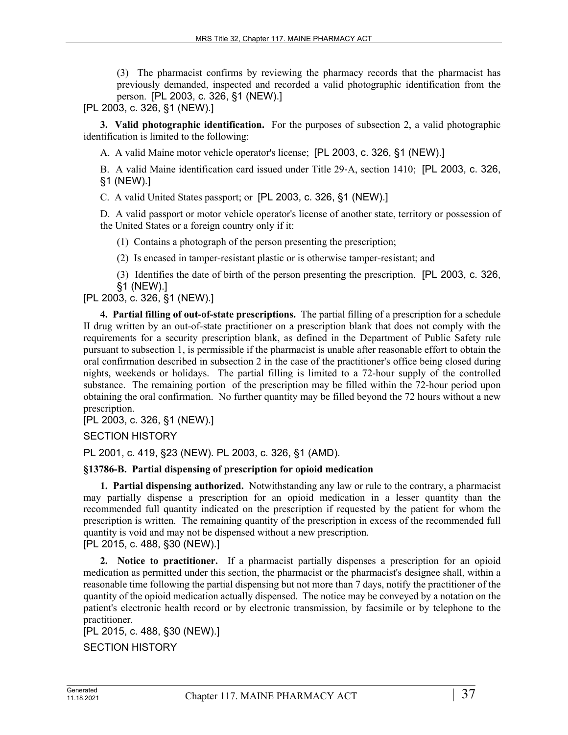(3) The pharmacist confirms by reviewing the pharmacy records that the pharmacist has previously demanded, inspected and recorded a valid photographic identification from the person. [PL 2003, c. 326, §1 (NEW).]

[PL 2003, c. 326, §1 (NEW).]

**3. Valid photographic identification.** For the purposes of subsection 2, a valid photographic identification is limited to the following:

A. A valid Maine motor vehicle operator's license; [PL 2003, c. 326, §1 (NEW).]

B. A valid Maine identification card issued under Title 29-A, section 1410; [PL 2003, c. 326, §1 (NEW).]

C. A valid United States passport; or [PL 2003, c. 326, §1 (NEW).]

D. A valid passport or motor vehicle operator's license of another state, territory or possession of the United States or a foreign country only if it:

(1) Contains a photograph of the person presenting the prescription;

(2) Is encased in tamper-resistant plastic or is otherwise tamper-resistant; and

(3) Identifies the date of birth of the person presenting the prescription. [PL 2003, c. 326, §1 (NEW).]

[PL 2003, c. 326, §1 (NEW).]

**4. Partial filling of out-of-state prescriptions.** The partial filling of a prescription for a schedule II drug written by an out-of-state practitioner on a prescription blank that does not comply with the requirements for a security prescription blank, as defined in the Department of Public Safety rule pursuant to subsection 1, is permissible if the pharmacist is unable after reasonable effort to obtain the oral confirmation described in subsection 2 in the case of the practitioner's office being closed during nights, weekends or holidays. The partial filling is limited to a 72-hour supply of the controlled substance. The remaining portion of the prescription may be filled within the 72-hour period upon obtaining the oral confirmation. No further quantity may be filled beyond the 72 hours without a new prescription.

[PL 2003, c. 326, §1 (NEW).]

SECTION HISTORY

PL 2001, c. 419, §23 (NEW). PL 2003, c. 326, §1 (AMD).

### §13786-B. Partial dispensing of prescription for opioid medication

**1. Partial dispensing authorized.** Notwithstanding any law or rule to the contrary, a pharmacist may partially dispense a prescription for an opioid medication in a lesser quantity than the recommended full quantity indicated on the prescription if requested by the patient for whom the prescription is written. The remaining quantity of the prescription in excess of the recommended full quantity is void and may not be dispensed without a new prescription.

[PL 2015, c. 488, §30 (NEW).]

**2. Notice to practitioner.** If a pharmacist partially dispenses a prescription for an opioid medication as permitted under this section, the pharmacist or the pharmacist's designee shall, within a reasonable time following the partial dispensing but not more than 7 days, notify the practitioner of the quantity of the opioid medication actually dispensed. The notice may be conveyed by a notation on the patient's electronic health record or by electronic transmission, by facsimile or by telephone to the practitioner.

[PL 2015, c. 488, §30 (NEW).]

SECTION HISTORY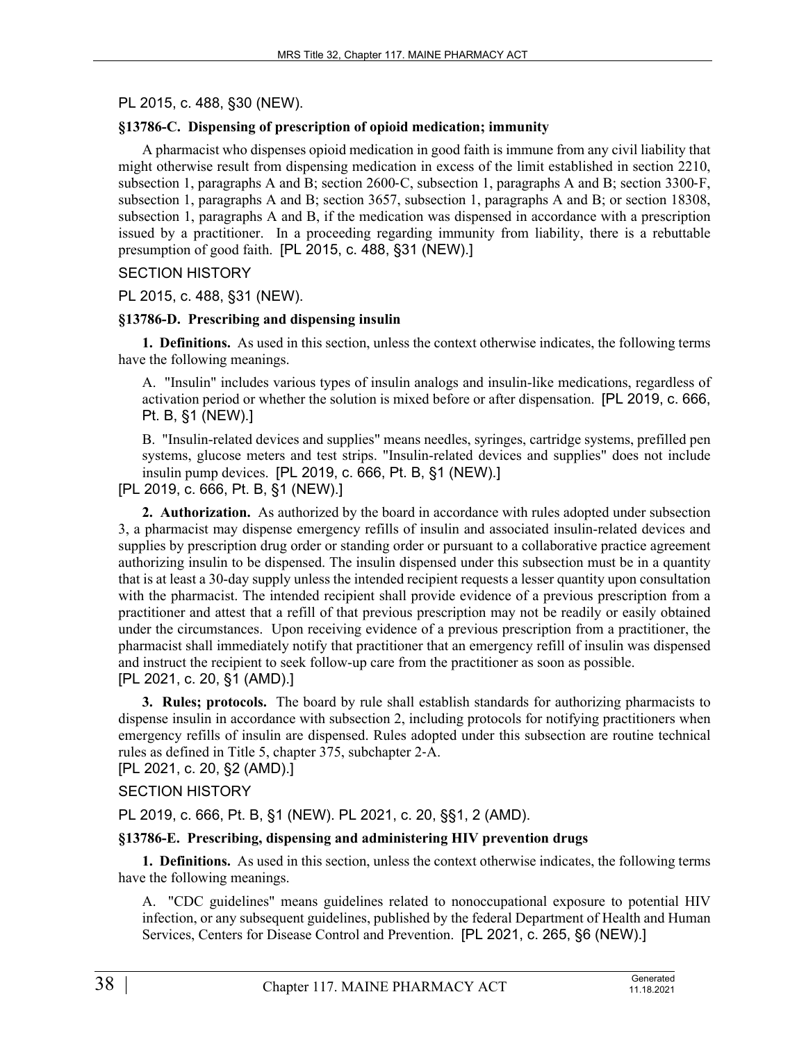PL 2015, c. 488, §30 (NEW).

**§13786-C. Dispensing of prescription of opioid medication; immunity**

A pharmacist who dispenses opioid medication in good faith is immune from any civil liability that might otherwise result from dispensing medication in excess of the limit established in section 2210, subsection 1, paragraphs A and B; section 2600-C, subsection 1, paragraphs A and B; section 3300-F, subsection 1, paragraphs A and B; section 3657, subsection 1, paragraphs A and B; or section 18308, subsection 1, paragraphs A and B, if the medication was dispensed in accordance with a prescription issued by a practitioner. In a proceeding regarding immunity from liability, there is a rebuttable presumption of good faith. [PL 2015, c. 488, §31 (NEW).]

SECTION HISTORY

PL 2015, c. 488, §31 (NEW).

**§13786-D. Prescribing and dispensing insulin**

**1. Definitions.** As used in this section, unless the context otherwise indicates, the following terms have the following meanings.

A. "Insulin" includes various types of insulin analogs and insulin-like medications, regardless of activation period or whether the solution is mixed before or after dispensation. [PL 2019, c. 666, Pt. B, §1 (NEW).]

B. "Insulin-related devices and supplies" means needles, syringes, cartridge systems, prefilled pen systems, glucose meters and test strips. "Insulin-related devices and supplies" does not include insulin pump devices. [PL 2019, c. 666, Pt. B, §1 (NEW).]

[PL 2019, c. 666, Pt. B, §1 (NEW).]

**2. Authorization.** As authorized by the board in accordance with rules adopted under subsection 3, a pharmacist may dispense emergency refills of insulin and associated insulin-related devices and supplies by prescription drug order or standing order or pursuant to a collaborative practice agreement authorizing insulin to be dispensed. The insulin dispensed under this subsection must be in a quantity that is at least a 30-day supply unless the intended recipient requests a lesser quantity upon consultation with the pharmacist. The intended recipient shall provide evidence of a previous prescription from a practitioner and attest that a refill of that previous prescription may not be readily or easily obtained under the circumstances. Upon receiving evidence of a previous prescription from a practitioner, the pharmacist shall immediately notify that practitioner that an emergency refill of insulin was dispensed and instruct the recipient to seek follow-up care from the practitioner as soon as possible.

[PL 2021, c. 20, §1 (AMD).]

**3. Rules; protocols.** The board by rule shall establish standards for authorizing pharmacists to dispense insulin in accordance with subsection 2, including protocols for notifying practitioners when emergency refills of insulin are dispensed. Rules adopted under this subsection are routine technical rules as defined in Title 5, chapter 375, subchapter 2-A.

[PL 2021, c. 20, §2 (AMD).]

SECTION HISTORY

PL 2019, c. 666, Pt. B, §1 (NEW). PL 2021, c. 20, §§1, 2 (AMD).

**§13786-E. Prescribing, dispensing and administering HIV prevention drugs**

**1. Definitions.** As used in this section, unless the context otherwise indicates, the following terms have the following meanings.

A. "CDC guidelines" means guidelines related to nonoccupational exposure to potential HIV infection, or any subsequent guidelines, published by the federal Department of Health and Human Services, Centers for Disease Control and Prevention. [PL 2021, c. 265, §6 (NEW).]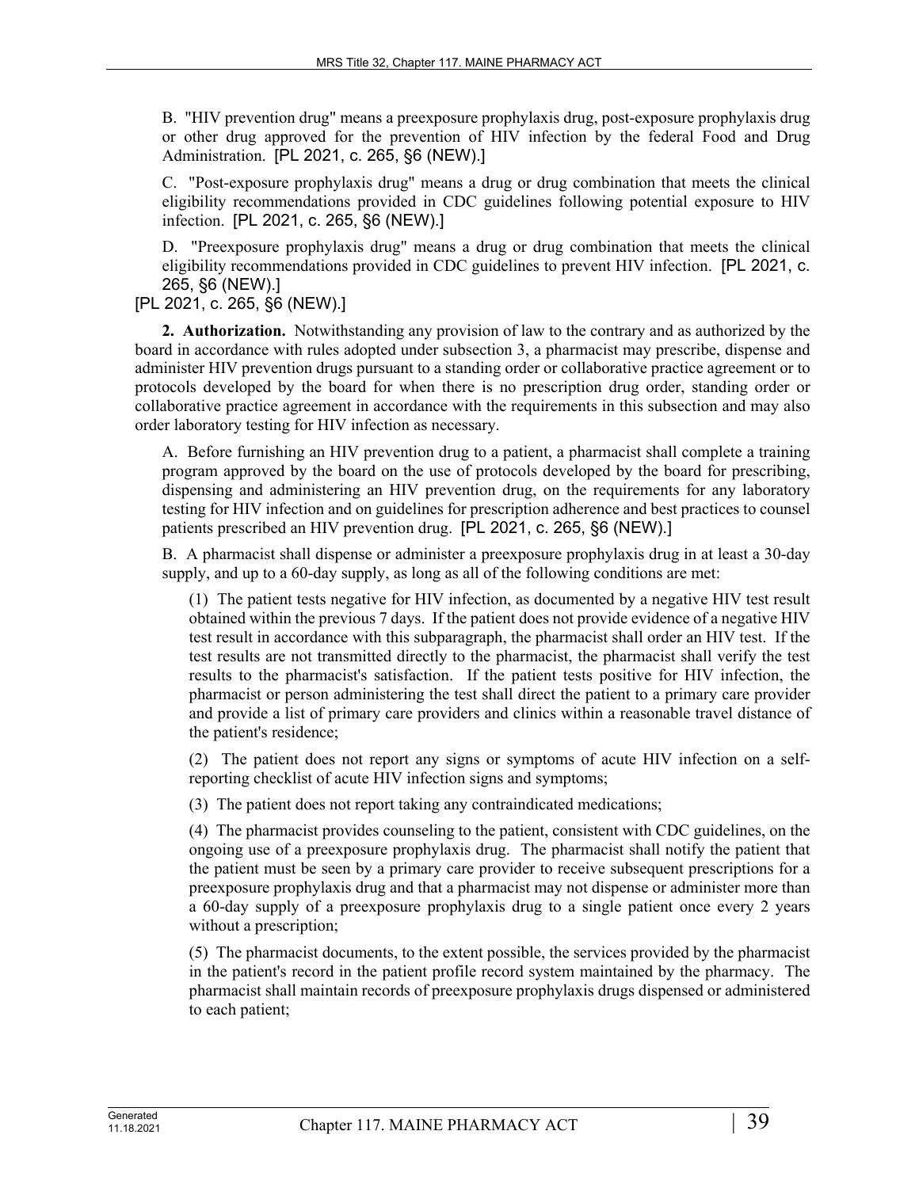B. "HIV prevention drug" means a preexposure prophylaxis drug, post-exposure prophylaxis drug or other drug approved for the prevention of HIV infection by the federal Food and Drug Administration. [PL 2021, c. 265, §6 (NEW).]

C. "Post-exposure prophylaxis drug" means a drug or drug combination that meets the clinical eligibility recommendations provided in CDC guidelines following potential exposure to HIV infection. [PL 2021, c. 265, §6 (NEW).]

D. "Preexposure prophylaxis drug" means a drug or drug combination that meets the clinical eligibility recommendations provided in CDC guidelines to prevent HIV infection. [PL 2021, c. 265, §6 (NEW).]

[PL 2021, c. 265, §6 (NEW).]

**2. Authorization.** Notwithstanding any provision of law to the contrary and as authorized by the board in accordance with rules adopted under subsection 3, a pharmacist may prescribe, dispense and administer HIV prevention drugs pursuant to a standing order or collaborative practice agreement or to protocols developed by the board for when there is no prescription drug order, standing order or collaborative practice agreement in accordance with the requirements in this subsection and may also order laboratory testing for HIV infection as necessary.

A. Before furnishing an HIV prevention drug to a patient, a pharmacist shall complete a training program approved by the board on the use of protocols developed by the board for prescribing, dispensing and administering an HIV prevention drug, on the requirements for any laboratory testing for HIV infection and on guidelines for prescription adherence and best practices to counsel patients prescribed an HIV prevention drug. [PL 2021, c. 265, §6 (NEW).]

B. A pharmacist shall dispense or administer a preexposure prophylaxis drug in at least a 30-day supply, and up to a 60-day supply, as long as all of the following conditions are met:

(1) The patient tests negative for HIV infection, as documented by a negative HIV test result obtained within the previous 7 days. If the patient does not provide evidence of a negative HIV test result in accordance with this subparagraph, the pharmacist shall order an HIV test. If the test results are not transmitted directly to the pharmacist, the pharmacist shall verify the test results to the pharmacist's satisfaction. If the patient tests positive for HIV infection, the pharmacist or person administering the test shall direct the patient to a primary care provider and provide a list of primary care providers and clinics within a reasonable travel distance of the patient's residence;

(2) The patient does not report any signs or symptoms of acute HIV infection on a self-reporting checklist of acute HIV infection signs and symptoms;

(3) The patient does not report taking any contraindicated medications;

(4) The pharmacist provides counseling to the patient, consistent with CDC guidelines, on the ongoing use of a preexposure prophylaxis drug. The pharmacist shall notify the patient that the patient must be seen by a primary care provider to receive subsequent prescriptions for a preexposure prophylaxis drug and that a pharmacist may not dispense or administer more than a 60-day supply of a preexposure prophylaxis drug to a single patient once every 2 years without a prescription;

(5) The pharmacist documents, to the extent possible, the services provided by the pharmacist in the patient's record in the patient profile record system maintained by the pharmacy. The pharmacist shall maintain records of preexposure prophylaxis drugs dispensed or administered to each patient;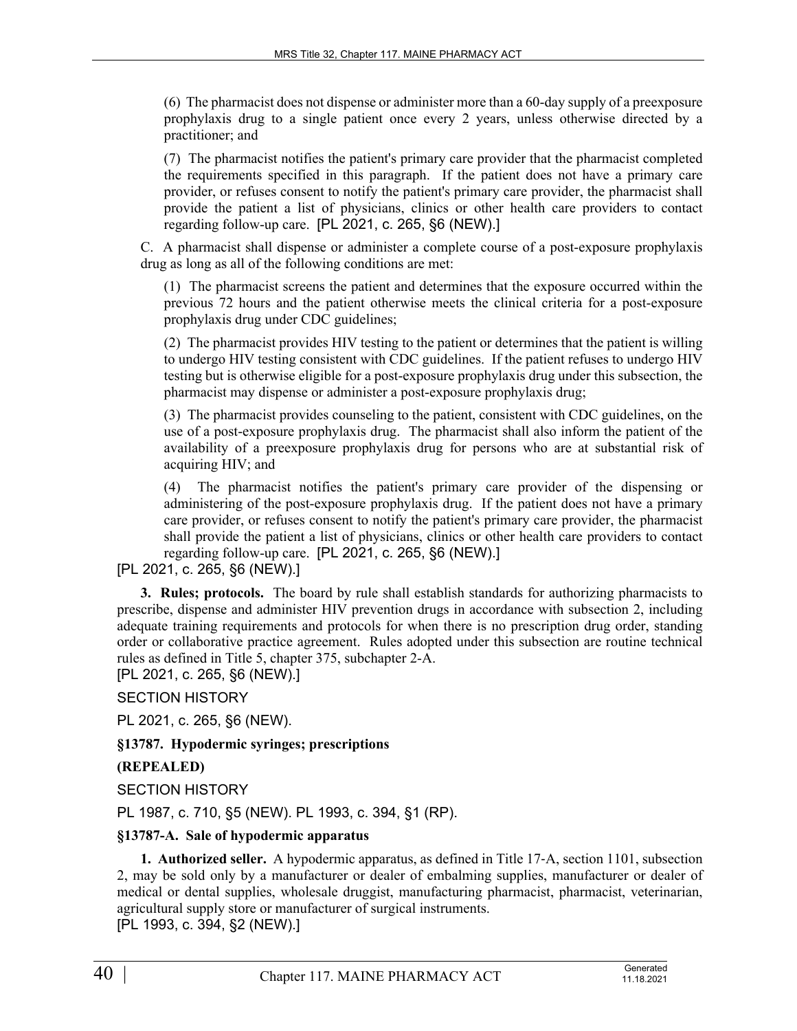(6) The pharmacist does not dispense or administer more than a 60-day supply of a preexposure prophylaxis drug to a single patient once every 2 years, unless otherwise directed by a practitioner; and

(7) The pharmacist notifies the patient's primary care provider that the pharmacist completed the requirements specified in this paragraph. If the patient does not have a primary care provider, or refuses consent to notify the patient's primary care provider, the pharmacist shall provide the patient a list of physicians, clinics or other health care providers to contact regarding follow-up care. [PL 2021, c. 265, §6 (NEW).]

C. A pharmacist shall dispense or administer a complete course of a post-exposure prophylaxis drug as long as all of the following conditions are met:

(1) The pharmacist screens the patient and determines that the exposure occurred within the previous 72 hours and the patient otherwise meets the clinical criteria for a post-exposure prophylaxis drug under CDC guidelines;

(2) The pharmacist provides HIV testing to the patient or determines that the patient is willing to undergo HIV testing consistent with CDC guidelines. If the patient refuses to undergo HIV testing but is otherwise eligible for a post-exposure prophylaxis drug under this subsection, the pharmacist may dispense or administer a post-exposure prophylaxis drug;

(3) The pharmacist provides counseling to the patient, consistent with CDC guidelines, on the use of a post-exposure prophylaxis drug. The pharmacist shall also inform the patient of the availability of a preexposure prophylaxis drug for persons who are at substantial risk of acquiring HIV; and

(4) The pharmacist notifies the patient's primary care provider of the dispensing or administering of the post-exposure prophylaxis drug. If the patient does not have a primary care provider, or refuses consent to notify the patient's primary care provider, the pharmacist shall provide the patient a list of physicians, clinics or other health care providers to contact regarding follow-up care. [PL 2021, c. 265, §6 (NEW).]

[PL 2021, c. 265, §6 (NEW).]

**3. Rules; protocols.** The board by rule shall establish standards for authorizing pharmacists to prescribe, dispense and administer HIV prevention drugs in accordance with subsection 2, including adequate training requirements and protocols for when there is no prescription drug order, standing order or collaborative practice agreement. Rules adopted under this subsection are routine technical rules as defined in Title 5, chapter 375, subchapter 2-A.

[PL 2021, c. 265, §6 (NEW).]

SECTION HISTORY

PL 2021, c. 265, §6 (NEW).

**§13787. Hypodermic syringes; prescriptions**

**(REPEALED)**

SECTION HISTORY

PL 1987, c. 710, §5 (NEW). PL 1993, c. 394, §1 (RP).

**§13787-A. Sale of hypodermic apparatus**

**1. Authorized seller.** A hypodermic apparatus, as defined in Title 17-A, section 1101, subsection 2, may be sold only by a manufacturer or dealer of embalming supplies, manufacturer or dealer of medical or dental supplies, wholesale druggist, manufacturing pharmacist, pharmacist, veterinarian, agricultural supply store or manufacturer of surgical instruments.

[PL 1993, c. 394, §2 (NEW).]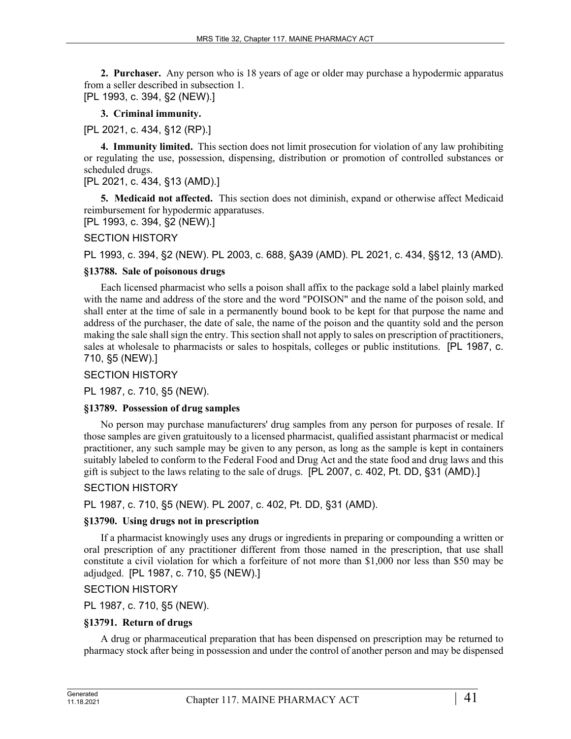**2. Purchaser.** Any person who is 18 years of age or older may purchase a hypodermic apparatus from a seller described in subsection 1.
[PL 1993, c. 394, §2 (NEW).]

**3. Criminal immunity.**

[PL 2021, c. 434, §12 (RP).]

**4. Immunity limited.** This section does not limit prosecution for violation of any law prohibiting or regulating the use, possession, dispensing, distribution or promotion of controlled substances or scheduled drugs.
[PL 2021, c. 434, §13 (AMD).]

**5. Medicaid not affected.** This section does not diminish, expand or otherwise affect Medicaid reimbursement for hypodermic apparatuses.
[PL 1993, c. 394, §2 (NEW).]

SECTION HISTORY

PL 1993, c. 394, §2 (NEW). PL 2003, c. 688, §A39 (AMD). PL 2021, c. 434, §§12, 13 (AMD).

#### §13788. Sale of poisonous drugs

Each licensed pharmacist who sells a poison shall affix to the package sold a label plainly marked with the name and address of the store and the word "POISON" and the name of the poison sold, and shall enter at the time of sale in a permanently bound book to be kept for that purpose the name and address of the purchaser, the date of sale, the name of the poison and the quantity sold and the person making the sale shall sign the entry. This section shall not apply to sales on prescription of practitioners, sales at wholesale to pharmacists or sales to hospitals, colleges or public institutions. [PL 1987, c. 710, §5 (NEW).]

SECTION HISTORY

PL 1987, c. 710, §5 (NEW).

#### §13789. Possession of drug samples

No person may purchase manufacturers' drug samples from any person for purposes of resale. If those samples are given gratuitously to a licensed pharmacist, qualified assistant pharmacist or medical practitioner, any such sample may be given to any person, as long as the sample is kept in containers suitably labeled to conform to the Federal Food and Drug Act and the state food and drug laws and this gift is subject to the laws relating to the sale of drugs. [PL 2007, c. 402, Pt. DD, §31 (AMD).]

SECTION HISTORY

PL 1987, c. 710, §5 (NEW). PL 2007, c. 402, Pt. DD, §31 (AMD).

#### §13790. Using drugs not in prescription

If a pharmacist knowingly uses any drugs or ingredients in preparing or compounding a written or oral prescription of any practitioner different from those named in the prescription, that use shall constitute a civil violation for which a forfeiture of not more than $1,000 nor less than $50 may be adjudged. [PL 1987, c. 710, §5 (NEW).]

SECTION HISTORY

PL 1987, c. 710, §5 (NEW).

#### §13791. Return of drugs

A drug or pharmaceutical preparation that has been dispensed on prescription may be returned to pharmacy stock after being in possession and under the control of another person and may be dispensed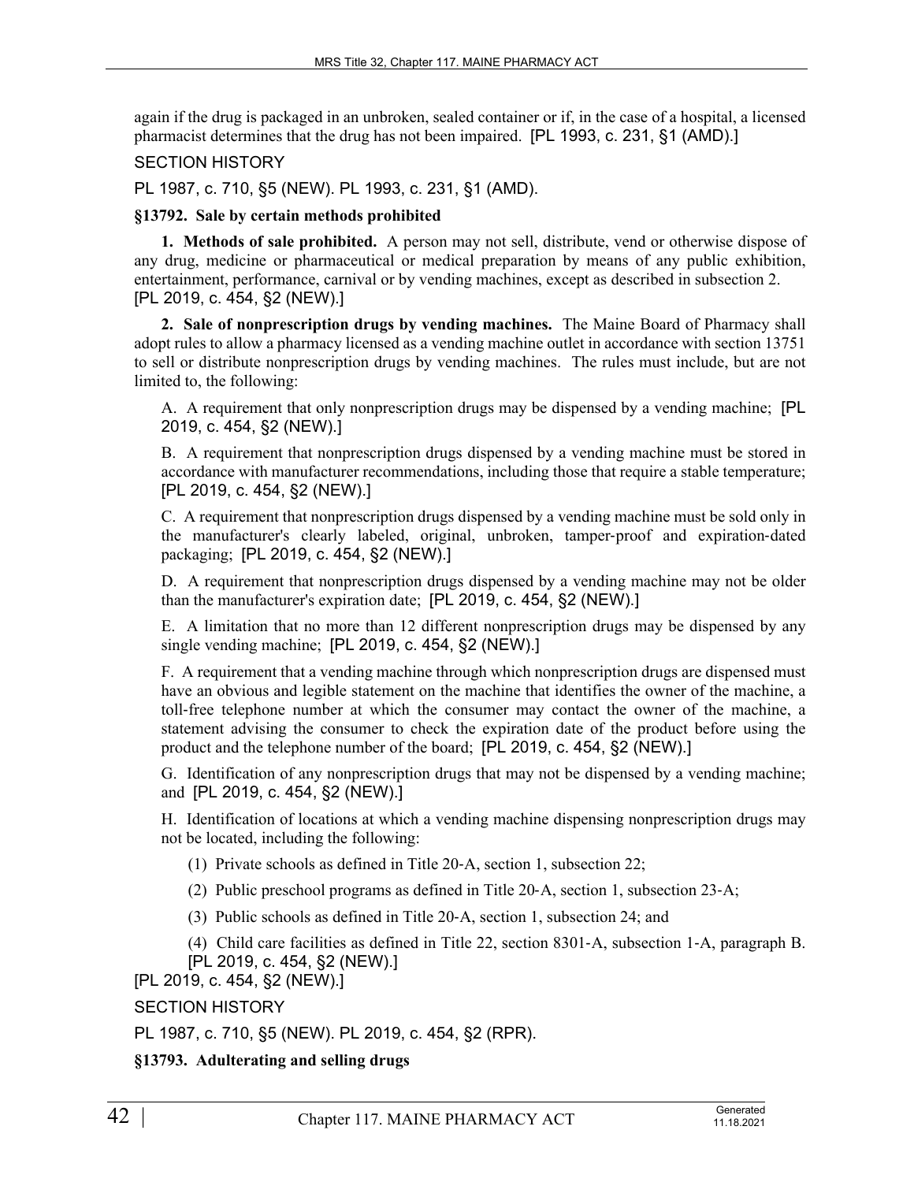again if the drug is packaged in an unbroken, sealed container or if, in the case of a hospital, a licensed pharmacist determines that the drug has not been impaired. [PL 1993, c. 231, §1 (AMD).]

SECTION HISTORY

PL 1987, c. 710, §5 (NEW). PL 1993, c. 231, §1 (AMD).

**§13792. Sale by certain methods prohibited**

**1. Methods of sale prohibited.** A person may not sell, distribute, vend or otherwise dispose of any drug, medicine or pharmaceutical or medical preparation by means of any public exhibition, entertainment, performance, carnival or by vending machines, except as described in subsection 2. [PL 2019, c. 454, §2 (NEW).]

**2. Sale of nonprescription drugs by vending machines.** The Maine Board of Pharmacy shall adopt rules to allow a pharmacy licensed as a vending machine outlet in accordance with section 13751 to sell or distribute nonprescription drugs by vending machines. The rules must include, but are not limited to, the following:

A. A requirement that only nonprescription drugs may be dispensed by a vending machine; [PL 2019, c. 454, §2 (NEW).]

B. A requirement that nonprescription drugs dispensed by a vending machine must be stored in accordance with manufacturer recommendations, including those that require a stable temperature; [PL 2019, c. 454, §2 (NEW).]

C. A requirement that nonprescription drugs dispensed by a vending machine must be sold only in the manufacturer's clearly labeled, original, unbroken, tamper-proof and expiration-dated packaging; [PL 2019, c. 454, §2 (NEW).]

D. A requirement that nonprescription drugs dispensed by a vending machine may not be older than the manufacturer's expiration date; [PL 2019, c. 454, §2 (NEW).]

E. A limitation that no more than 12 different nonprescription drugs may be dispensed by any single vending machine; [PL 2019, c. 454, §2 (NEW).]

F. A requirement that a vending machine through which nonprescription drugs are dispensed must have an obvious and legible statement on the machine that identifies the owner of the machine, a toll-free telephone number at which the consumer may contact the owner of the machine, a statement advising the consumer to check the expiration date of the product before using the product and the telephone number of the board; [PL 2019, c. 454, §2 (NEW).]

G. Identification of any nonprescription drugs that may not be dispensed by a vending machine; and [PL 2019, c. 454, §2 (NEW).]

H. Identification of locations at which a vending machine dispensing nonprescription drugs may not be located, including the following:

(1) Private schools as defined in Title 20-A, section 1, subsection 22;

(2) Public preschool programs as defined in Title 20-A, section 1, subsection 23-A;

(3) Public schools as defined in Title 20-A, section 1, subsection 24; and

(4) Child care facilities as defined in Title 22, section 8301-A, subsection 1-A, paragraph B. [PL 2019, c. 454, §2 (NEW).]

[PL 2019, c. 454, §2 (NEW).]

SECTION HISTORY

PL 1987, c. 710, §5 (NEW). PL 2019, c. 454, §2 (RPR).

**§13793. Adulterating and selling drugs**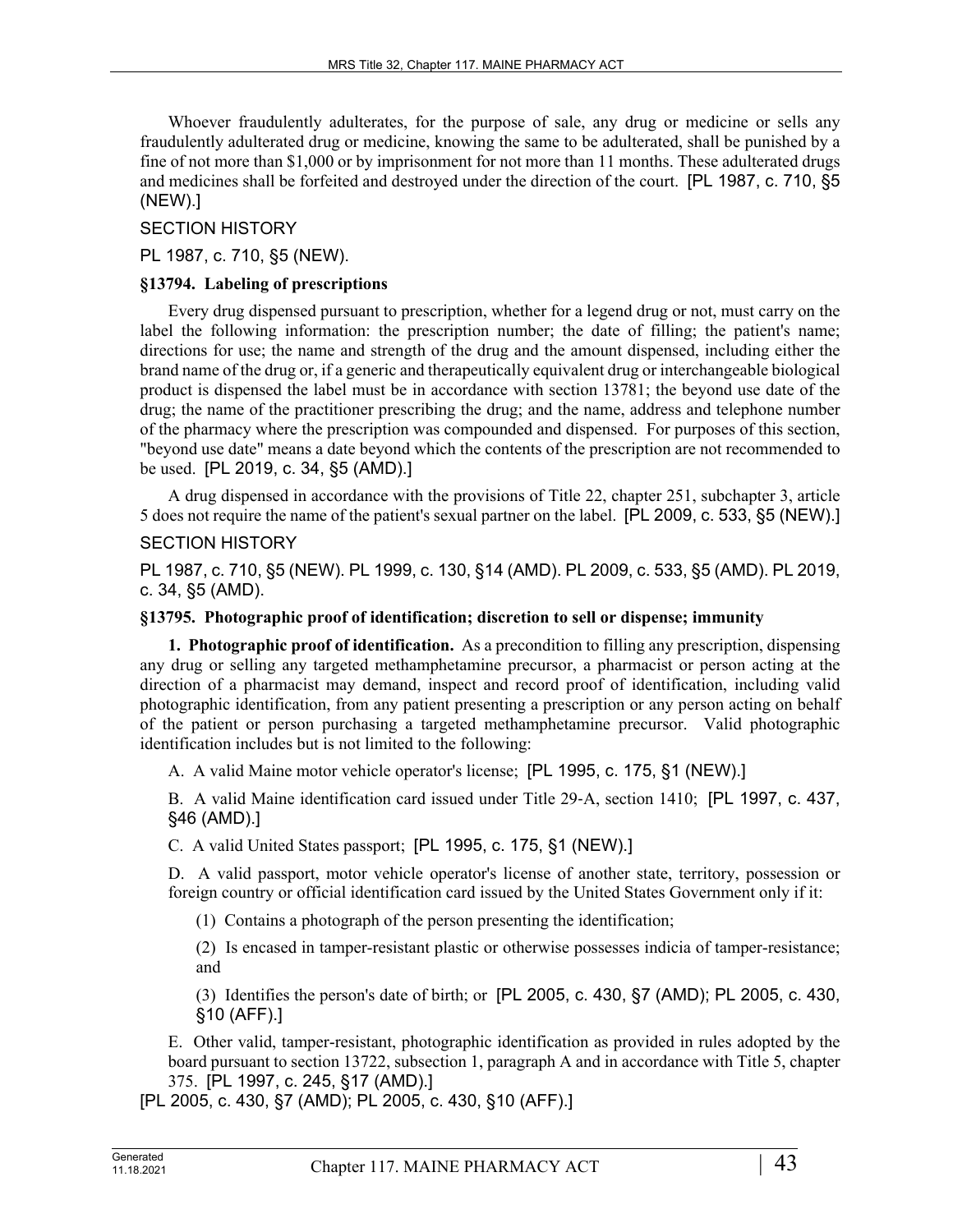Whoever fraudulently adulterates, for the purpose of sale, any drug or medicine or sells any fraudulently adulterated drug or medicine, knowing the same to be adulterated, shall be punished by a fine of not more than $1,000 or by imprisonment for not more than 11 months. These adulterated drugs and medicines shall be forfeited and destroyed under the direction of the court. [PL 1987, c. 710, §5 (NEW).]

SECTION HISTORY

PL 1987, c. 710, §5 (NEW).

**§13794. Labeling of prescriptions**

Every drug dispensed pursuant to prescription, whether for a legend drug or not, must carry on the label the following information: the prescription number; the date of filling; the patient's name; directions for use; the name and strength of the drug and the amount dispensed, including either the brand name of the drug or, if a generic and therapeutically equivalent drug or interchangeable biological product is dispensed the label must be in accordance with section 13781; the beyond use date of the drug; the name of the practitioner prescribing the drug; and the name, address and telephone number of the pharmacy where the prescription was compounded and dispensed. For purposes of this section, "beyond use date" means a date beyond which the contents of the prescription are not recommended to be used. [PL 2019, c. 34, §5 (AMD).]

A drug dispensed in accordance with the provisions of Title 22, chapter 251, subchapter 3, article 5 does not require the name of the patient's sexual partner on the label. [PL 2009, c. 533, §5 (NEW).]

SECTION HISTORY

PL 1987, c. 710, §5 (NEW). PL 1999, c. 130, §14 (AMD). PL 2009, c. 533, §5 (AMD). PL 2019, c. 34, §5 (AMD).

**§13795. Photographic proof of identification; discretion to sell or dispense; immunity**

**1. Photographic proof of identification.** As a precondition to filling any prescription, dispensing any drug or selling any targeted methamphetamine precursor, a pharmacist or person acting at the direction of a pharmacist may demand, inspect and record proof of identification, including valid photographic identification, from any patient presenting a prescription or any person acting on behalf of the patient or person purchasing a targeted methamphetamine precursor. Valid photographic identification includes but is not limited to the following:

A. A valid Maine motor vehicle operator's license; [PL 1995, c. 175, §1 (NEW).]

B. A valid Maine identification card issued under Title 29-A, section 1410; [PL 1997, c. 437, §46 (AMD).]

C. A valid United States passport; [PL 1995, c. 175, §1 (NEW).]

D. A valid passport, motor vehicle operator's license of another state, territory, possession or foreign country or official identification card issued by the United States Government only if it:

(1) Contains a photograph of the person presenting the identification;

(2) Is encased in tamper-resistant plastic or otherwise possesses indicia of tamper-resistance; and

(3) Identifies the person's date of birth; or [PL 2005, c. 430, §7 (AMD); PL 2005, c. 430, §10 (AFF).]

E. Other valid, tamper-resistant, photographic identification as provided in rules adopted by the board pursuant to section 13722, subsection 1, paragraph A and in accordance with Title 5, chapter 375. [PL 1997, c. 245, §17 (AMD).]

[PL 2005, c. 430, §7 (AMD); PL 2005, c. 430, §10 (AFF).]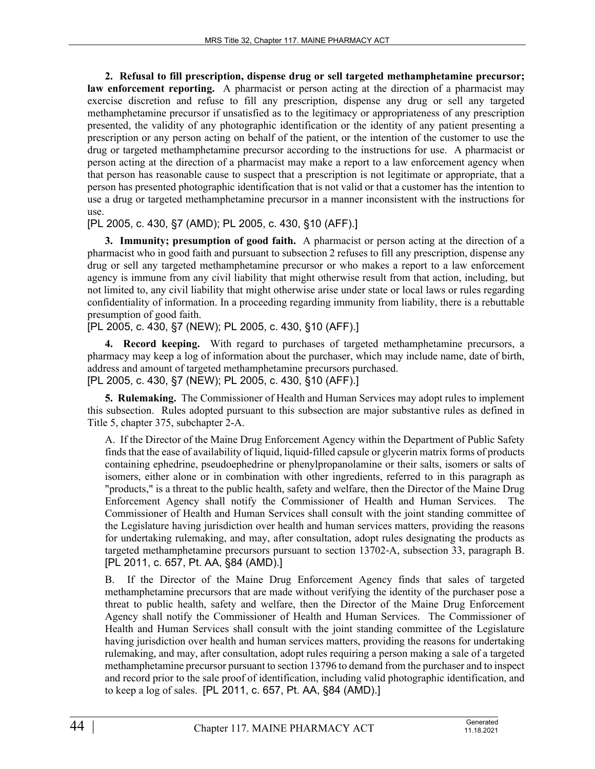**2. Refusal to fill prescription, dispense drug or sell targeted methamphetamine precursor; law enforcement reporting.** A pharmacist or person acting at the direction of a pharmacist may exercise discretion and refuse to fill any prescription, dispense any drug or sell any targeted methamphetamine precursor if unsatisfied as to the legitimacy or appropriateness of any prescription presented, the validity of any photographic identification or the identity of any patient presenting a prescription or any person acting on behalf of the patient, or the intention of the customer to use the drug or targeted methamphetamine precursor according to the instructions for use. A pharmacist or person acting at the direction of a pharmacist may make a report to a law enforcement agency when that person has reasonable cause to suspect that a prescription is not legitimate or appropriate, that a person has presented photographic identification that is not valid or that a customer has the intention to use a drug or targeted methamphetamine precursor in a manner inconsistent with the instructions for use.

[PL 2005, c. 430, §7 (AMD); PL 2005, c. 430, §10 (AFF).]

**3. Immunity; presumption of good faith.** A pharmacist or person acting at the direction of a pharmacist who in good faith and pursuant to subsection 2 refuses to fill any prescription, dispense any drug or sell any targeted methamphetamine precursor or who makes a report to a law enforcement agency is immune from any civil liability that might otherwise result from that action, including, but not limited to, any civil liability that might otherwise arise under state or local laws or rules regarding confidentiality of information. In a proceeding regarding immunity from liability, there is a rebuttable presumption of good faith.

[PL 2005, c. 430, §7 (NEW); PL 2005, c. 430, §10 (AFF).]

**4. Record keeping.** With regard to purchases of targeted methamphetamine precursors, a pharmacy may keep a log of information about the purchaser, which may include name, date of birth, address and amount of targeted methamphetamine precursors purchased.

[PL 2005, c. 430, §7 (NEW); PL 2005, c. 430, §10 (AFF).]

**5. Rulemaking.** The Commissioner of Health and Human Services may adopt rules to implement this subsection. Rules adopted pursuant to this subsection are major substantive rules as defined in Title 5, chapter 375, subchapter 2-A.

A. If the Director of the Maine Drug Enforcement Agency within the Department of Public Safety finds that the ease of availability of liquid, liquid-filled capsule or glycerin matrix forms of products containing ephedrine, pseudoephedrine or phenylpropanolamine or their salts, isomers or salts of isomers, either alone or in combination with other ingredients, referred to in this paragraph as "products," is a threat to the public health, safety and welfare, then the Director of the Maine Drug Enforcement Agency shall notify the Commissioner of Health and Human Services. The Commissioner of Health and Human Services shall consult with the joint standing committee of the Legislature having jurisdiction over health and human services matters, providing the reasons for undertaking rulemaking, and may, after consultation, adopt rules designating the products as targeted methamphetamine precursors pursuant to section 13702-A, subsection 33, paragraph B. [PL 2011, c. 657, Pt. AA, §84 (AMD).]

B. If the Director of the Maine Drug Enforcement Agency finds that sales of targeted methamphetamine precursors that are made without verifying the identity of the purchaser pose a threat to public health, safety and welfare, then the Director of the Maine Drug Enforcement Agency shall notify the Commissioner of Health and Human Services. The Commissioner of Health and Human Services shall consult with the joint standing committee of the Legislature having jurisdiction over health and human services matters, providing the reasons for undertaking rulemaking, and may, after consultation, adopt rules requiring a person making a sale of a targeted methamphetamine precursor pursuant to section 13796 to demand from the purchaser and to inspect and record prior to the sale proof of identification, including valid photographic identification, and to keep a log of sales. [PL 2011, c. 657, Pt. AA, §84 (AMD).]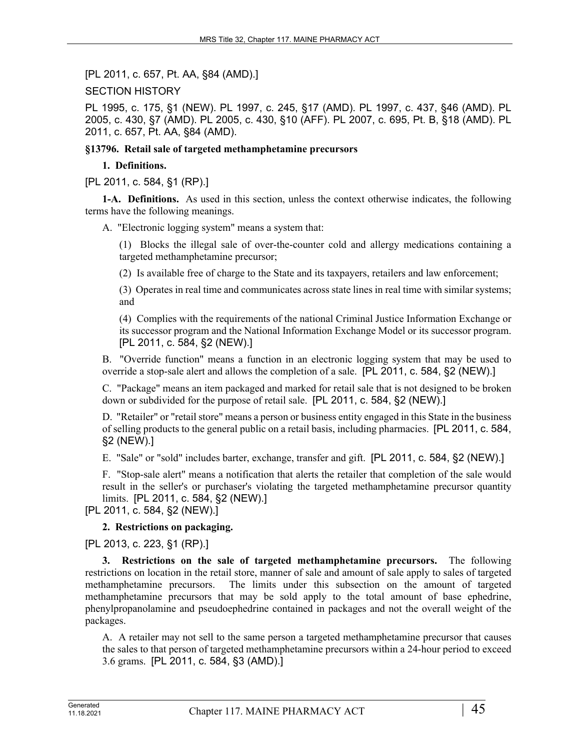[PL 2011, c. 657, Pt. AA, §84 (AMD).]

SECTION HISTORY

PL 1995, c. 175, §1 (NEW). PL 1997, c. 245, §17 (AMD). PL 1997, c. 437, §46 (AMD). PL 2005, c. 430, §7 (AMD). PL 2005, c. 430, §10 (AFF). PL 2007, c. 695, Pt. B, §18 (AMD). PL 2011, c. 657, Pt. AA, §84 (AMD).

**§13796. Retail sale of targeted methamphetamine precursors**

**1. Definitions.**

[PL 2011, c. 584, §1 (RP).]

**1-A. Definitions.** As used in this section, unless the context otherwise indicates, the following terms have the following meanings.

A. "Electronic logging system" means a system that:

(1) Blocks the illegal sale of over-the-counter cold and allergy medications containing a targeted methamphetamine precursor;

(2) Is available free of charge to the State and its taxpayers, retailers and law enforcement;

(3) Operates in real time and communicates across state lines in real time with similar systems; and

(4) Complies with the requirements of the national Criminal Justice Information Exchange or its successor program and the National Information Exchange Model or its successor program. [PL 2011, c. 584, §2 (NEW).]

B. "Override function" means a function in an electronic logging system that may be used to override a stop-sale alert and allows the completion of a sale. [PL 2011, c. 584, §2 (NEW).]

C. "Package" means an item packaged and marked for retail sale that is not designed to be broken down or subdivided for the purpose of retail sale. [PL 2011, c. 584, §2 (NEW).]

D. "Retailer" or "retail store" means a person or business entity engaged in this State in the business of selling products to the general public on a retail basis, including pharmacies. [PL 2011, c. 584, §2 (NEW).]

E. "Sale" or "sold" includes barter, exchange, transfer and gift. [PL 2011, c. 584, §2 (NEW).]

F. "Stop-sale alert" means a notification that alerts the retailer that completion of the sale would result in the seller's or purchaser's violating the targeted methamphetamine precursor quantity limits. [PL 2011, c. 584, §2 (NEW).]

[PL 2011, c. 584, §2 (NEW).]

**2. Restrictions on packaging.**

[PL 2013, c. 223, §1 (RP).]

**3. Restrictions on the sale of targeted methamphetamine precursors.** The following restrictions on location in the retail store, manner of sale and amount of sale apply to sales of targeted methamphetamine precursors. The limits under this subsection on the amount of targeted methamphetamine precursors that may be sold apply to the total amount of base ephedrine, phenylpropanolamine and pseudoephedrine contained in packages and not the overall weight of the packages.

A. A retailer may not sell to the same person a targeted methamphetamine precursor that causes the sales to that person of targeted methamphetamine precursors within a 24-hour period to exceed 3.6 grams. [PL 2011, c. 584, §3 (AMD).]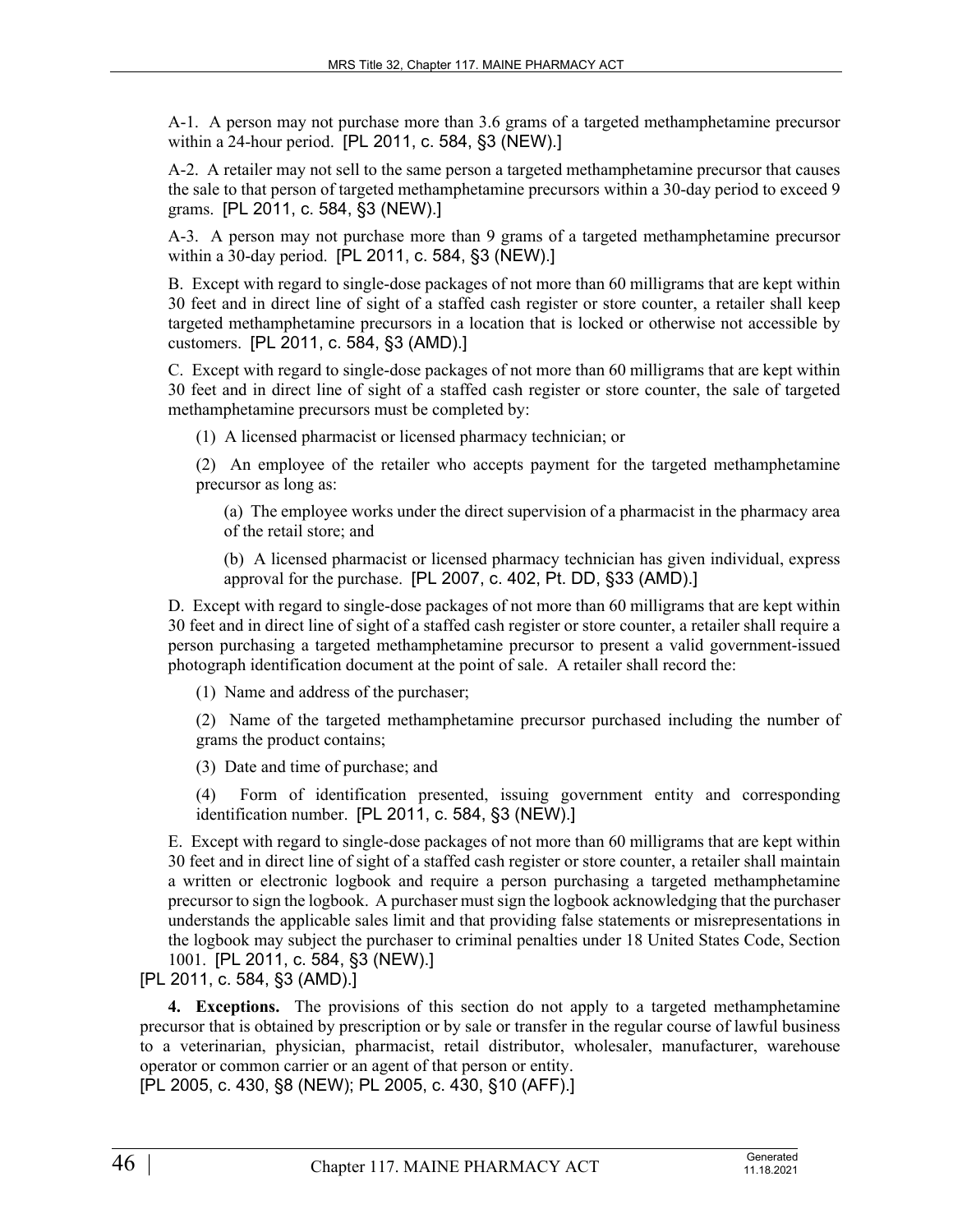A-1. A person may not purchase more than 3.6 grams of a targeted methamphetamine precursor within a 24-hour period. [PL 2011, c. 584, §3 (NEW).]

A-2. A retailer may not sell to the same person a targeted methamphetamine precursor that causes the sale to that person of targeted methamphetamine precursors within a 30-day period to exceed 9 grams. [PL 2011, c. 584, §3 (NEW).]

A-3. A person may not purchase more than 9 grams of a targeted methamphetamine precursor within a 30-day period. [PL 2011, c. 584, §3 (NEW).]

B. Except with regard to single-dose packages of not more than 60 milligrams that are kept within 30 feet and in direct line of sight of a staffed cash register or store counter, a retailer shall keep targeted methamphetamine precursors in a location that is locked or otherwise not accessible by customers. [PL 2011, c. 584, §3 (AMD).]

C. Except with regard to single-dose packages of not more than 60 milligrams that are kept within 30 feet and in direct line of sight of a staffed cash register or store counter, the sale of targeted methamphetamine precursors must be completed by:

(1) A licensed pharmacist or licensed pharmacy technician; or

(2) An employee of the retailer who accepts payment for the targeted methamphetamine precursor as long as:

(a) The employee works under the direct supervision of a pharmacist in the pharmacy area of the retail store; and

(b) A licensed pharmacist or licensed pharmacy technician has given individual, express approval for the purchase. [PL 2007, c. 402, Pt. DD, §33 (AMD).]

D. Except with regard to single-dose packages of not more than 60 milligrams that are kept within 30 feet and in direct line of sight of a staffed cash register or store counter, a retailer shall require a person purchasing a targeted methamphetamine precursor to present a valid government-issued photograph identification document at the point of sale. A retailer shall record the:

(1) Name and address of the purchaser;

(2) Name of the targeted methamphetamine precursor purchased including the number of grams the product contains;

(3) Date and time of purchase; and

(4) Form of identification presented, issuing government entity and corresponding identification number. [PL 2011, c. 584, §3 (NEW).]

E. Except with regard to single-dose packages of not more than 60 milligrams that are kept within 30 feet and in direct line of sight of a staffed cash register or store counter, a retailer shall maintain a written or electronic logbook and require a person purchasing a targeted methamphetamine precursor to sign the logbook. A purchaser must sign the logbook acknowledging that the purchaser understands the applicable sales limit and that providing false statements or misrepresentations in the logbook may subject the purchaser to criminal penalties under 18 United States Code, Section 1001. [PL 2011, c. 584, §3 (NEW).]

[PL 2011, c. 584, §3 (AMD).]

**4. Exceptions.** The provisions of this section do not apply to a targeted methamphetamine precursor that is obtained by prescription or by sale or transfer in the regular course of lawful business to a veterinarian, physician, pharmacist, retail distributor, wholesaler, manufacturer, warehouse operator or common carrier or an agent of that person or entity.

[PL 2005, c. 430, §8 (NEW); PL 2005, c. 430, §10 (AFF).]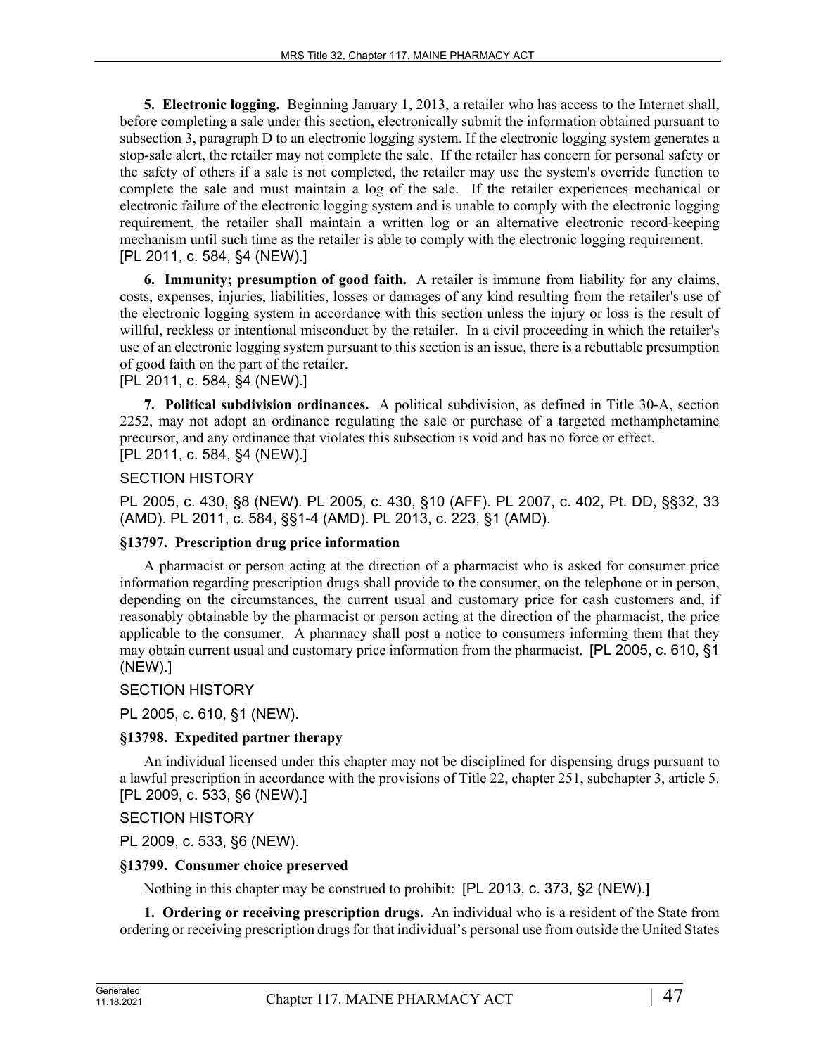**5. Electronic logging.** Beginning January 1, 2013, a retailer who has access to the Internet shall, before completing a sale under this section, electronically submit the information obtained pursuant to subsection 3, paragraph D to an electronic logging system. If the electronic logging system generates a stop-sale alert, the retailer may not complete the sale. If the retailer has concern for personal safety or the safety of others if a sale is not completed, the retailer may use the system's override function to complete the sale and must maintain a log of the sale. If the retailer experiences mechanical or electronic failure of the electronic logging system and is unable to comply with the electronic logging requirement, the retailer shall maintain a written log or an alternative electronic record-keeping mechanism until such time as the retailer is able to comply with the electronic logging requirement.
[PL 2011, c. 584, §4 (NEW).]

**6. Immunity; presumption of good faith.** A retailer is immune from liability for any claims, costs, expenses, injuries, liabilities, losses or damages of any kind resulting from the retailer's use of the electronic logging system in accordance with this section unless the injury or loss is the result of willful, reckless or intentional misconduct by the retailer. In a civil proceeding in which the retailer's use of an electronic logging system pursuant to this section is an issue, there is a rebuttable presumption of good faith on the part of the retailer.
[PL 2011, c. 584, §4 (NEW).]

**7. Political subdivision ordinances.** A political subdivision, as defined in Title 30-A, section 2252, may not adopt an ordinance regulating the sale or purchase of a targeted methamphetamine precursor, and any ordinance that violates this subsection is void and has no force or effect.
[PL 2011, c. 584, §4 (NEW).]

SECTION HISTORY

PL 2005, c. 430, §8 (NEW). PL 2005, c. 430, §10 (AFF). PL 2007, c. 402, Pt. DD, §§32, 33 (AMD). PL 2011, c. 584, §§1-4 (AMD). PL 2013, c. 223, §1 (AMD).

### §13797. Prescription drug price information

A pharmacist or person acting at the direction of a pharmacist who is asked for consumer price information regarding prescription drugs shall provide to the consumer, on the telephone or in person, depending on the circumstances, the current usual and customary price for cash customers and, if reasonably obtainable by the pharmacist or person acting at the direction of the pharmacist, the price applicable to the consumer. A pharmacy shall post a notice to consumers informing them that they may obtain current usual and customary price information from the pharmacist. [PL 2005, c. 610, §1 (NEW).]

SECTION HISTORY

PL 2005, c. 610, §1 (NEW).

### §13798. Expedited partner therapy

An individual licensed under this chapter may not be disciplined for dispensing drugs pursuant to a lawful prescription in accordance with the provisions of Title 22, chapter 251, subchapter 3, article 5. [PL 2009, c. 533, §6 (NEW).]

SECTION HISTORY

PL 2009, c. 533, §6 (NEW).

### §13799. Consumer choice preserved

Nothing in this chapter may be construed to prohibit: [PL 2013, c. 373, §2 (NEW).]

**1. Ordering or receiving prescription drugs.** An individual who is a resident of the State from ordering or receiving prescription drugs for that individual's personal use from outside the United States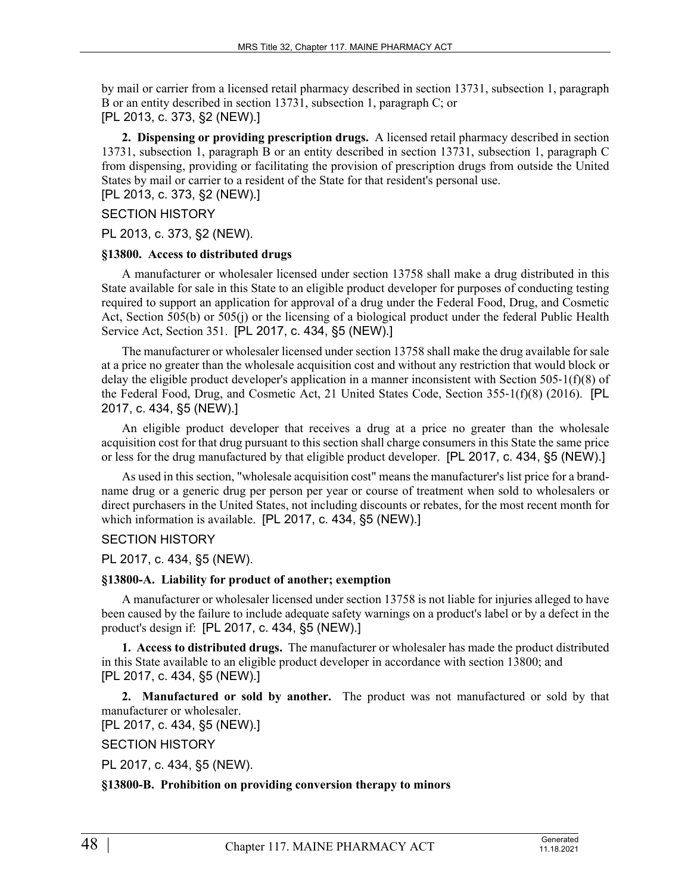by mail or carrier from a licensed retail pharmacy described in section 13731, subsection 1, paragraph B or an entity described in section 13731, subsection 1, paragraph C; or
[PL 2013, c. 373, §2 (NEW).]

**2. Dispensing or providing prescription drugs.** A licensed retail pharmacy described in section 13731, subsection 1, paragraph B or an entity described in section 13731, subsection 1, paragraph C from dispensing, providing or facilitating the provision of prescription drugs from outside the United States by mail or carrier to a resident of the State for that resident's personal use.
[PL 2013, c. 373, §2 (NEW).]

SECTION HISTORY

PL 2013, c. 373, §2 (NEW).

**§13800. Access to distributed drugs**

A manufacturer or wholesaler licensed under section 13758 shall make a drug distributed in this State available for sale in this State to an eligible product developer for purposes of conducting testing required to support an application for approval of a drug under the Federal Food, Drug, and Cosmetic Act, Section 505(b) or 505(j) or the licensing of a biological product under the federal Public Health Service Act, Section 351. [PL 2017, c. 434, §5 (NEW).]

The manufacturer or wholesaler licensed under section 13758 shall make the drug available for sale at a price no greater than the wholesale acquisition cost and without any restriction that would block or delay the eligible product developer's application in a manner inconsistent with Section 505-1(f)(8) of the Federal Food, Drug, and Cosmetic Act, 21 United States Code, Section 355-1(f)(8) (2016). [PL 2017, c. 434, §5 (NEW).]

An eligible product developer that receives a drug at a price no greater than the wholesale acquisition cost for that drug pursuant to this section shall charge consumers in this State the same price or less for the drug manufactured by that eligible product developer. [PL 2017, c. 434, §5 (NEW).]

As used in this section, "wholesale acquisition cost" means the manufacturer's list price for a brand-name drug or a generic drug per person per year or course of treatment when sold to wholesalers or direct purchasers in the United States, not including discounts or rebates, for the most recent month for which information is available. [PL 2017, c. 434, §5 (NEW).]

SECTION HISTORY

PL 2017, c. 434, §5 (NEW).

**§13800-A. Liability for product of another; exemption**

A manufacturer or wholesaler licensed under section 13758 is not liable for injuries alleged to have been caused by the failure to include adequate safety warnings on a product's label or by a defect in the product's design if: [PL 2017, c. 434, §5 (NEW).]

**1. Access to distributed drugs.** The manufacturer or wholesaler has made the product distributed in this State available to an eligible product developer in accordance with section 13800; and
[PL 2017, c. 434, §5 (NEW).]

**2. Manufactured or sold by another.** The product was not manufactured or sold by that manufacturer or wholesaler.
[PL 2017, c. 434, §5 (NEW).]

SECTION HISTORY

PL 2017, c. 434, §5 (NEW).

**§13800-B. Prohibition on providing conversion therapy to minors**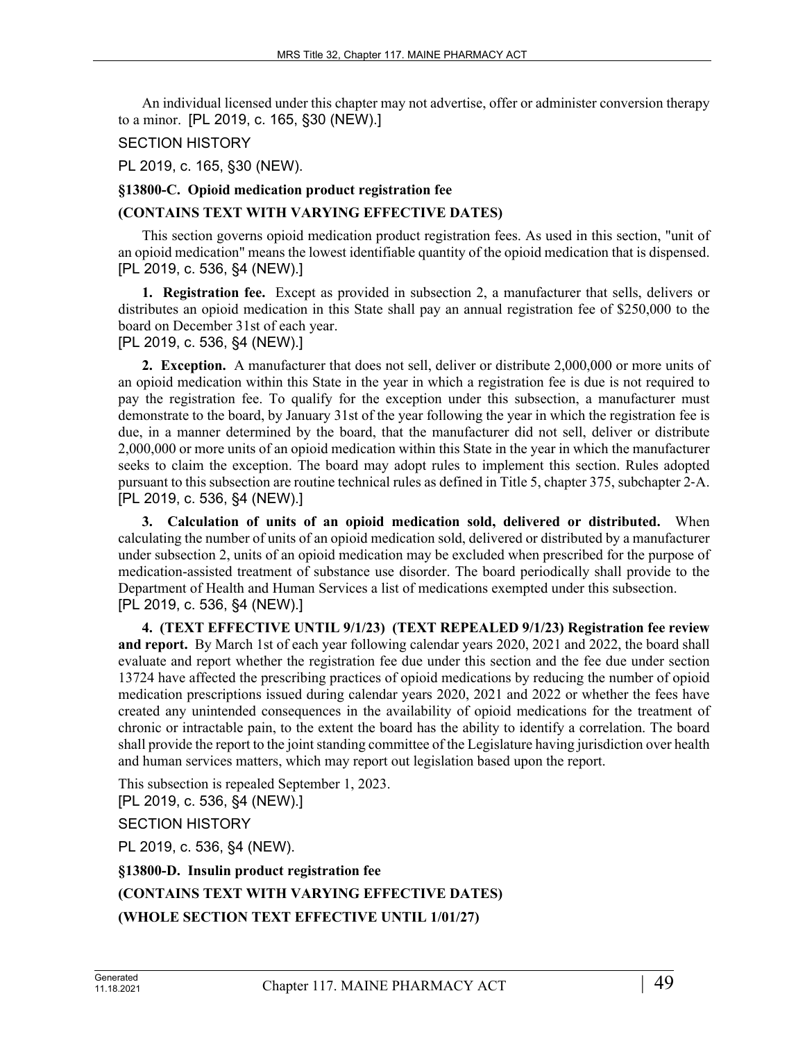An individual licensed under this chapter may not advertise, offer or administer conversion therapy to a minor. [PL 2019, c. 165, §30 (NEW).]

SECTION HISTORY

PL 2019, c. 165, §30 (NEW).

**§13800-C. Opioid medication product registration fee**

**(CONTAINS TEXT WITH VARYING EFFECTIVE DATES)**

This section governs opioid medication product registration fees. As used in this section, "unit of an opioid medication" means the lowest identifiable quantity of the opioid medication that is dispensed. [PL 2019, c. 536, §4 (NEW).]

**1. Registration fee.** Except as provided in subsection 2, a manufacturer that sells, delivers or distributes an opioid medication in this State shall pay an annual registration fee of $250,000 to the board on December 31st of each year.
[PL 2019, c. 536, §4 (NEW).]

**2. Exception.** A manufacturer that does not sell, deliver or distribute 2,000,000 or more units of an opioid medication within this State in the year in which a registration fee is due is not required to pay the registration fee. To qualify for the exception under this subsection, a manufacturer must demonstrate to the board, by January 31st of the year following the year in which the registration fee is due, in a manner determined by the board, that the manufacturer did not sell, deliver or distribute 2,000,000 or more units of an opioid medication within this State in the year in which the manufacturer seeks to claim the exception. The board may adopt rules to implement this section. Rules adopted pursuant to this subsection are routine technical rules as defined in Title 5, chapter 375, subchapter 2-A.
[PL 2019, c. 536, §4 (NEW).]

**3. Calculation of units of an opioid medication sold, delivered or distributed.** When calculating the number of units of an opioid medication sold, delivered or distributed by a manufacturer under subsection 2, units of an opioid medication may be excluded when prescribed for the purpose of medication-assisted treatment of substance use disorder. The board periodically shall provide to the Department of Health and Human Services a list of medications exempted under this subsection.
[PL 2019, c. 536, §4 (NEW).]

**4. (TEXT EFFECTIVE UNTIL 9/1/23) (TEXT REPEALED 9/1/23) Registration fee review and report.** By March 1st of each year following calendar years 2020, 2021 and 2022, the board shall evaluate and report whether the registration fee due under this section and the fee due under section 13724 have affected the prescribing practices of opioid medications by reducing the number of opioid medication prescriptions issued during calendar years 2020, 2021 and 2022 or whether the fees have created any unintended consequences in the availability of opioid medications for the treatment of chronic or intractable pain, to the extent the board has the ability to identify a correlation. The board shall provide the report to the joint standing committee of the Legislature having jurisdiction over health and human services matters, which may report out legislation based upon the report.

This subsection is repealed September 1, 2023.
[PL 2019, c. 536, §4 (NEW).]

SECTION HISTORY

PL 2019, c. 536, §4 (NEW).

**§13800-D. Insulin product registration fee**

**(CONTAINS TEXT WITH VARYING EFFECTIVE DATES)**

**(WHOLE SECTION TEXT EFFECTIVE UNTIL 1/01/27)**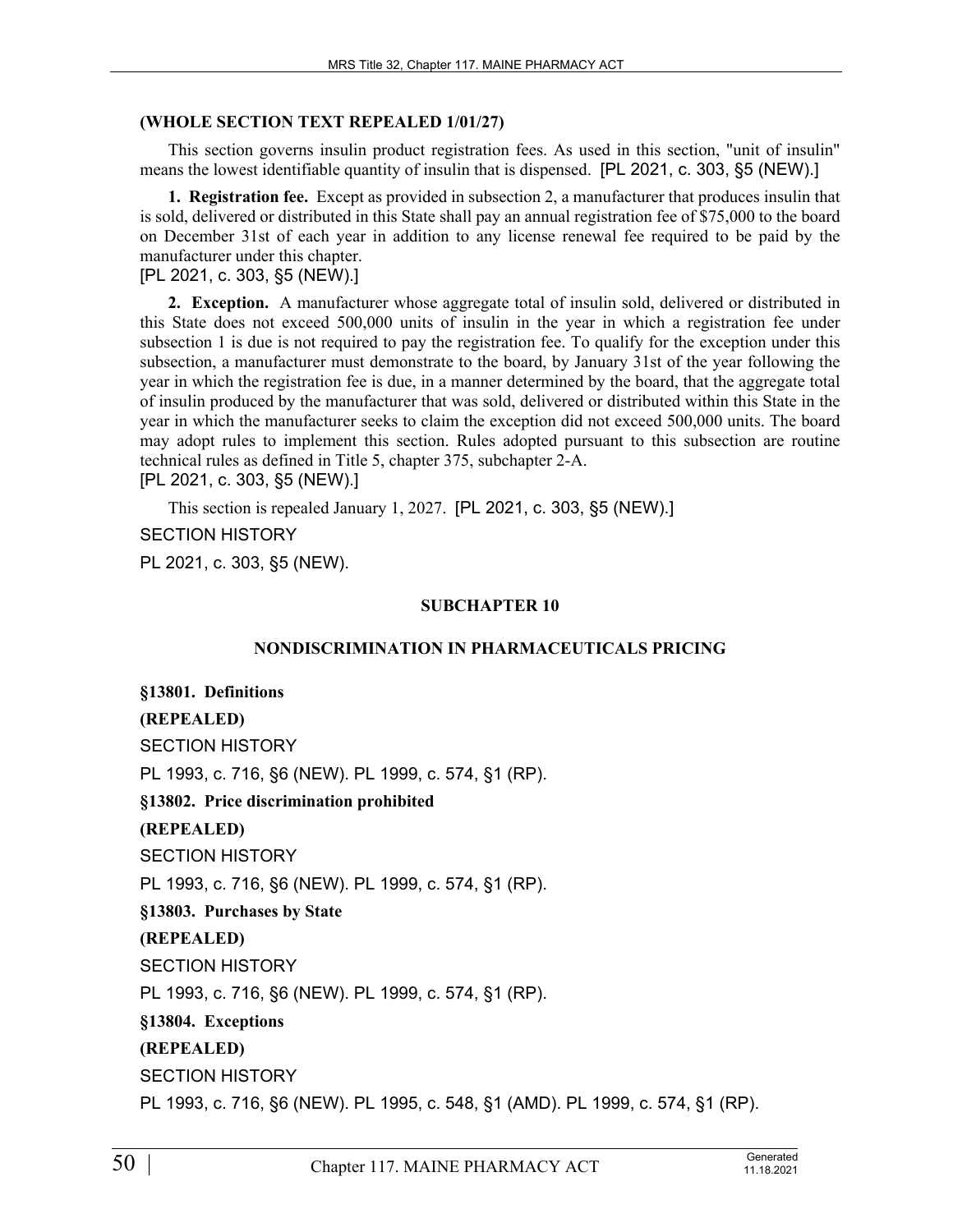**(WHOLE SECTION TEXT REPEALED 1/01/27)**

This section governs insulin product registration fees. As used in this section, "unit of insulin" means the lowest identifiable quantity of insulin that is dispensed. [PL 2021, c. 303, §5 (NEW).]

**1. Registration fee.** Except as provided in subsection 2, a manufacturer that produces insulin that is sold, delivered or distributed in this State shall pay an annual registration fee of $75,000 to the board on December 31st of each year in addition to any license renewal fee required to be paid by the manufacturer under this chapter.

[PL 2021, c. 303, §5 (NEW).]

**2. Exception.** A manufacturer whose aggregate total of insulin sold, delivered or distributed in this State does not exceed 500,000 units of insulin in the year in which a registration fee under subsection 1 is due is not required to pay the registration fee. To qualify for the exception under this subsection, a manufacturer must demonstrate to the board, by January 31st of the year following the year in which the registration fee is due, in a manner determined by the board, that the aggregate total of insulin produced by the manufacturer that was sold, delivered or distributed within this State in the year in which the manufacturer seeks to claim the exception did not exceed 500,000 units. The board may adopt rules to implement this section. Rules adopted pursuant to this subsection are routine technical rules as defined in Title 5, chapter 375, subchapter 2-A.

[PL 2021, c. 303, §5 (NEW).]

This section is repealed January 1, 2027. [PL 2021, c. 303, §5 (NEW).]

SECTION HISTORY

PL 2021, c. 303, §5 (NEW).

## SUBCHAPTER 10

## NONDISCRIMINATION IN PHARMACEUTICALS PRICING

**§13801. Definitions**

**(REPEALED)**

SECTION HISTORY

PL 1993, c. 716, §6 (NEW). PL 1999, c. 574, §1 (RP).

**§13802. Price discrimination prohibited**

**(REPEALED)**

SECTION HISTORY

PL 1993, c. 716, §6 (NEW). PL 1999, c. 574, §1 (RP).

**§13803. Purchases by State**

**(REPEALED)**

SECTION HISTORY

PL 1993, c. 716, §6 (NEW). PL 1999, c. 574, §1 (RP).

**§13804. Exceptions**

**(REPEALED)**

SECTION HISTORY

PL 1993, c. 716, §6 (NEW). PL 1995, c. 548, §1 (AMD). PL 1999, c. 574, §1 (RP).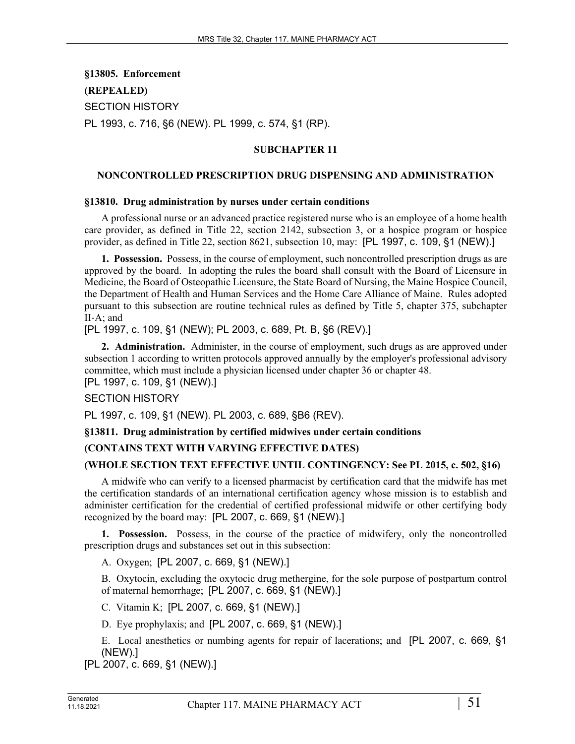**§13805. Enforcement**

**(REPEALED)**

SECTION HISTORY

PL 1993, c. 716, §6 (NEW). PL 1999, c. 574, §1 (RP).

## SUBCHAPTER 11

## NONCONTROLLED PRESCRIPTION DRUG DISPENSING AND ADMINISTRATION

### §13810. Drug administration by nurses under certain conditions

A professional nurse or an advanced practice registered nurse who is an employee of a home health care provider, as defined in Title 22, section 2142, subsection 3, or a hospice program or hospice provider, as defined in Title 22, section 8621, subsection 10, may: [PL 1997, c. 109, §1 (NEW).]

**1. Possession.** Possess, in the course of employment, such noncontrolled prescription drugs as are approved by the board. In adopting the rules the board shall consult with the Board of Licensure in Medicine, the Board of Osteopathic Licensure, the State Board of Nursing, the Maine Hospice Council, the Department of Health and Human Services and the Home Care Alliance of Maine. Rules adopted pursuant to this subsection are routine technical rules as defined by Title 5, chapter 375, subchapter II-A; and

[PL 1997, c. 109, §1 (NEW); PL 2003, c. 689, Pt. B, §6 (REV).]

**2. Administration.** Administer, in the course of employment, such drugs as are approved under subsection 1 according to written protocols approved annually by the employer's professional advisory committee, which must include a physician licensed under chapter 36 or chapter 48.

[PL 1997, c. 109, §1 (NEW).]

SECTION HISTORY

PL 1997, c. 109, §1 (NEW). PL 2003, c. 689, §B6 (REV).

### §13811. Drug administration by certified midwives under certain conditions

**(CONTAINS TEXT WITH VARYING EFFECTIVE DATES)**

**(WHOLE SECTION TEXT EFFECTIVE UNTIL CONTINGENCY: See PL 2015, c. 502, §16)**

A midwife who can verify to a licensed pharmacist by certification card that the midwife has met the certification standards of an international certification agency whose mission is to establish and administer certification for the credential of certified professional midwife or other certifying body recognized by the board may: [PL 2007, c. 669, §1 (NEW).]

**1. Possession.** Possess, in the course of the practice of midwifery, only the noncontrolled prescription drugs and substances set out in this subsection:

A. Oxygen; [PL 2007, c. 669, §1 (NEW).]

B. Oxytocin, excluding the oxytocic drug methergine, for the sole purpose of postpartum control of maternal hemorrhage; [PL 2007, c. 669, §1 (NEW).]

C. Vitamin K; [PL 2007, c. 669, §1 (NEW).]

D. Eye prophylaxis; and [PL 2007, c. 669, §1 (NEW).]

E. Local anesthetics or numbing agents for repair of lacerations; and [PL 2007, c. 669, §1 (NEW).]

[PL 2007, c. 669, §1 (NEW).]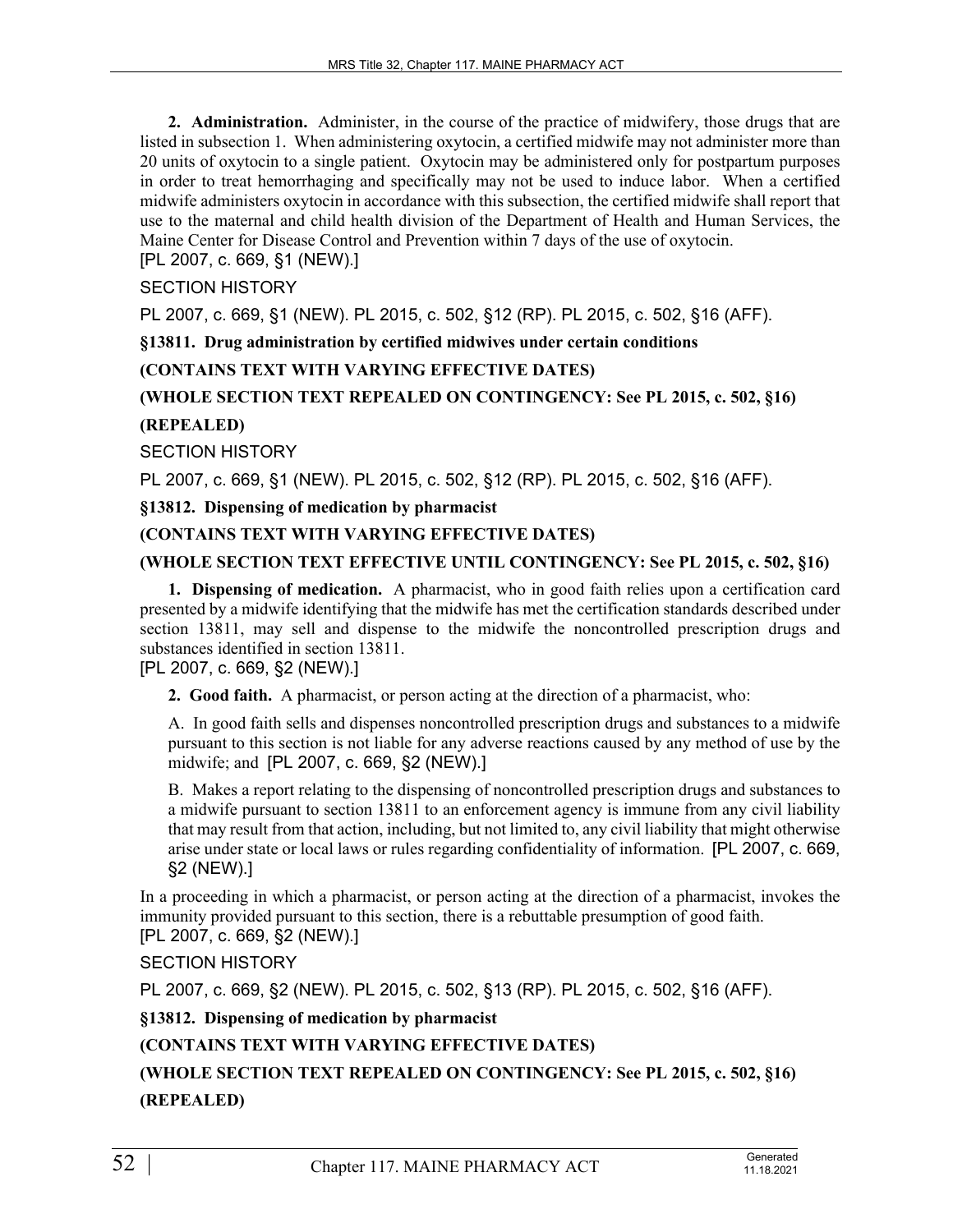**2. Administration.** Administer, in the course of the practice of midwifery, those drugs that are listed in subsection 1. When administering oxytocin, a certified midwife may not administer more than 20 units of oxytocin to a single patient. Oxytocin may be administered only for postpartum purposes in order to treat hemorrhaging and specifically may not be used to induce labor. When a certified midwife administers oxytocin in accordance with this subsection, the certified midwife shall report that use to the maternal and child health division of the Department of Health and Human Services, the Maine Center for Disease Control and Prevention within 7 days of the use of oxytocin.
[PL 2007, c. 669, §1 (NEW).]

SECTION HISTORY

PL 2007, c. 669, §1 (NEW). PL 2015, c. 502, §12 (RP). PL 2015, c. 502, §16 (AFF).

**§13811. Drug administration by certified midwives under certain conditions**

**(CONTAINS TEXT WITH VARYING EFFECTIVE DATES)**

**(WHOLE SECTION TEXT REPEALED ON CONTINGENCY: See PL 2015, c. 502, §16)**

**(REPEALED)**

SECTION HISTORY

PL 2007, c. 669, §1 (NEW). PL 2015, c. 502, §12 (RP). PL 2015, c. 502, §16 (AFF).

**§13812. Dispensing of medication by pharmacist**

**(CONTAINS TEXT WITH VARYING EFFECTIVE DATES)**

**(WHOLE SECTION TEXT EFFECTIVE UNTIL CONTINGENCY: See PL 2015, c. 502, §16)**

**1. Dispensing of medication.** A pharmacist, who in good faith relies upon a certification card presented by a midwife identifying that the midwife has met the certification standards described under section 13811, may sell and dispense to the midwife the noncontrolled prescription drugs and substances identified in section 13811.
[PL 2007, c. 669, §2 (NEW).]

**2. Good faith.** A pharmacist, or person acting at the direction of a pharmacist, who:

A. In good faith sells and dispenses noncontrolled prescription drugs and substances to a midwife pursuant to this section is not liable for any adverse reactions caused by any method of use by the midwife; and [PL 2007, c. 669, §2 (NEW).]

B. Makes a report relating to the dispensing of noncontrolled prescription drugs and substances to a midwife pursuant to section 13811 to an enforcement agency is immune from any civil liability that may result from that action, including, but not limited to, any civil liability that might otherwise arise under state or local laws or rules regarding confidentiality of information. [PL 2007, c. 669, §2 (NEW).]

In a proceeding in which a pharmacist, or person acting at the direction of a pharmacist, invokes the immunity provided pursuant to this section, there is a rebuttable presumption of good faith.
[PL 2007, c. 669, §2 (NEW).]

SECTION HISTORY

PL 2007, c. 669, §2 (NEW). PL 2015, c. 502, §13 (RP). PL 2015, c. 502, §16 (AFF).

**§13812. Dispensing of medication by pharmacist**

**(CONTAINS TEXT WITH VARYING EFFECTIVE DATES)**

**(WHOLE SECTION TEXT REPEALED ON CONTINGENCY: See PL 2015, c. 502, §16)**

**(REPEALED)**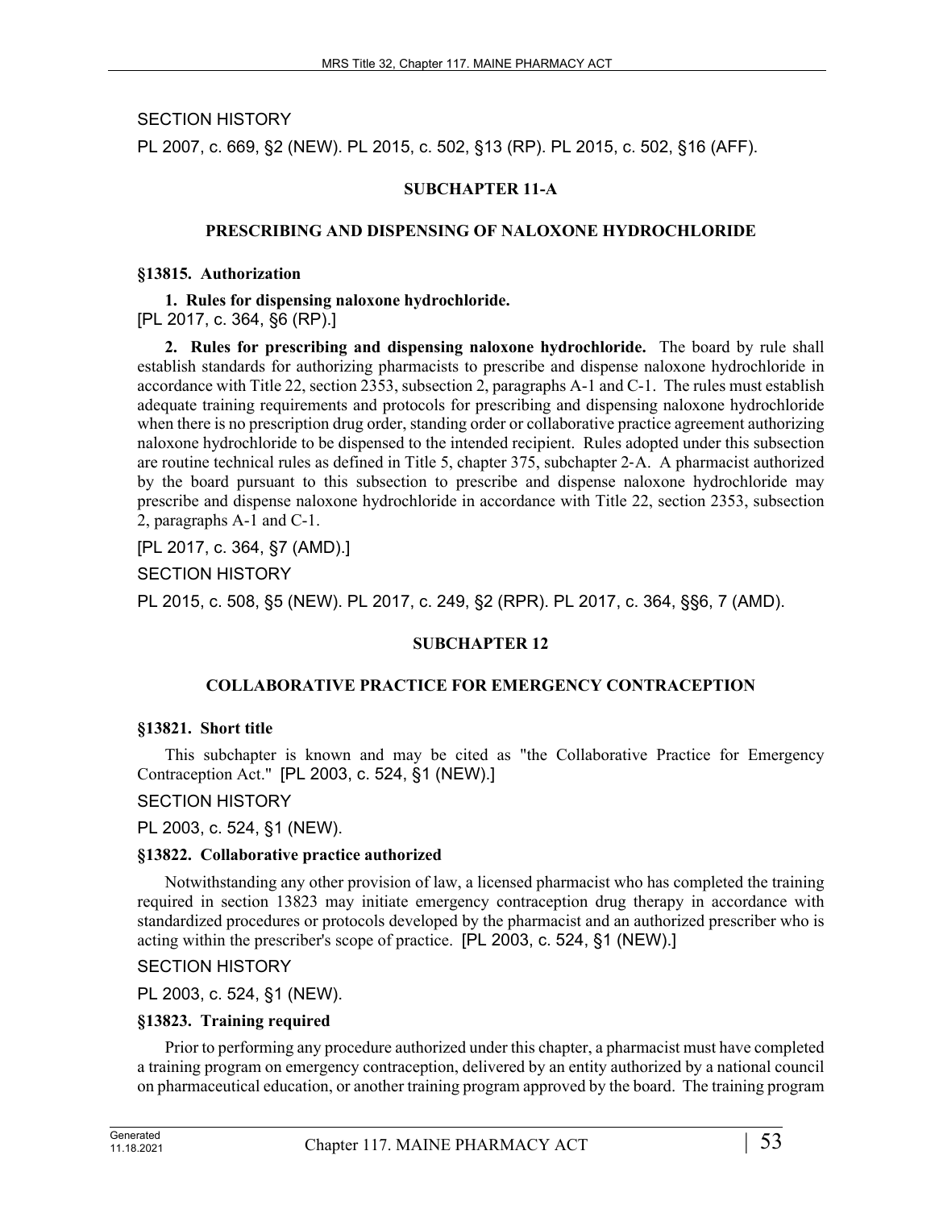SECTION HISTORY

PL 2007, c. 669, §2 (NEW). PL 2015, c. 502, §13 (RP). PL 2015, c. 502, §16 (AFF).

## SUBCHAPTER 11-A

## PRESCRIBING AND DISPENSING OF NALOXONE HYDROCHLORIDE

### §13815. Authorization

**1. Rules for dispensing naloxone hydrochloride.**
[PL 2017, c. 364, §6 (RP).]

**2. Rules for prescribing and dispensing naloxone hydrochloride.** The board by rule shall establish standards for authorizing pharmacists to prescribe and dispense naloxone hydrochloride in accordance with Title 22, section 2353, subsection 2, paragraphs A-1 and C-1. The rules must establish adequate training requirements and protocols for prescribing and dispensing naloxone hydrochloride when there is no prescription drug order, standing order or collaborative practice agreement authorizing naloxone hydrochloride to be dispensed to the intended recipient. Rules adopted under this subsection are routine technical rules as defined in Title 5, chapter 375, subchapter 2-A. A pharmacist authorized by the board pursuant to this subsection to prescribe and dispense naloxone hydrochloride may prescribe and dispense naloxone hydrochloride in accordance with Title 22, section 2353, subsection 2, paragraphs A-1 and C-1.

[PL 2017, c. 364, §7 (AMD).]

SECTION HISTORY

PL 2015, c. 508, §5 (NEW). PL 2017, c. 249, §2 (RPR). PL 2017, c. 364, §§6, 7 (AMD).

## SUBCHAPTER 12

## COLLABORATIVE PRACTICE FOR EMERGENCY CONTRACEPTION

### §13821. Short title

This subchapter is known and may be cited as "the Collaborative Practice for Emergency Contraception Act." [PL 2003, c. 524, §1 (NEW).]

SECTION HISTORY

PL 2003, c. 524, §1 (NEW).

### §13822. Collaborative practice authorized

Notwithstanding any other provision of law, a licensed pharmacist who has completed the training required in section 13823 may initiate emergency contraception drug therapy in accordance with standardized procedures or protocols developed by the pharmacist and an authorized prescriber who is acting within the prescriber's scope of practice. [PL 2003, c. 524, §1 (NEW).]

SECTION HISTORY

PL 2003, c. 524, §1 (NEW).

### §13823. Training required

Prior to performing any procedure authorized under this chapter, a pharmacist must have completed a training program on emergency contraception, delivered by an entity authorized by a national council on pharmaceutical education, or another training program approved by the board. The training program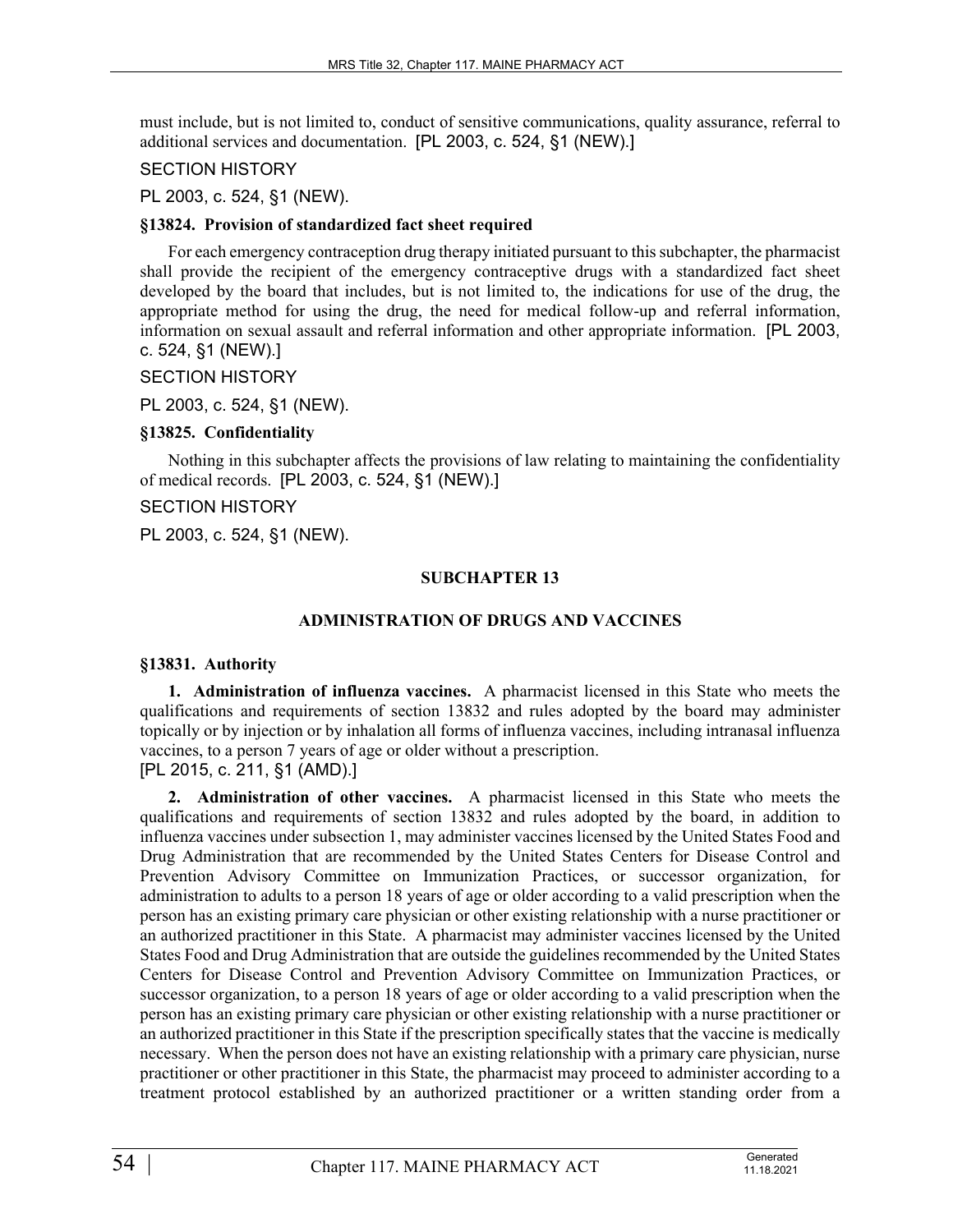must include, but is not limited to, conduct of sensitive communications, quality assurance, referral to additional services and documentation. [PL 2003, c. 524, §1 (NEW).]

SECTION HISTORY

PL 2003, c. 524, §1 (NEW).

**§13824. Provision of standardized fact sheet required**

For each emergency contraception drug therapy initiated pursuant to this subchapter, the pharmacist shall provide the recipient of the emergency contraceptive drugs with a standardized fact sheet developed by the board that includes, but is not limited to, the indications for use of the drug, the appropriate method for using the drug, the need for medical follow-up and referral information, information on sexual assault and referral information and other appropriate information. [PL 2003, c. 524, §1 (NEW).]

SECTION HISTORY

PL 2003, c. 524, §1 (NEW).

**§13825. Confidentiality**

Nothing in this subchapter affects the provisions of law relating to maintaining the confidentiality of medical records. [PL 2003, c. 524, §1 (NEW).]

SECTION HISTORY

PL 2003, c. 524, §1 (NEW).

## SUBCHAPTER 13

## ADMINISTRATION OF DRUGS AND VACCINES

**§13831. Authority**

**1. Administration of influenza vaccines.** A pharmacist licensed in this State who meets the qualifications and requirements of section 13832 and rules adopted by the board may administer topically or by injection or by inhalation all forms of influenza vaccines, including intranasal influenza vaccines, to a person 7 years of age or older without a prescription.
[PL 2015, c. 211, §1 (AMD).]

**2. Administration of other vaccines.** A pharmacist licensed in this State who meets the qualifications and requirements of section 13832 and rules adopted by the board, in addition to influenza vaccines under subsection 1, may administer vaccines licensed by the United States Food and Drug Administration that are recommended by the United States Centers for Disease Control and Prevention Advisory Committee on Immunization Practices, or successor organization, for administration to adults to a person 18 years of age or older according to a valid prescription when the person has an existing primary care physician or other existing relationship with a nurse practitioner or an authorized practitioner in this State. A pharmacist may administer vaccines licensed by the United States Food and Drug Administration that are outside the guidelines recommended by the United States Centers for Disease Control and Prevention Advisory Committee on Immunization Practices, or successor organization, to a person 18 years of age or older according to a valid prescription when the person has an existing primary care physician or other existing relationship with a nurse practitioner or an authorized practitioner in this State if the prescription specifically states that the vaccine is medically necessary. When the person does not have an existing relationship with a primary care physician, nurse practitioner or other practitioner in this State, the pharmacist may proceed to administer according to a treatment protocol established by an authorized practitioner or a written standing order from a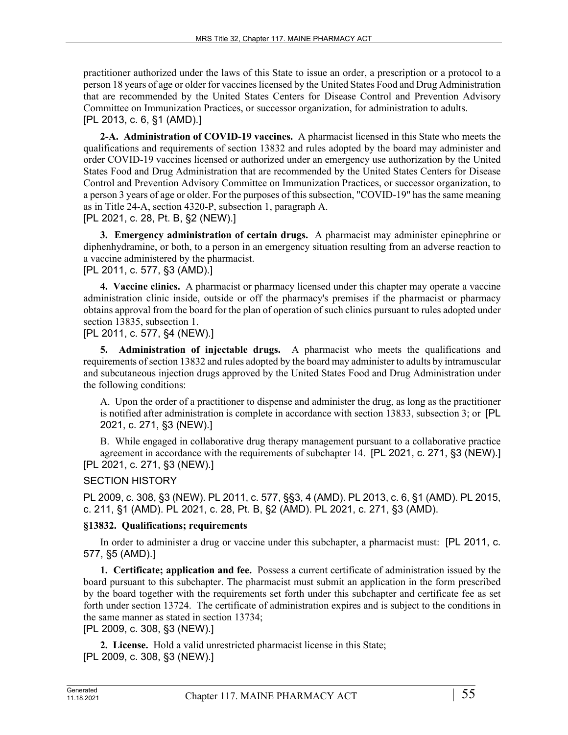practitioner authorized under the laws of this State to issue an order, a prescription or a protocol to a person 18 years of age or older for vaccines licensed by the United States Food and Drug Administration that are recommended by the United States Centers for Disease Control and Prevention Advisory Committee on Immunization Practices, or successor organization, for administration to adults.
[PL 2013, c. 6, §1 (AMD).]

**2-A. Administration of COVID-19 vaccines.** A pharmacist licensed in this State who meets the qualifications and requirements of section 13832 and rules adopted by the board may administer and order COVID-19 vaccines licensed or authorized under an emergency use authorization by the United States Food and Drug Administration that are recommended by the United States Centers for Disease Control and Prevention Advisory Committee on Immunization Practices, or successor organization, to a person 3 years of age or older. For the purposes of this subsection, "COVID-19" has the same meaning as in Title 24-A, section 4320-P, subsection 1, paragraph A.
[PL 2021, c. 28, Pt. B, §2 (NEW).]

**3. Emergency administration of certain drugs.** A pharmacist may administer epinephrine or diphenhydramine, or both, to a person in an emergency situation resulting from an adverse reaction to a vaccine administered by the pharmacist.
[PL 2011, c. 577, §3 (AMD).]

**4. Vaccine clinics.** A pharmacist or pharmacy licensed under this chapter may operate a vaccine administration clinic inside, outside or off the pharmacy's premises if the pharmacist or pharmacy obtains approval from the board for the plan of operation of such clinics pursuant to rules adopted under section 13835, subsection 1.
[PL 2011, c. 577, §4 (NEW).]

**5. Administration of injectable drugs.** A pharmacist who meets the qualifications and requirements of section 13832 and rules adopted by the board may administer to adults by intramuscular and subcutaneous injection drugs approved by the United States Food and Drug Administration under the following conditions:

A. Upon the order of a practitioner to dispense and administer the drug, as long as the practitioner is notified after administration is complete in accordance with section 13833, subsection 3; or [PL 2021, c. 271, §3 (NEW).]

B. While engaged in collaborative drug therapy management pursuant to a collaborative practice agreement in accordance with the requirements of subchapter 14. [PL 2021, c. 271, §3 (NEW).]

[PL 2021, c. 271, §3 (NEW).]

SECTION HISTORY

PL 2009, c. 308, §3 (NEW). PL 2011, c. 577, §§3, 4 (AMD). PL 2013, c. 6, §1 (AMD). PL 2015, c. 211, §1 (AMD). PL 2021, c. 28, Pt. B, §2 (AMD). PL 2021, c. 271, §3 (AMD).

### §13832. Qualifications; requirements

In order to administer a drug or vaccine under this subchapter, a pharmacist must: [PL 2011, c. 577, §5 (AMD).]

**1. Certificate; application and fee.** Possess a current certificate of administration issued by the board pursuant to this subchapter. The pharmacist must submit an application in the form prescribed by the board together with the requirements set forth under this subchapter and certificate fee as set forth under section 13724. The certificate of administration expires and is subject to the conditions in the same manner as stated in section 13734;
[PL 2009, c. 308, §3 (NEW).]

**2. License.** Hold a valid unrestricted pharmacist license in this State;
[PL 2009, c. 308, §3 (NEW).]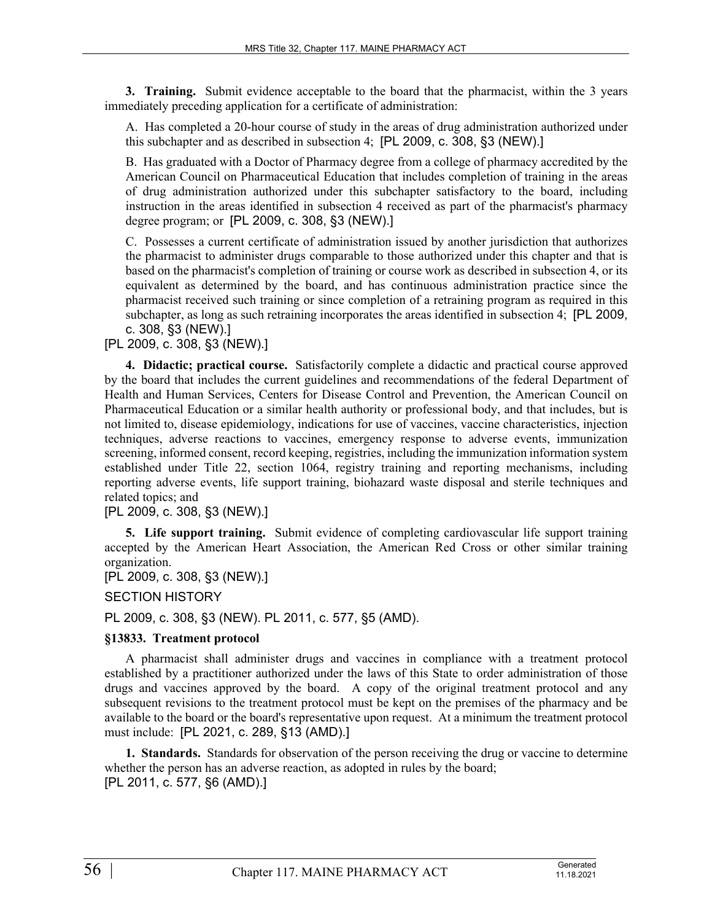**3. Training.** Submit evidence acceptable to the board that the pharmacist, within the 3 years immediately preceding application for a certificate of administration:

A. Has completed a 20-hour course of study in the areas of drug administration authorized under this subchapter and as described in subsection 4; [PL 2009, c. 308, §3 (NEW).]

B. Has graduated with a Doctor of Pharmacy degree from a college of pharmacy accredited by the American Council on Pharmaceutical Education that includes completion of training in the areas of drug administration authorized under this subchapter satisfactory to the board, including instruction in the areas identified in subsection 4 received as part of the pharmacist's pharmacy degree program; or [PL 2009, c. 308, §3 (NEW).]

C. Possesses a current certificate of administration issued by another jurisdiction that authorizes the pharmacist to administer drugs comparable to those authorized under this chapter and that is based on the pharmacist's completion of training or course work as described in subsection 4, or its equivalent as determined by the board, and has continuous administration practice since the pharmacist received such training or since completion of a retraining program as required in this subchapter, as long as such retraining incorporates the areas identified in subsection 4; [PL 2009, c. 308, §3 (NEW).]

[PL 2009, c. 308, §3 (NEW).]

**4. Didactic; practical course.** Satisfactorily complete a didactic and practical course approved by the board that includes the current guidelines and recommendations of the federal Department of Health and Human Services, Centers for Disease Control and Prevention, the American Council on Pharmaceutical Education or a similar health authority or professional body, and that includes, but is not limited to, disease epidemiology, indications for use of vaccines, vaccine characteristics, injection techniques, adverse reactions to vaccines, emergency response to adverse events, immunization screening, informed consent, record keeping, registries, including the immunization information system established under Title 22, section 1064, registry training and reporting mechanisms, including reporting adverse events, life support training, biohazard waste disposal and sterile techniques and related topics; and

[PL 2009, c. 308, §3 (NEW).]

**5. Life support training.** Submit evidence of completing cardiovascular life support training accepted by the American Heart Association, the American Red Cross or other similar training organization.

[PL 2009, c. 308, §3 (NEW).]

SECTION HISTORY

PL 2009, c. 308, §3 (NEW). PL 2011, c. 577, §5 (AMD).

### §13833. Treatment protocol

A pharmacist shall administer drugs and vaccines in compliance with a treatment protocol established by a practitioner authorized under the laws of this State to order administration of those drugs and vaccines approved by the board. A copy of the original treatment protocol and any subsequent revisions to the treatment protocol must be kept on the premises of the pharmacy and be available to the board or the board's representative upon request. At a minimum the treatment protocol must include: [PL 2021, c. 289, §13 (AMD).]

**1. Standards.** Standards for observation of the person receiving the drug or vaccine to determine whether the person has an adverse reaction, as adopted in rules by the board;

[PL 2011, c. 577, §6 (AMD).]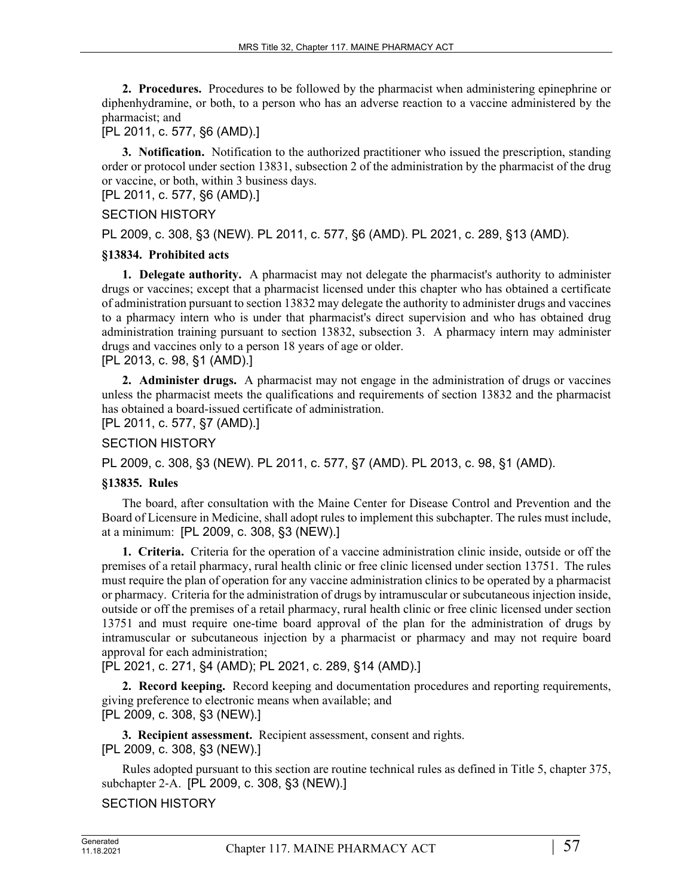**2. Procedures.** Procedures to be followed by the pharmacist when administering epinephrine or diphenhydramine, or both, to a person who has an adverse reaction to a vaccine administered by the pharmacist; and

[PL 2011, c. 577, §6 (AMD).]

**3. Notification.** Notification to the authorized practitioner who issued the prescription, standing order or protocol under section 13831, subsection 2 of the administration by the pharmacist of the drug or vaccine, or both, within 3 business days.

[PL 2011, c. 577, §6 (AMD).]

SECTION HISTORY

PL 2009, c. 308, §3 (NEW). PL 2011, c. 577, §6 (AMD). PL 2021, c. 289, §13 (AMD).

**§13834. Prohibited acts**

**1. Delegate authority.** A pharmacist may not delegate the pharmacist's authority to administer drugs or vaccines; except that a pharmacist licensed under this chapter who has obtained a certificate of administration pursuant to section 13832 may delegate the authority to administer drugs and vaccines to a pharmacy intern who is under that pharmacist's direct supervision and who has obtained drug administration training pursuant to section 13832, subsection 3. A pharmacy intern may administer drugs and vaccines only to a person 18 years of age or older.

[PL 2013, c. 98, §1 (AMD).]

**2. Administer drugs.** A pharmacist may not engage in the administration of drugs or vaccines unless the pharmacist meets the qualifications and requirements of section 13832 and the pharmacist has obtained a board-issued certificate of administration.

[PL 2011, c. 577, §7 (AMD).]

SECTION HISTORY

PL 2009, c. 308, §3 (NEW). PL 2011, c. 577, §7 (AMD). PL 2013, c. 98, §1 (AMD).

**§13835. Rules**

The board, after consultation with the Maine Center for Disease Control and Prevention and the Board of Licensure in Medicine, shall adopt rules to implement this subchapter. The rules must include, at a minimum: [PL 2009, c. 308, §3 (NEW).]

**1. Criteria.** Criteria for the operation of a vaccine administration clinic inside, outside or off the premises of a retail pharmacy, rural health clinic or free clinic licensed under section 13751. The rules must require the plan of operation for any vaccine administration clinics to be operated by a pharmacist or pharmacy. Criteria for the administration of drugs by intramuscular or subcutaneous injection inside, outside or off the premises of a retail pharmacy, rural health clinic or free clinic licensed under section 13751 and must require one-time board approval of the plan for the administration of drugs by intramuscular or subcutaneous injection by a pharmacist or pharmacy and may not require board approval for each administration;

[PL 2021, c. 271, §4 (AMD); PL 2021, c. 289, §14 (AMD).]

**2. Record keeping.** Record keeping and documentation procedures and reporting requirements, giving preference to electronic means when available; and

[PL 2009, c. 308, §3 (NEW).]

**3. Recipient assessment.** Recipient assessment, consent and rights.

[PL 2009, c. 308, §3 (NEW).]

Rules adopted pursuant to this section are routine technical rules as defined in Title 5, chapter 375, subchapter 2-A. [PL 2009, c. 308, §3 (NEW).]

SECTION HISTORY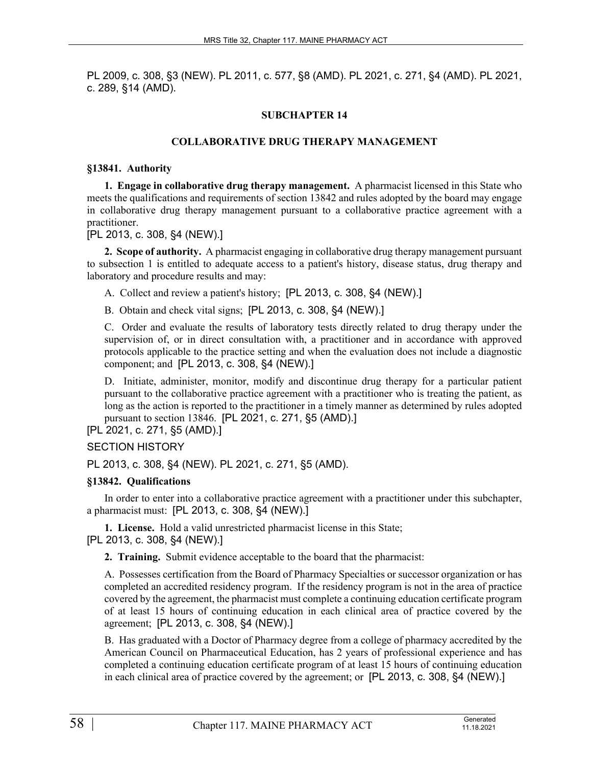PL 2009, c. 308, §3 (NEW). PL 2011, c. 577, §8 (AMD). PL 2021, c. 271, §4 (AMD). PL 2021, c. 289, §14 (AMD).

## SUBCHAPTER 14

## COLLABORATIVE DRUG THERAPY MANAGEMENT

### §13841. Authority

**1. Engage in collaborative drug therapy management.** A pharmacist licensed in this State who meets the qualifications and requirements of section 13842 and rules adopted by the board may engage in collaborative drug therapy management pursuant to a collaborative practice agreement with a practitioner.
[PL 2013, c. 308, §4 (NEW).]

**2. Scope of authority.** A pharmacist engaging in collaborative drug therapy management pursuant to subsection 1 is entitled to adequate access to a patient's history, disease status, drug therapy and laboratory and procedure results and may:

A. Collect and review a patient's history; [PL 2013, c. 308, §4 (NEW).]

B. Obtain and check vital signs; [PL 2013, c. 308, §4 (NEW).]

C. Order and evaluate the results of laboratory tests directly related to drug therapy under the supervision of, or in direct consultation with, a practitioner and in accordance with approved protocols applicable to the practice setting and when the evaluation does not include a diagnostic component; and [PL 2013, c. 308, §4 (NEW).]

D. Initiate, administer, monitor, modify and discontinue drug therapy for a particular patient pursuant to the collaborative practice agreement with a practitioner who is treating the patient, as long as the action is reported to the practitioner in a timely manner as determined by rules adopted pursuant to section 13846. [PL 2021, c. 271, §5 (AMD).]

[PL 2021, c. 271, §5 (AMD).]

SECTION HISTORY

PL 2013, c. 308, §4 (NEW). PL 2021, c. 271, §5 (AMD).

### §13842. Qualifications

In order to enter into a collaborative practice agreement with a practitioner under this subchapter, a pharmacist must: [PL 2013, c. 308, §4 (NEW).]

**1. License.** Hold a valid unrestricted pharmacist license in this State;
[PL 2013, c. 308, §4 (NEW).]

**2. Training.** Submit evidence acceptable to the board that the pharmacist:

A. Possesses certification from the Board of Pharmacy Specialties or successor organization or has completed an accredited residency program. If the residency program is not in the area of practice covered by the agreement, the pharmacist must complete a continuing education certificate program of at least 15 hours of continuing education in each clinical area of practice covered by the agreement; [PL 2013, c. 308, §4 (NEW).]

B. Has graduated with a Doctor of Pharmacy degree from a college of pharmacy accredited by the American Council on Pharmaceutical Education, has 2 years of professional experience and has completed a continuing education certificate program of at least 15 hours of continuing education in each clinical area of practice covered by the agreement; or [PL 2013, c. 308, §4 (NEW).]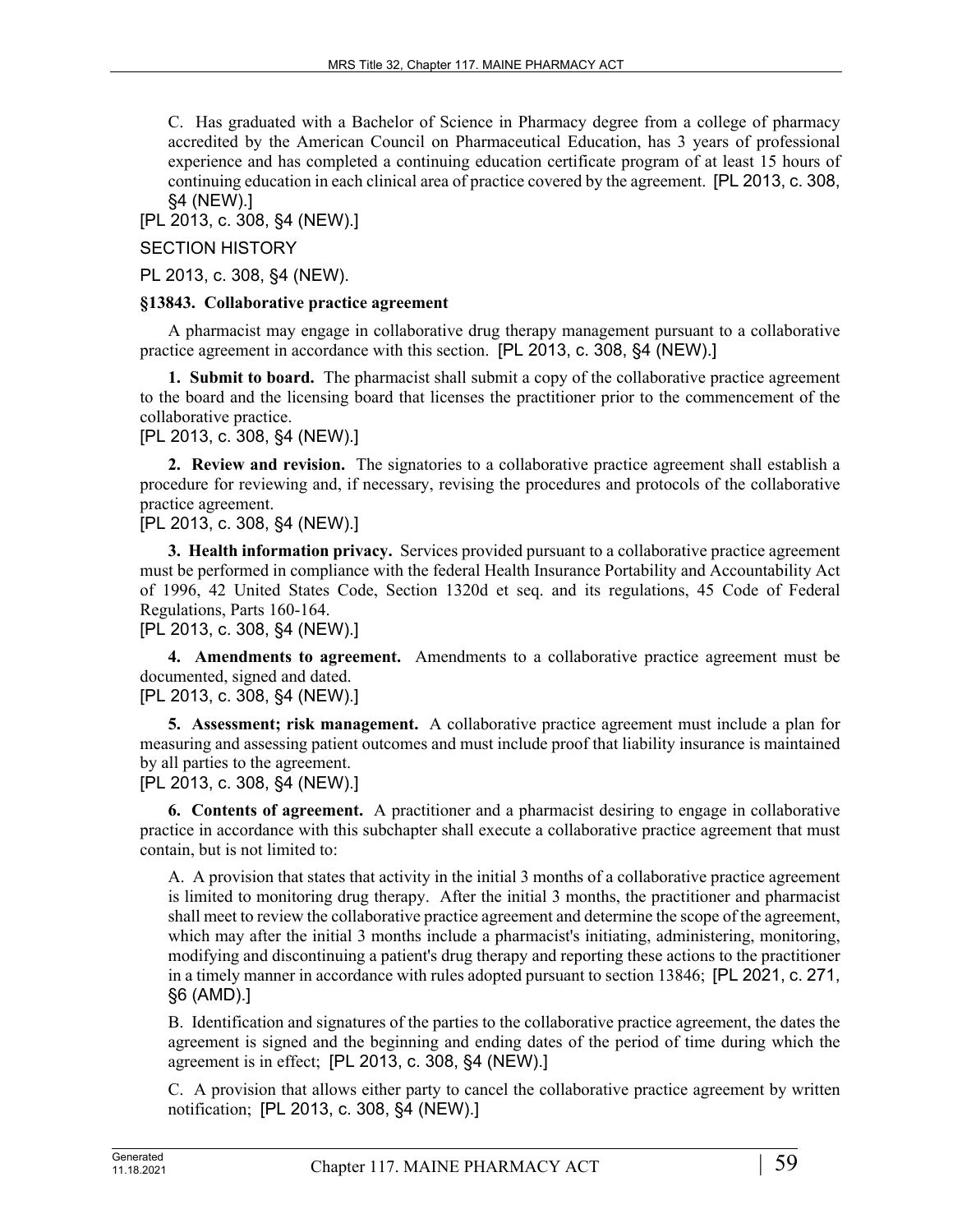C. Has graduated with a Bachelor of Science in Pharmacy degree from a college of pharmacy accredited by the American Council on Pharmaceutical Education, has 3 years of professional experience and has completed a continuing education certificate program of at least 15 hours of continuing education in each clinical area of practice covered by the agreement. [PL 2013, c. 308, §4 (NEW).]

[PL 2013, c. 308, §4 (NEW).]

SECTION HISTORY

PL 2013, c. 308, §4 (NEW).

**§13843. Collaborative practice agreement**

A pharmacist may engage in collaborative drug therapy management pursuant to a collaborative practice agreement in accordance with this section. [PL 2013, c. 308, §4 (NEW).]

**1. Submit to board.** The pharmacist shall submit a copy of the collaborative practice agreement to the board and the licensing board that licenses the practitioner prior to the commencement of the collaborative practice.

[PL 2013, c. 308, §4 (NEW).]

**2. Review and revision.** The signatories to a collaborative practice agreement shall establish a procedure for reviewing and, if necessary, revising the procedures and protocols of the collaborative practice agreement.

[PL 2013, c. 308, §4 (NEW).]

**3. Health information privacy.** Services provided pursuant to a collaborative practice agreement must be performed in compliance with the federal Health Insurance Portability and Accountability Act of 1996, 42 United States Code, Section 1320d et seq. and its regulations, 45 Code of Federal Regulations, Parts 160-164.

[PL 2013, c. 308, §4 (NEW).]

**4. Amendments to agreement.** Amendments to a collaborative practice agreement must be documented, signed and dated.

[PL 2013, c. 308, §4 (NEW).]

**5. Assessment; risk management.** A collaborative practice agreement must include a plan for measuring and assessing patient outcomes and must include proof that liability insurance is maintained by all parties to the agreement.

[PL 2013, c. 308, §4 (NEW).]

**6. Contents of agreement.** A practitioner and a pharmacist desiring to engage in collaborative practice in accordance with this subchapter shall execute a collaborative practice agreement that must contain, but is not limited to:

A. A provision that states that activity in the initial 3 months of a collaborative practice agreement is limited to monitoring drug therapy. After the initial 3 months, the practitioner and pharmacist shall meet to review the collaborative practice agreement and determine the scope of the agreement, which may after the initial 3 months include a pharmacist's initiating, administering, monitoring, modifying and discontinuing a patient's drug therapy and reporting these actions to the practitioner in a timely manner in accordance with rules adopted pursuant to section 13846; [PL 2021, c. 271, §6 (AMD).]

B. Identification and signatures of the parties to the collaborative practice agreement, the dates the agreement is signed and the beginning and ending dates of the period of time during which the agreement is in effect; [PL 2013, c. 308, §4 (NEW).]

C. A provision that allows either party to cancel the collaborative practice agreement by written notification; [PL 2013, c. 308, §4 (NEW).]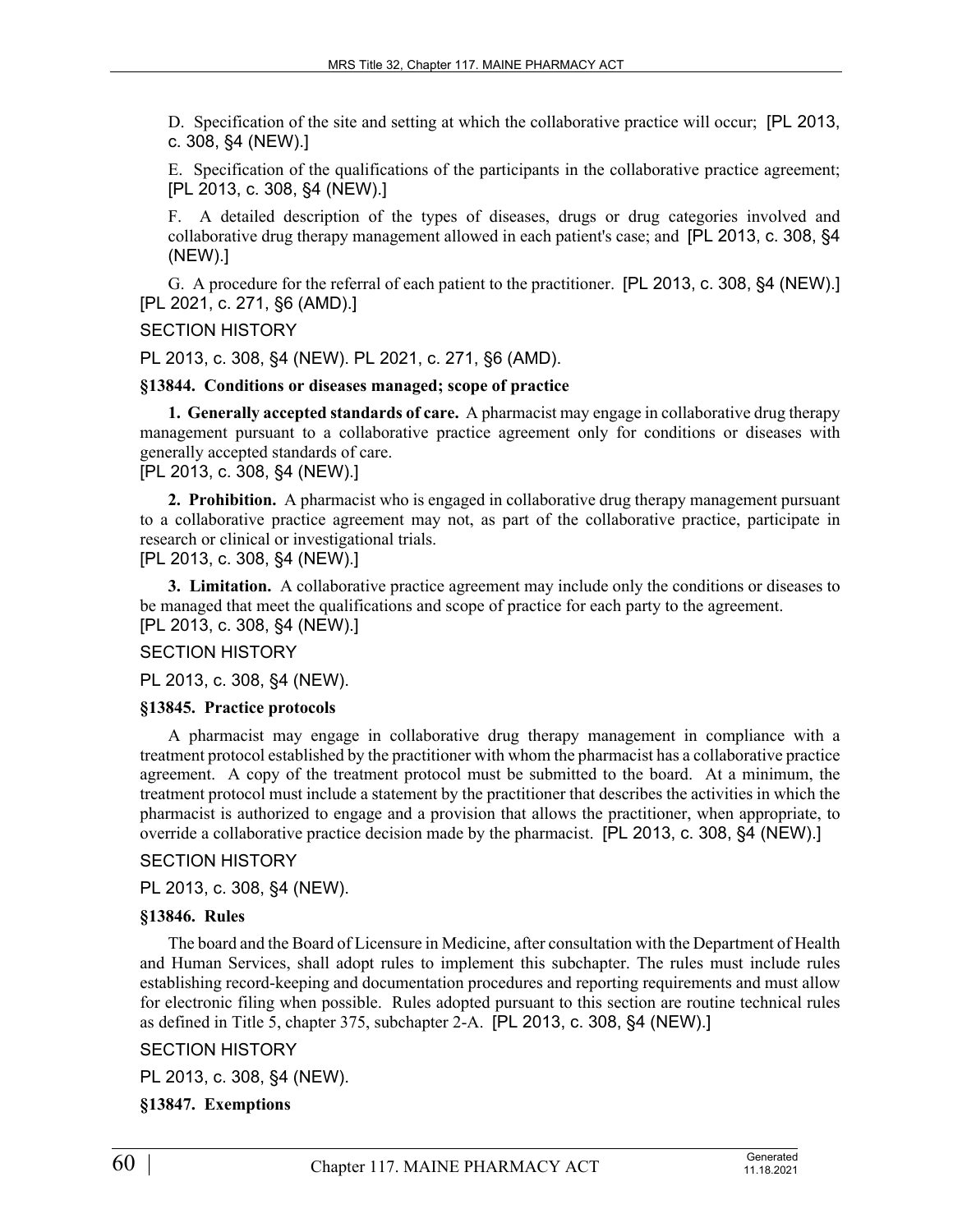D. Specification of the site and setting at which the collaborative practice will occur; [PL 2013, c. 308, §4 (NEW).]

E. Specification of the qualifications of the participants in the collaborative practice agreement; [PL 2013, c. 308, §4 (NEW).]

F. A detailed description of the types of diseases, drugs or drug categories involved and collaborative drug therapy management allowed in each patient's case; and [PL 2013, c. 308, §4 (NEW).]

G. A procedure for the referral of each patient to the practitioner. [PL 2013, c. 308, §4 (NEW).]

[PL 2021, c. 271, §6 (AMD).]

SECTION HISTORY

PL 2013, c. 308, §4 (NEW). PL 2021, c. 271, §6 (AMD).

**§13844. Conditions or diseases managed; scope of practice**

**1. Generally accepted standards of care.** A pharmacist may engage in collaborative drug therapy management pursuant to a collaborative practice agreement only for conditions or diseases with generally accepted standards of care.

[PL 2013, c. 308, §4 (NEW).]

**2. Prohibition.** A pharmacist who is engaged in collaborative drug therapy management pursuant to a collaborative practice agreement may not, as part of the collaborative practice, participate in research or clinical or investigational trials.

[PL 2013, c. 308, §4 (NEW).]

**3. Limitation.** A collaborative practice agreement may include only the conditions or diseases to be managed that meet the qualifications and scope of practice for each party to the agreement.

[PL 2013, c. 308, §4 (NEW).]

SECTION HISTORY

PL 2013, c. 308, §4 (NEW).

**§13845. Practice protocols**

A pharmacist may engage in collaborative drug therapy management in compliance with a treatment protocol established by the practitioner with whom the pharmacist has a collaborative practice agreement. A copy of the treatment protocol must be submitted to the board. At a minimum, the treatment protocol must include a statement by the practitioner that describes the activities in which the pharmacist is authorized to engage and a provision that allows the practitioner, when appropriate, to override a collaborative practice decision made by the pharmacist. [PL 2013, c. 308, §4 (NEW).]

SECTION HISTORY

PL 2013, c. 308, §4 (NEW).

**§13846. Rules**

The board and the Board of Licensure in Medicine, after consultation with the Department of Health and Human Services, shall adopt rules to implement this subchapter. The rules must include rules establishing record-keeping and documentation procedures and reporting requirements and must allow for electronic filing when possible. Rules adopted pursuant to this section are routine technical rules as defined in Title 5, chapter 375, subchapter 2-A. [PL 2013, c. 308, §4 (NEW).]

SECTION HISTORY

PL 2013, c. 308, §4 (NEW).

**§13847. Exemptions**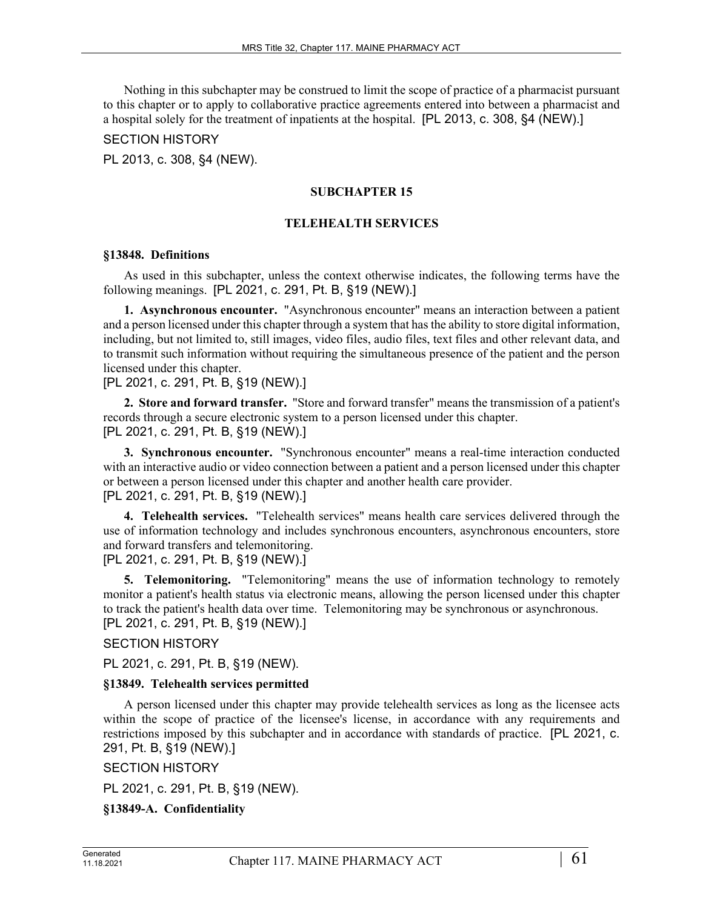Nothing in this subchapter may be construed to limit the scope of practice of a pharmacist pursuant to this chapter or to apply to collaborative practice agreements entered into between a pharmacist and a hospital solely for the treatment of inpatients at the hospital. [PL 2013, c. 308, §4 (NEW).]

SECTION HISTORY

PL 2013, c. 308, §4 (NEW).

## SUBCHAPTER 15

## TELEHEALTH SERVICES

### §13848. Definitions

As used in this subchapter, unless the context otherwise indicates, the following terms have the following meanings. [PL 2021, c. 291, Pt. B, §19 (NEW).]

**1. Asynchronous encounter.** "Asynchronous encounter" means an interaction between a patient and a person licensed under this chapter through a system that has the ability to store digital information, including, but not limited to, still images, video files, audio files, text files and other relevant data, and to transmit such information without requiring the simultaneous presence of the patient and the person licensed under this chapter.

[PL 2021, c. 291, Pt. B, §19 (NEW).]

**2. Store and forward transfer.** "Store and forward transfer" means the transmission of a patient's records through a secure electronic system to a person licensed under this chapter.

[PL 2021, c. 291, Pt. B, §19 (NEW).]

**3. Synchronous encounter.** "Synchronous encounter" means a real-time interaction conducted with an interactive audio or video connection between a patient and a person licensed under this chapter or between a person licensed under this chapter and another health care provider.

[PL 2021, c. 291, Pt. B, §19 (NEW).]

**4. Telehealth services.** "Telehealth services" means health care services delivered through the use of information technology and includes synchronous encounters, asynchronous encounters, store and forward transfers and telemonitoring.

[PL 2021, c. 291, Pt. B, §19 (NEW).]

**5. Telemonitoring.** "Telemonitoring" means the use of information technology to remotely monitor a patient's health status via electronic means, allowing the person licensed under this chapter to track the patient's health data over time. Telemonitoring may be synchronous or asynchronous.

[PL 2021, c. 291, Pt. B, §19 (NEW).]

SECTION HISTORY

PL 2021, c. 291, Pt. B, §19 (NEW).

### §13849. Telehealth services permitted

A person licensed under this chapter may provide telehealth services as long as the licensee acts within the scope of practice of the licensee's license, in accordance with any requirements and restrictions imposed by this subchapter and in accordance with standards of practice. [PL 2021, c. 291, Pt. B, §19 (NEW).]

SECTION HISTORY

PL 2021, c. 291, Pt. B, §19 (NEW).

### §13849-A. Confidentiality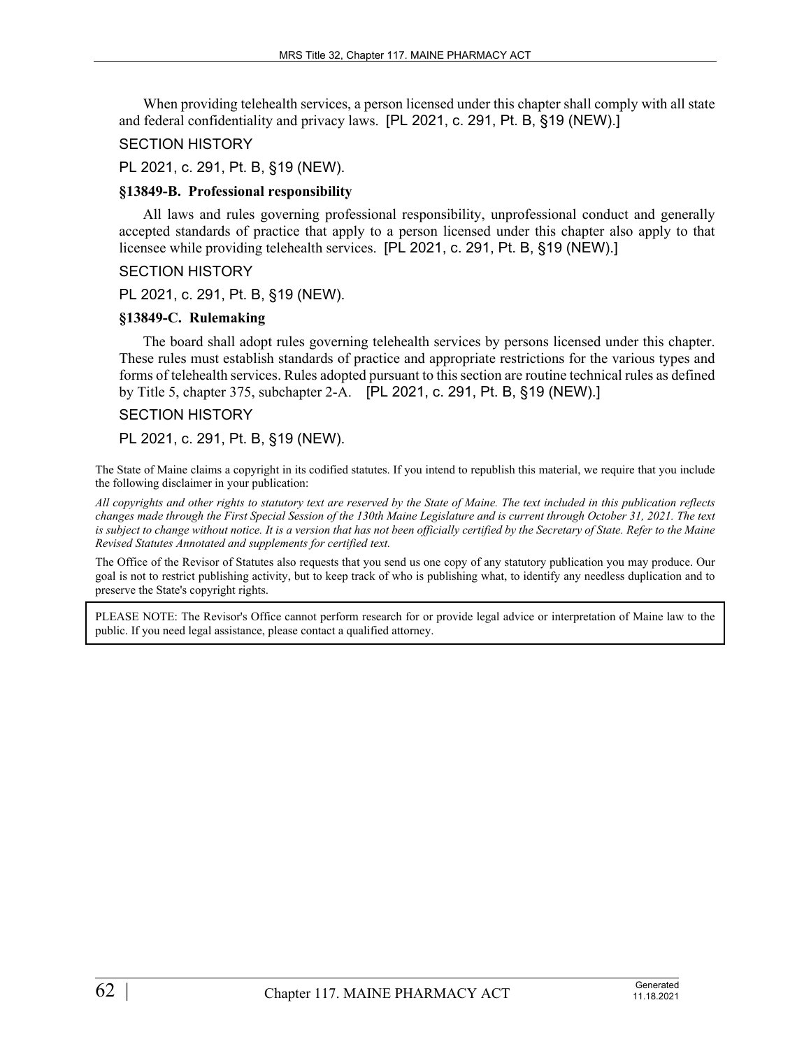When providing telehealth services, a person licensed under this chapter shall comply with all state and federal confidentiality and privacy laws. [PL 2021, c. 291, Pt. B, §19 (NEW).]

SECTION HISTORY

PL 2021, c. 291, Pt. B, §19 (NEW).

### §13849-B. Professional responsibility

All laws and rules governing professional responsibility, unprofessional conduct and generally accepted standards of practice that apply to a person licensed under this chapter also apply to that licensee while providing telehealth services. [PL 2021, c. 291, Pt. B, §19 (NEW).]

SECTION HISTORY

PL 2021, c. 291, Pt. B, §19 (NEW).

### §13849-C. Rulemaking

The board shall adopt rules governing telehealth services by persons licensed under this chapter. These rules must establish standards of practice and appropriate restrictions for the various types and forms of telehealth services. Rules adopted pursuant to this section are routine technical rules as defined by Title 5, chapter 375, subchapter 2-A. [PL 2021, c. 291, Pt. B, §19 (NEW).]

SECTION HISTORY

PL 2021, c. 291, Pt. B, §19 (NEW).

The State of Maine claims a copyright in its codified statutes. If you intend to republish this material, we require that you include the following disclaimer in your publication:

*All copyrights and other rights to statutory text are reserved by the State of Maine. The text included in this publication reflects changes made through the First Special Session of the 130th Maine Legislature and is current through October 31, 2021. The text is subject to change without notice. It is a version that has not been officially certified by the Secretary of State. Refer to the Maine Revised Statutes Annotated and supplements for certified text.*

The Office of the Revisor of Statutes also requests that you send us one copy of any statutory publication you may produce. Our goal is not to restrict publishing activity, but to keep track of who is publishing what, to identify any needless duplication and to preserve the State's copyright rights.

PLEASE NOTE: The Revisor's Office cannot perform research for or provide legal advice or interpretation of Maine law to the public. If you need legal assistance, please contact a qualified attorney.